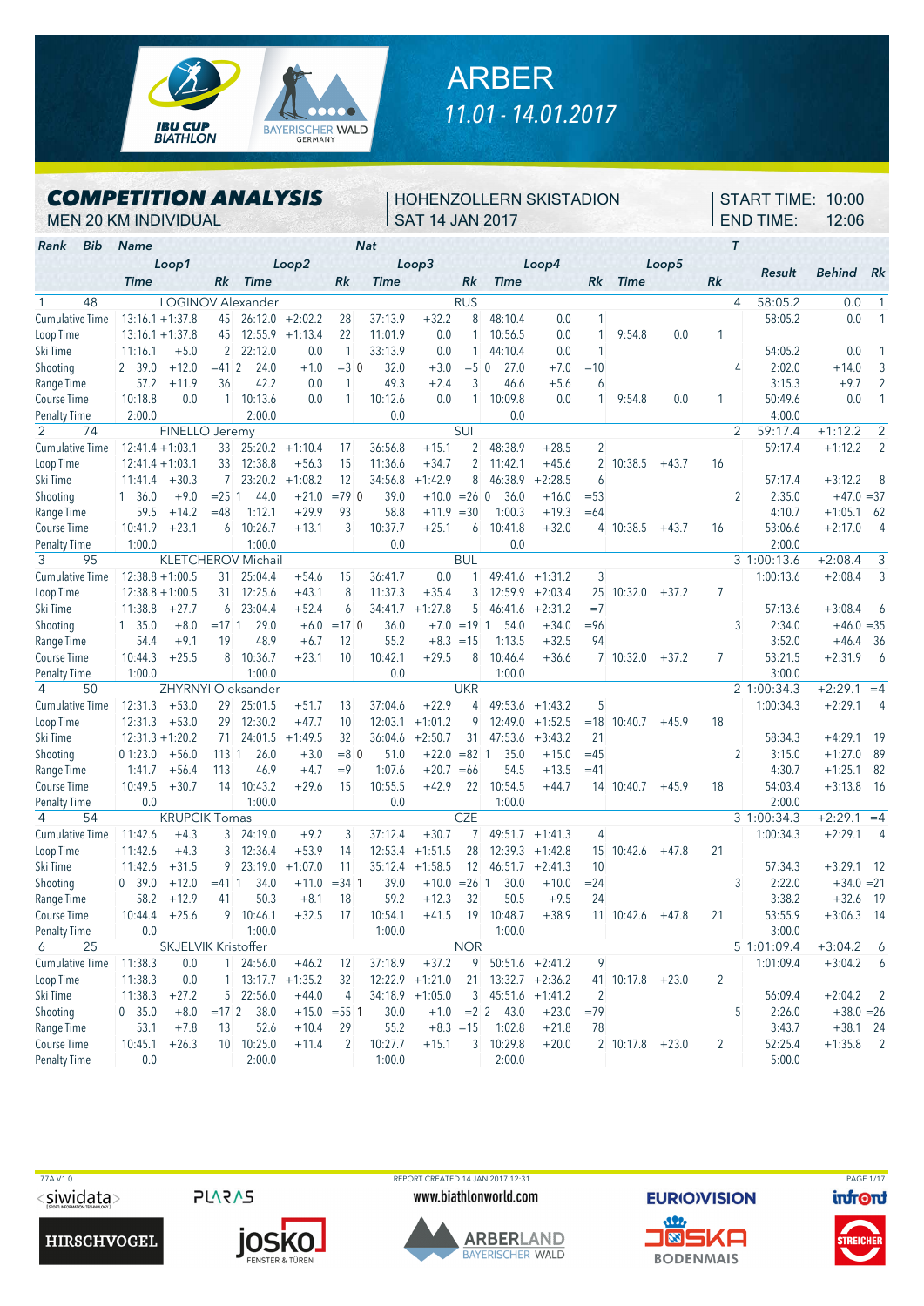# ARBER

11.01 - 14.01.2017

## COMPETITION ANALYSIS

MEN 20 KM INDIVIDUAL

HOHENZOLLERN SKISTADION
SAT 14 JAN 2017

START TIME: 10:00
END TIME: 12:06

| Rank Bib | Name | Loop1 Time | | Rk | Loop2 Time | | Rk | Loop3 Time | | Rk | Loop4 Time | | Rk | Loop5 Time | | Rk | T | Result | Behind | Rk |
|---|---|---|---|---|---|---|---|---|---|---|---|---|---|---|---|---|---|---|---|---|
| **1 48** | **LOGINOV Alexander** | | | | | | | **RUS** | | | | | | | | | 4 | 58:05.2 | 0.0 | 1 |
| | Cumulative Time | 13:16.1 | +1:37.8 | 45 | 26:12.0 | +2:02.2 | 28 | 37:13.9 | +32.2 | 8 | 48:10.4 | 0.0 | 1 | | | | | 58:05.2 | 0.0 | 1 |
| | Loop Time | 13:16.1 | +1:37.8 | 45 | 12:55.9 | +1:13.4 | 22 | 11:01.9 | 0.0 | 1 | 10:56.5 | 0.0 | 1 | 9:54.8 | 0.0 | 1 | | | | |
| | Ski Time | 11:16.1 | +5.0 | 2 | 22:12.0 | 0.0 | 1 | 33:13.9 | 0.0 | 1 | 44:10.4 | 0.0 | 1 | | | | | 54:05.2 | 0.0 | 1 |
| | Shooting | 2 39.0 | +12.0 | =41 | 2 24.0 | +1.0 | =3 | 0 32.0 | +3.0 | =5 | 0 27.0 | +7.0 | =10 | | | | 4 | 2:02.0 | +14.0 | 3 |
| | Range Time | 57.2 | +11.9 | 36 | 42.2 | 0.0 | 1 | 49.3 | +2.4 | 3 | 46.6 | +5.6 | 6 | | | | | 3:15.3 | +9.7 | 2 |
| | Course Time | 10:18.8 | 0.0 | 1 | 10:13.6 | 0.0 | 1 | 10:12.6 | 0.0 | 1 | 10:09.8 | 0.0 | 1 | 9:54.8 | 0.0 | 1 | | 50:49.6 | 0.0 | 1 |
| | Penalty Time | 2:00.0 | | | 2:00.0 | | | 0.0 | | | 0.0 | | | | | | | 4:00.0 | | |
| **2 74** | **FINELLO Jeremy** | | | | | | | **SUI** | | | | | | | | | 2 | 59:17.4 | +1:12.2 | 2 |
| | Cumulative Time | 12:41.4 | +1:03.1 | 33 | 25:20.2 | +1:10.4 | 17 | 36:56.8 | +15.1 | 2 | 48:38.9 | +28.5 | 2 | | | | | 59:17.4 | +1:12.2 | 2 |
| | Loop Time | 12:41.4 | +1:03.1 | 33 | 12:38.8 | +56.3 | 15 | 11:36.6 | +34.7 | 2 | 11:42.1 | +45.6 | 2 | 10:38.5 | +43.7 | 16 | | | | |
| | Ski Time | 11:41.4 | +30.3 | 7 | 23:20.2 | +1:08.2 | 12 | 34:56.8 | +1:42.9 | 8 | 46:38.9 | +2:28.5 | 6 | | | | | 57:17.4 | +3:12.2 | 8 |
| | Shooting | 1 36.0 | +9.0 | =25 | 1 44.0 | +21.0 | =79 | 0 39.0 | +10.0 | =26 | 0 36.0 | +16.0 | =53 | | | | 2 | 2:35.0 | +47.0 | =37 |
| | Range Time | 59.5 | +14.2 | =48 | 1:12.1 | +29.9 | 93 | 58.8 | +11.9 | =30 | 1:00.3 | +19.3 | =64 | | | | | 4:10.7 | +1:05.1 | 62 |
| | Course Time | 10:41.9 | +23.1 | 6 | 10:26.7 | +13.1 | 3 | 10:37.7 | +25.1 | 6 | 10:41.8 | +32.0 | 4 | 10:38.5 | +43.7 | 16 | | 53:06.6 | +2:17.0 | 4 |
| | Penalty Time | 1:00.0 | | | 1:00.0 | | | 0.0 | | | 0.0 | | | | | | | 2:00.0 | | |
| **3 95** | **KLETCHEROV Michail** | | | | | | | **BUL** | | | | | | | | | 3 | 1:00:13.6 | +2:08.4 | 3 |
| | Cumulative Time | 12:38.8 | +1:00.5 | 31 | 25:04.4 | +54.6 | 15 | 36:41.7 | 0.0 | 1 | 49:41.6 | +1:31.2 | 3 | | | | | 1:00:13.6 | +2:08.4 | 3 |
| | Loop Time | 12:38.8 | +1:00.5 | 31 | 12:25.6 | +43.1 | 8 | 11:37.3 | +35.4 | 3 | 12:59.9 | +2:03.4 | 25 | 10:32.0 | +37.2 | 7 | | | | |
| | Ski Time | 11:38.8 | +27.7 | 6 | 23:04.4 | +52.4 | 6 | 34:41.7 | +1:27.8 | 5 | 46:41.6 | +2:31.2 | =7 | | | | | 57:13.6 | +3:08.4 | 6 |
| | Shooting | 1 35.0 | +8.0 | =17 | 1 29.0 | +6.0 | =17 | 0 36.0 | +7.0 | =19 | 1 54.0 | +34.0 | =96 | | | | 3 | 2:34.0 | +46.0 | =35 |
| | Range Time | 54.4 | +9.1 | 19 | 48.9 | +6.7 | 12 | 55.2 | +8.3 | =15 | 1:13.5 | +32.5 | 94 | | | | | 3:52.0 | +46.4 | 36 |
| | Course Time | 10:44.3 | +25.5 | 8 | 10:36.7 | +23.1 | 10 | 10:42.1 | +29.5 | 8 | 10:46.4 | +36.6 | 7 | 10:32.0 | +37.2 | 7 | | 53:21.5 | +2:31.9 | 6 |
| | Penalty Time | 1:00.0 | | | 1:00.0 | | | 0.0 | | | 1:00.0 | | | | | | | 3:00.0 | | |
| **4 50** | **ZHYRNYI Oleksander** | | | | | | | **UKR** | | | | | | | | | 2 | 1:00:34.3 | +2:29.1 | =4 |
| | Cumulative Time | 12:31.3 | +53.0 | 29 | 25:01.5 | +51.7 | 13 | 37:04.6 | +22.9 | 4 | 49:53.6 | +1:43.2 | 5 | | | | | 1:00:34.3 | +2:29.1 | 4 |
| | Loop Time | 12:31.3 | +53.0 | 29 | 12:30.2 | +47.7 | 10 | 12:03.1 | +1:01.2 | 9 | 12:49.0 | +1:52.5 | =18 | 10:40.7 | +45.9 | 18 | | | | |
| | Ski Time | 12:31.3 | +1:20.2 | 71 | 24:01.5 | +1:49.5 | 32 | 36:04.6 | +2:50.7 | 31 | 47:53.6 | +3:43.2 | 21 | | | | | 58:34.3 | +4:29.1 | 19 |
| | Shooting | 0 1:23.0 | +56.0 | 113 | 1 26.0 | +3.0 | =8 | 0 51.0 | +22.0 | =82 | 1 35.0 | +15.0 | =45 | | | | 2 | 3:15.0 | +1:27.0 | 89 |
| | Range Time | 1:41.7 | +56.4 | 113 | 46.9 | +4.7 | =9 | 1:07.6 | +20.7 | =66 | 54.5 | +13.5 | =41 | | | | | 4:30.7 | +1:25.1 | 82 |
| | Course Time | 10:49.5 | +30.7 | 14 | 10:43.2 | +29.6 | 15 | 10:55.5 | +42.9 | 22 | 10:54.5 | +44.7 | 14 | 10:40.7 | +45.9 | 18 | | 54:03.4 | +3:13.8 | 16 |
| | Penalty Time | 0.0 | | | 1:00.0 | | | 0.0 | | | 1:00.0 | | | | | | | 2:00.0 | | |
| **4 54** | **KRUPCIK Tomas** | | | | | | | **CZE** | | | | | | | | | 3 | 1:00:34.3 | +2:29.1 | =4 |
| | Cumulative Time | 11:42.6 | +4.3 | 3 | 24:19.0 | +9.2 | 3 | 37:12.4 | +30.7 | 7 | 49:51.7 | +1:41.3 | 4 | | | | | 1:00:34.3 | +2:29.1 | 4 |
| | Loop Time | 11:42.6 | +4.3 | 3 | 12:36.4 | +53.9 | 14 | 12:53.4 | +1:51.5 | 28 | 12:39.3 | +1:42.8 | 15 | 10:42.6 | +47.8 | 21 | | | | |
| | Ski Time | 11:42.6 | +31.5 | 9 | 23:19.0 | +1:07.0 | 11 | 35:12.4 | +1:58.5 | 12 | 46:51.7 | +2:41.3 | 10 | | | | | 57:34.3 | +3:29.1 | 12 |
| | Shooting | 0 39.0 | +12.0 | =41 | 1 34.0 | +11.0 | =34 | 1 39.0 | +10.0 | =26 | 1 30.0 | +10.0 | =24 | | | | 3 | 2:22.0 | +34.0 | =21 |
| | Range Time | 58.2 | +12.9 | 41 | 50.3 | +8.1 | 18 | 59.2 | +12.3 | 32 | 50.5 | +9.5 | 24 | | | | | 3:38.2 | +32.6 | 19 |
| | Course Time | 10:44.4 | +25.6 | 9 | 10:46.1 | +32.5 | 17 | 10:54.1 | +41.5 | 19 | 10:48.7 | +38.9 | 11 | 10:42.6 | +47.8 | 21 | | 53:55.9 | +3:06.3 | 14 |
| | Penalty Time | 0.0 | | | 1:00.0 | | | 1:00.0 | | | 1:00.0 | | | | | | | 3:00.0 | | |
| **6 25** | **SKJELVIK Kristoffer** | | | | | | | **NOR** | | | | | | | | | 5 | 1:01:09.4 | +3:04.2 | 6 |
| | Cumulative Time | 11:38.3 | 0.0 | 1 | 24:56.0 | +46.2 | 12 | 37:18.9 | +37.2 | 9 | 50:51.6 | +2:41.2 | 9 | | | | | 1:01:09.4 | +3:04.2 | 6 |
| | Loop Time | 11:38.3 | 0.0 | 1 | 13:17.7 | +1:35.2 | 32 | 12:22.9 | +1:21.0 | 21 | 13:32.7 | +2:36.2 | 41 | 10:17.8 | +23.0 | 2 | | | | |
| | Ski Time | 11:38.3 | +27.2 | 5 | 22:56.0 | +44.0 | 4 | 34:18.9 | +1:05.0 | 3 | 45:51.6 | +1:41.2 | 2 | | | | | 56:09.4 | +2:04.2 | 2 |
| | Shooting | 0 35.0 | +8.0 | =17 | 2 38.0 | +15.0 | =55 | 1 30.0 | +1.0 | =2 | 2 43.0 | +23.0 | =79 | | | | 5 | 2:26.0 | +38.0 | =26 |
| | Range Time | 53.1 | +7.8 | 13 | 52.6 | +10.4 | 29 | 55.2 | +8.3 | =15 | 1:02.8 | +21.8 | 78 | | | | | 3:43.7 | +38.1 | 24 |
| | Course Time | 10:45.1 | +26.3 | 10 | 10:25.0 | +11.4 | 2 | 10:27.7 | +15.1 | 3 | 10:29.8 | +20.0 | 2 | 10:17.8 | +23.0 | 2 | | 52:25.4 | +1:35.8 | 2 |
| | Penalty Time | 0.0 | | | 2:00.0 | | | 1:00.0 | | | 2:00.0 | | | | | | | 5:00.0 | | |

77A V1.0 — REPORT CREATED 14 JAN 2017 12:31 — www.biathlonworld.com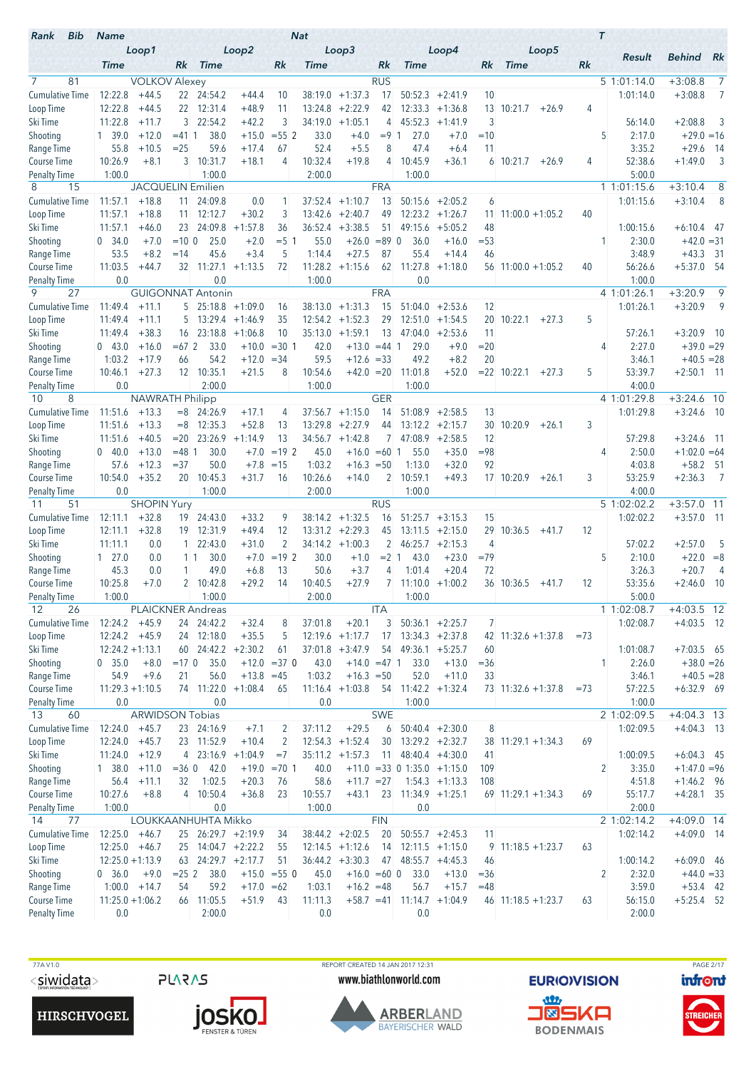| Rank | Bib | Name | Nat | Loop1 Time | | Rk | Loop2 Time | | Rk | Loop3 Time | | Rk | Loop4 Time | | Rk | Loop5 Time | | Rk | T | Result | Behind | Rk |
|---|---|---|---|---|---|---|---|---|---|---|---|---|---|---|---|---|---|---|---|---|---|---|
| 7 | 81 | VOLKOV Alexey | RUS | | | | | | | | | | | | | | | | 5 | 1:01:14.0 | +3:08.8 | 7 |
| | | Cumulative Time | | 12:22.8 | +44.5 | 22 | 24:54.2 | +44.4 | 10 | 38:19.0 | +1:37.3 | 17 | 50:52.3 | +2:41.9 | 10 | | | | | 1:01:14.0 | +3:08.8 | 7 |
| | | Loop Time | | 12:22.8 | +44.5 | 22 | 12:31.4 | +48.9 | 11 | 13:24.8 | +2:22.9 | 42 | 12:33.3 | +1:36.8 | 13 | 10:21.7 | +26.9 | 4 | | | | |
| | | Ski Time | | 11:22.8 | +11.7 | 3 | 22:54.2 | +42.2 | 3 | 34:19.0 | +1:05.1 | 4 | 45:52.3 | +1:41.9 | 3 | | | | | 56:14.0 | +2:08.8 | 3 |
| | | Shooting | | 1 39.0 | +12.0 | =41 | 1 38.0 | +15.0 | =55 | 2 33.0 | +4.0 | =9 | 1 27.0 | +7.0 | =10 | | | | 5 | 2:17.0 | +29.0 | =16 |
| | | Range Time | | 55.8 | +10.5 | =25 | 59.6 | +17.4 | 67 | 52.4 | +5.5 | 8 | 47.4 | +6.4 | 11 | | | | | 3:35.2 | +29.6 | 14 |
| | | Course Time | | 10:26.9 | +8.1 | 3 | 10:31.7 | +18.1 | 4 | 10:32.4 | +19.8 | 4 | 10:45.9 | +36.1 | 6 | 10:21.7 | +26.9 | 4 | | 52:38.6 | +1:49.0 | 3 |
| | | Penalty Time | | 1:00.0 | | | 1:00.0 | | | 2:00.0 | | | 1:00.0 | | | | | | | 5:00.0 | | |
| 8 | 15 | JACQUELIN Emilien | FRA | | | | | | | | | | | | | | | | 1 | 1:01:15.6 | +3:10.4 | 8 |
| | | Cumulative Time | | 11:57.1 | +18.8 | 11 | 24:09.8 | 0.0 | 1 | 37:52.4 | +1:10.7 | 13 | 50:15.6 | +2:05.2 | 6 | | | | | 1:01:15.6 | +3:10.4 | 8 |
| | | Loop Time | | 11:57.1 | +18.8 | 11 | 12:12.7 | +30.2 | 3 | 13:42.6 | +2:40.7 | 49 | 12:23.2 | +1:26.7 | 11 | 11:00.0 | +1:05.2 | 40 | | | | |
| | | Ski Time | | 11:57.1 | +46.0 | 23 | 24:09.8 | +1:57.8 | 36 | 36:52.4 | +3:38.5 | 51 | 49:15.6 | +5:05.2 | 48 | | | | | 1:00:15.6 | +6:10.4 | 47 |
| | | Shooting | | 0 34.0 | +7.0 | =10 | 0 25.0 | +2.0 | =5 | 1 55.0 | +26.0 | =89 | 0 36.0 | +16.0 | =53 | | | | 1 | 2:30.0 | +42.0 | =31 |
| | | Range Time | | 53.5 | +8.2 | =14 | 45.6 | +3.4 | 5 | 1:14.4 | +27.5 | 87 | 55.4 | +14.4 | 46 | | | | | 3:48.9 | +43.3 | 31 |
| | | Course Time | | 11:03.5 | +44.7 | 32 | 11:27.1 | +1:13.5 | 72 | 11:28.2 | +1:15.6 | 62 | 11:27.8 | +1:18.0 | 56 | 11:00.0 | +1:05.2 | 40 | | 56:26.6 | +5:37.0 | 54 |
| | | Penalty Time | | 0.0 | | | 0.0 | | | 1:00.0 | | | 0.0 | | | | | | | 1:00.0 | | |
| 9 | 27 | GUIGONNAT Antonin | FRA | | | | | | | | | | | | | | | | 4 | 1:01:26.1 | +3:20.9 | 9 |
| | | Cumulative Time | | 11:49.4 | +11.1 | 5 | 25:18.8 | +1:09.0 | 16 | 38:13.0 | +1:31.3 | 15 | 51:04.0 | +2:53.6 | 12 | | | | | 1:01:26.1 | +3:20.9 | 9 |
| | | Loop Time | | 11:49.4 | +11.1 | 5 | 13:29.4 | +1:46.9 | 35 | 12:54.2 | +1:52.3 | 29 | 12:51.0 | +1:54.5 | 20 | 10:22.1 | +27.3 | 5 | | | | |
| | | Ski Time | | 11:49.4 | +38.3 | 16 | 23:18.8 | +1:06.8 | 10 | 35:13.0 | +1:59.1 | 13 | 47:04.0 | +2:53.6 | 11 | | | | | 57:26.1 | +3:20.9 | 10 |
| | | Shooting | | 0 43.0 | +16.0 | =67 | 2 33.0 | +10.0 | =30 | 1 42.0 | +13.0 | =44 | 1 29.0 | +9.0 | =20 | | | | 4 | 2:27.0 | +39.0 | =29 |
| | | Range Time | | 1:03.2 | +17.9 | 66 | 54.2 | +12.0 | =34 | 59.5 | +12.6 | =33 | 49.2 | +8.2 | 20 | | | | | 3:46.1 | +40.5 | =28 |
| | | Course Time | | 10:46.1 | +27.3 | 12 | 10:35.1 | +21.5 | 8 | 10:54.6 | +42.0 | =20 | 11:01.8 | +52.0 | =22 | 10:22.1 | +27.3 | 5 | | 53:39.7 | +2:50.1 | 11 |
| | | Penalty Time | | 0.0 | | | 2:00.0 | | | 1:00.0 | | | 1:00.0 | | | | | | | 4:00.0 | | |
| 10 | 8 | NAWRATH Philipp | GER | | | | | | | | | | | | | | | | 4 | 1:01:29.8 | +3:24.6 | 10 |
| | | Cumulative Time | | 11:51.6 | +13.3 | =8 | 24:26.9 | +17.1 | 4 | 37:56.7 | +1:15.0 | 14 | 51:08.9 | +2:58.5 | 13 | | | | | 1:01:29.8 | +3:24.6 | 10 |
| | | Loop Time | | 11:51.6 | +13.3 | =8 | 12:35.3 | +52.8 | 13 | 13:29.8 | +2:27.9 | 44 | 13:12.2 | +2:15.7 | 30 | 10:20.9 | +26.1 | 3 | | | | |
| | | Ski Time | | 11:51.6 | +40.5 | =20 | 23:26.9 | +1:14.9 | 13 | 34:56.7 | +1:42.8 | 7 | 47:08.9 | +2:58.5 | 12 | | | | | 57:29.8 | +3:24.6 | 11 |
| | | Shooting | | 0 40.0 | +13.0 | =48 | 1 30.0 | +7.0 | =19 | 2 45.0 | +16.0 | =60 | 1 55.0 | +35.0 | =98 | | | | 4 | 2:50.0 | +1:02.0 | =64 |
| | | Range Time | | 57.6 | +12.3 | =37 | 50.0 | +7.8 | =15 | 1:03.2 | +16.3 | =50 | 1:13.0 | +32.0 | 92 | | | | | 4:03.8 | +58.2 | 51 |
| | | Course Time | | 10:54.0 | +35.2 | 20 | 10:45.3 | +31.7 | 16 | 10:26.6 | +14.0 | 2 | 10:59.1 | +49.3 | 17 | 10:20.9 | +26.1 | 3 | | 53:25.9 | +2:36.3 | 7 |
| | | Penalty Time | | 0.0 | | | 1:00.0 | | | 2:00.0 | | | 1:00.0 | | | | | | | 4:00.0 | | |
| 11 | 51 | SHOPIN Yury | RUS | | | | | | | | | | | | | | | | 5 | 1:02:02.2 | +3:57.0 | 11 |
| | | Cumulative Time | | 12:11.1 | +32.8 | 19 | 24:43.0 | +33.2 | 9 | 38:14.2 | +1:32.5 | 16 | 51:25.7 | +3:15.3 | 15 | | | | | 1:02:02.2 | +3:57.0 | 11 |
| | | Loop Time | | 12:11.1 | +32.8 | 19 | 12:31.9 | +49.4 | 12 | 13:31.2 | +2:29.3 | 45 | 13:11.5 | +2:15.0 | 29 | 10:36.5 | +41.7 | 12 | | | | |
| | | Ski Time | | 11:11.1 | 0.0 | 1 | 22:43.0 | +31.0 | 2 | 34:14.2 | +1:00.3 | 2 | 46:25.7 | +2:15.3 | 4 | | | | | 57:02.2 | +2:57.0 | 5 |
| | | Shooting | | 1 27.0 | 0.0 | 1 | 1 30.0 | +7.0 | =19 | 2 30.0 | +1.0 | =2 | 1 43.0 | +23.0 | =79 | | | | 5 | 2:10.0 | +22.0 | =8 |
| | | Range Time | | 45.3 | 0.0 | 1 | 49.0 | +6.8 | 13 | 50.6 | +3.7 | 4 | 1:01.4 | +20.4 | 72 | | | | | 3:26.3 | +20.7 | 4 |
| | | Course Time | | 10:25.8 | +7.0 | 2 | 10:42.8 | +29.2 | 14 | 10:40.5 | +27.9 | 7 | 11:10.0 | +1:00.2 | 36 | 10:36.5 | +41.7 | 12 | | 53:35.6 | +2:46.0 | 10 |
| | | Penalty Time | | 1:00.0 | | | 1:00.0 | | | 2:00.0 | | | 1:00.0 | | | | | | | 5:00.0 | | |
| 12 | 26 | PLAICKNER Andreas | ITA | | | | | | | | | | | | | | | | 1 | 1:02:08.7 | +4:03.5 | 12 |
| | | Cumulative Time | | 12:24.2 | +45.9 | 24 | 24:42.2 | +32.4 | 8 | 37:01.8 | +20.1 | 3 | 50:36.1 | +2:25.7 | 7 | | | | | 1:02:08.7 | +4:03.5 | 12 |
| | | Loop Time | | 12:24.2 | +45.9 | 24 | 12:18.0 | +35.5 | 5 | 12:19.6 | +1:17.7 | 17 | 13:34.3 | +2:37.8 | 42 | 11:32.6 | +1:37.8 | =73 | | | | |
| | | Ski Time | | 12:24.2 | +1:13.1 | 60 | 24:42.2 | +2:30.2 | 61 | 37:01.8 | +3:47.9 | 54 | 49:36.1 | +5:25.7 | 60 | | | | | 1:01:08.7 | +7:03.5 | 65 |
| | | Shooting | | 0 35.0 | +8.0 | =17 | 0 35.0 | +12.0 | =37 | 0 43.0 | +14.0 | =47 | 1 33.0 | +13.0 | =36 | | | | 1 | 2:26.0 | +38.0 | =26 |
| | | Range Time | | 54.9 | +9.6 | 21 | 56.0 | +13.8 | =45 | 1:03.2 | +16.3 | =50 | 52.0 | +11.0 | 33 | | | | | 3:46.1 | +40.5 | =28 |
| | | Course Time | | 11:29.3 | +1:10.5 | 74 | 11:22.0 | +1:08.4 | 65 | 11:16.4 | +1:03.8 | 54 | 11:42.2 | +1:32.4 | 73 | 11:32.6 | +1:37.8 | =73 | | 57:22.5 | +6:32.9 | 69 |
| | | Penalty Time | | 0.0 | | | 0.0 | | | 0.0 | | | 1:00.0 | | | | | | | 1:00.0 | | |
| 13 | 60 | ARWIDSON Tobias | SWE | | | | | | | | | | | | | | | | 2 | 1:02:09.5 | +4:04.3 | 13 |
| | | Cumulative Time | | 12:24.0 | +45.7 | 23 | 24:16.9 | +7.1 | 2 | 37:11.2 | +29.5 | 6 | 50:40.4 | +2:30.0 | 8 | | | | | 1:02:09.5 | +4:04.3 | 13 |
| | | Loop Time | | 12:24.0 | +45.7 | 23 | 11:52.9 | +10.4 | 2 | 12:54.3 | +1:52.4 | 30 | 13:29.2 | +2:32.7 | 38 | 11:29.1 | +1:34.3 | 69 | | | | |
| | | Ski Time | | 11:24.0 | +12.9 | 4 | 23:16.9 | +1:04.9 | =7 | 35:11.2 | +1:57.3 | 11 | 48:40.4 | +4:30.0 | 41 | | | | | 1:00:09.5 | +6:04.3 | 45 |
| | | Shooting | | 1 38.0 | +11.0 | =36 | 0 42.0 | +19.0 | =70 | 1 40.0 | +11.0 | =33 | 0 1:35.0 | +1:15.0 | 109 | | | | 2 | 3:35.0 | +1:47.0 | =96 |
| | | Range Time | | 56.4 | +11.1 | 32 | 1:02.5 | +20.3 | 76 | 58.6 | +11.7 | =27 | 1:54.3 | +1:13.3 | 108 | | | | | 4:51.8 | +1:46.2 | 96 |
| | | Course Time | | 10:27.6 | +8.8 | 4 | 10:50.4 | +36.8 | 23 | 10:55.7 | +43.1 | 23 | 11:34.9 | +1:25.1 | 69 | 11:29.1 | +1:34.3 | 69 | | 55:17.7 | +4:28.1 | 35 |
| | | Penalty Time | | 1:00.0 | | | 0.0 | | | 1:00.0 | | | 0.0 | | | | | | | 2:00.0 | | |
| 14 | 77 | LOUKKAANHUHTA Mikko | FIN | | | | | | | | | | | | | | | | 2 | 1:02:14.2 | +4:09.0 | 14 |
| | | Cumulative Time | | 12:25.0 | +46.7 | 25 | 26:29.7 | +2:19.9 | 34 | 38:44.2 | +2:02.5 | 20 | 50:55.7 | +2:45.3 | 11 | | | | | 1:02:14.2 | +4:09.0 | 14 |
| | | Loop Time | | 12:25.0 | +46.7 | 25 | 14:04.7 | +2:22.2 | 55 | 12:14.5 | +1:12.6 | 14 | 12:11.5 | +1:15.0 | 9 | 11:18.5 | +1:23.7 | 63 | | | | |
| | | Ski Time | | 12:25.0 | +1:13.9 | 63 | 24:29.7 | +2:17.7 | 51 | 36:44.2 | +3:30.3 | 47 | 48:55.7 | +4:45.3 | 46 | | | | | 1:00:14.2 | +6:09.0 | 46 |
| | | Shooting | | 0 36.0 | +9.0 | =25 | 2 38.0 | +15.0 | =55 | 0 45.0 | +16.0 | =60 | 0 33.0 | +13.0 | =36 | | | | 2 | 2:32.0 | +44.0 | =33 |
| | | Range Time | | 1:00.0 | +14.7 | 54 | 59.2 | +17.0 | =62 | 1:03.1 | +16.2 | =48 | 56.7 | +15.7 | =48 | | | | | 3:59.0 | +53.4 | 42 |
| | | Course Time | | 11:25.0 | +1:06.2 | 66 | 11:05.5 | +51.9 | 43 | 11:11.3 | +58.7 | =41 | 11:14.7 | +1:04.9 | 46 | 11:18.5 | +1:23.7 | 63 | | 56:15.0 | +5:25.4 | 52 |
| | | Penalty Time | | 0.0 | | | 2:00.0 | | | 0.0 | | | 0.0 | | | | | | | 2:00.0 | | |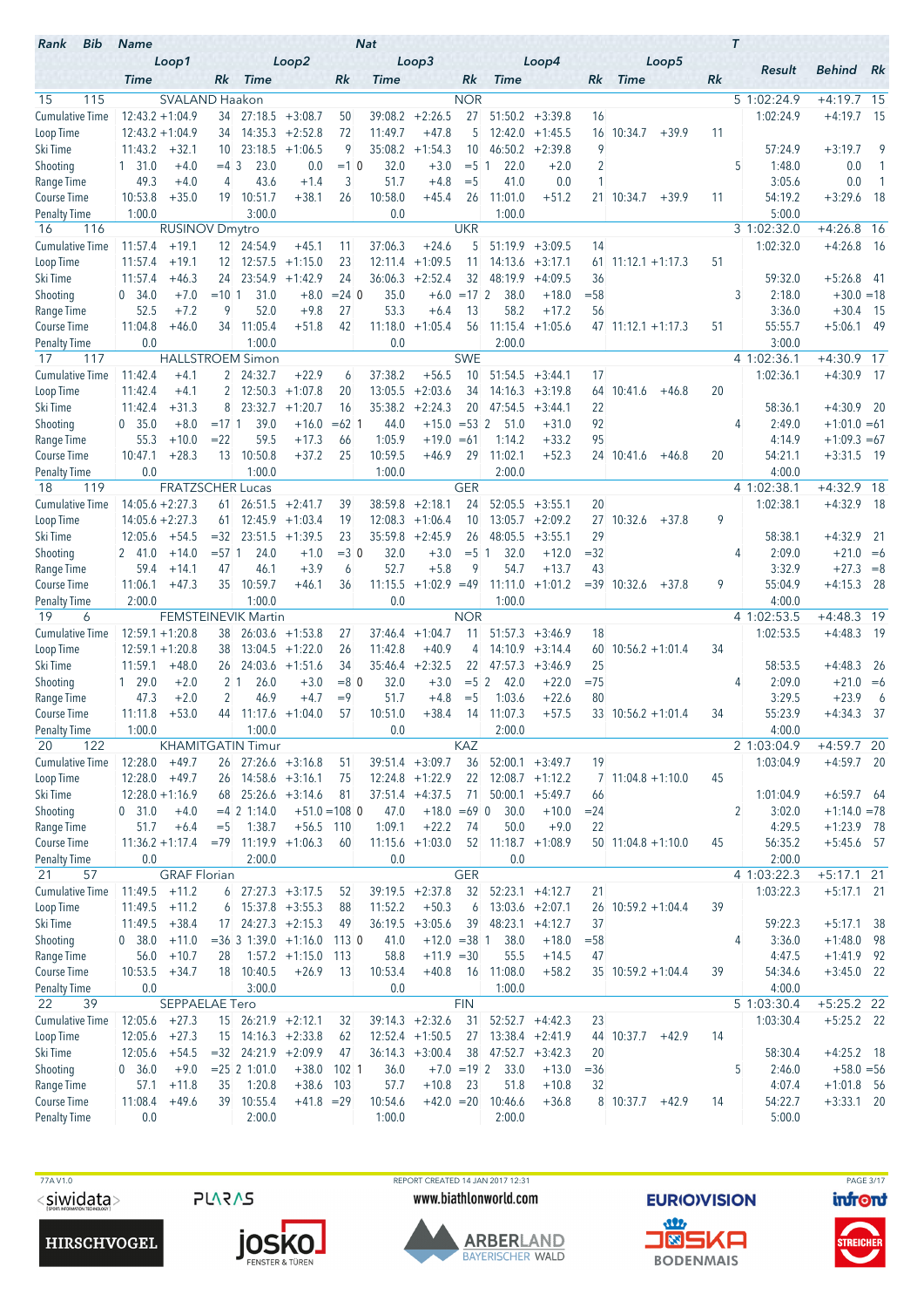| Rank | Bib | Name | | | | | | | Nat | | | | | | | T | Result | Behind | Rk |
|---|---|---|---|---|---|---|---|---|---|---|---|---|---|---|---|---|---|---|---|
| | | Loop1 | | | Loop2 | | | Loop3 | | | Loop4 | | | Loop5 | | | | | |
| | | Time | | Rk | Time | | Rk | Time | | Rk | Time | | Rk | Time | | Rk | | | |
| 15 | 115 | SVALAND Haakon | | | | | | | NOR | | | | | | | 5 | 1:02:24.9 | +4:19.7 | 15 |
| Cumulative Time | | 12:43.2 | +1:04.9 | 34 | 27:18.5 | +3:08.7 | 50 | 39:08.2 | +2:26.5 | 27 | 51:50.2 | +3:39.8 | 16 | | | | 1:02:24.9 | +4:19.7 | 15 |
| Loop Time | | 12:43.2 | +1:04.9 | 34 | 14:35.3 | +2:52.8 | 72 | 11:49.7 | +47.8 | 5 | 12:42.0 | +1:45.5 | 16 | 10:34.7 | +39.9 | 11 | | | |
| Ski Time | | 11:43.2 | +32.1 | 10 | 23:18.5 | +1:06.5 | 9 | 35:08.2 | +1:54.3 | 10 | 46:50.2 | +2:39.8 | 9 | | | | 57:24.9 | +3:19.7 | 9 |
| Shooting | | 1 31.0 | +4.0 | =4 | 3 23.0 | 0.0 | =1 | 0 32.0 | +3.0 | =5 | 1 22.0 | +2.0 | 2 | | | 5 | 1:48.0 | 0.0 | 1 |
| Range Time | | 49.3 | +4.0 | 4 | 43.6 | +1.4 | 3 | 51.7 | +4.8 | =5 | 41.0 | 0.0 | 1 | | | | 3:05.6 | 0.0 | 1 |
| Course Time | | 10:53.8 | +35.0 | 19 | 10:51.7 | +38.1 | 26 | 10:58.0 | +45.4 | 26 | 11:01.0 | +51.2 | 21 | 10:34.7 | +39.9 | 11 | 54:19.2 | +3:29.6 | 18 |
| Penalty Time | | 1:00.0 | | | 3:00.0 | | | 0.0 | | | 1:00.0 | | | | | | 5:00.0 | | |
| 16 | 116 | RUSINOV Dmytro | | | | | | | UKR | | | | | | | 3 | 1:02:32.0 | +4:26.8 | 16 |
| Cumulative Time | | 11:57.4 | +19.1 | 12 | 24:54.9 | +45.1 | 11 | 37:06.3 | +24.6 | 5 | 51:19.9 | +3:09.5 | 14 | | | | 1:02:32.0 | +4:26.8 | 16 |
| Loop Time | | 11:57.4 | +19.1 | 12 | 12:57.5 | +1:15.0 | 23 | 12:11.4 | +1:09.5 | 11 | 14:13.6 | +3:17.1 | 61 | 11:12.1 | +1:17.3 | 51 | | | |
| Ski Time | | 11:57.4 | +46.3 | 24 | 23:54.9 | +1:42.9 | 24 | 36:06.3 | +2:52.4 | 32 | 48:19.9 | +4:09.5 | 36 | | | | 59:32.0 | +5:26.8 | 41 |
| Shooting | | 0 34.0 | +7.0 | =10 | 1 31.0 | +8.0 | =24 | 0 35.0 | +6.0 | =17 | 2 38.0 | +18.0 | =58 | | | 3 | 2:18.0 | +30.0 | =18 |
| Range Time | | 52.5 | +7.2 | 9 | 52.0 | +9.8 | 27 | 53.3 | +6.4 | 13 | 58.2 | +17.2 | 56 | | | | 3:36.0 | +30.4 | 15 |
| Course Time | | 11:04.8 | +46.0 | 34 | 11:05.4 | +51.8 | 42 | 11:18.0 | +1:05.4 | 56 | 11:15.4 | +1:05.6 | 47 | 11:12.1 | +1:17.3 | 51 | 55:55.7 | +5:06.1 | 49 |
| Penalty Time | | 0.0 | | | 1:00.0 | | | 0.0 | | | 2:00.0 | | | | | | 3:00.0 | | |
| 17 | 117 | HALLSTROEM Simon | | | | | | | SWE | | | | | | | 4 | 1:02:36.1 | +4:30.9 | 17 |
| Cumulative Time | | 11:42.4 | +4.1 | 2 | 24:32.7 | +22.9 | 6 | 37:38.2 | +56.5 | 10 | 51:54.5 | +3:44.1 | 17 | | | | 1:02:36.1 | +4:30.9 | 17 |
| Loop Time | | 11:42.4 | +4.1 | 2 | 12:50.3 | +1:07.8 | 20 | 13:05.5 | +2:03.6 | 34 | 14:16.3 | +3:19.8 | 64 | 10:41.6 | +46.8 | 20 | | | |
| Ski Time | | 11:42.4 | +31.3 | 8 | 23:32.7 | +1:20.7 | 16 | 35:38.2 | +2:24.3 | 20 | 47:54.5 | +3:44.1 | 22 | | | | 58:36.1 | +4:30.9 | 20 |
| Shooting | | 0 35.0 | +8.0 | =17 | 1 39.0 | +16.0 | =62 | 1 44.0 | +15.0 | =53 | 2 51.0 | +31.0 | 92 | | | 4 | 2:49.0 | +1:01.0 | =61 |
| Range Time | | 55.3 | +10.0 | =22 | 59.5 | +17.3 | 66 | 1:05.9 | +19.0 | =61 | 1:14.2 | +33.2 | 95 | | | | 4:14.9 | +1:09.3 | =67 |
| Course Time | | 10:47.1 | +28.3 | 13 | 10:50.8 | +37.2 | 25 | 10:59.5 | +46.9 | 29 | 11:02.1 | +52.3 | 24 | 10:41.6 | +46.8 | 20 | 54:21.1 | +3:31.5 | 19 |
| Penalty Time | | 0.0 | | | 1:00.0 | | | 1:00.0 | | | 2:00.0 | | | | | | 4:00.0 | | |
| 18 | 119 | FRATZSCHER Lucas | | | | | | | GER | | | | | | | 4 | 1:02:38.1 | +4:32.9 | 18 |
| Cumulative Time | | 14:05.6 | +2:27.3 | 61 | 26:51.5 | +2:41.7 | 39 | 38:59.8 | +2:18.1 | 24 | 52:05.5 | +3:55.1 | 20 | | | | 1:02:38.1 | +4:32.9 | 18 |
| Loop Time | | 14:05.6 | +2:27.3 | 61 | 12:45.9 | +1:03.4 | 19 | 12:08.3 | +1:06.4 | 10 | 13:05.7 | +2:09.2 | 27 | 10:32.6 | +37.8 | 9 | | | |
| Ski Time | | 12:05.6 | +54.5 | =32 | 23:51.5 | +1:39.5 | 23 | 35:59.8 | +2:45.9 | 26 | 48:05.5 | +3:55.1 | 29 | | | | 58:38.1 | +4:32.9 | 21 |
| Shooting | | 2 41.0 | +14.0 | =57 | 1 24.0 | +1.0 | =3 | 0 32.0 | +3.0 | =5 | 1 32.0 | +12.0 | =32 | | | 4 | 2:09.0 | +21.0 | =6 |
| Range Time | | 59.4 | +14.1 | 47 | 46.1 | +3.9 | 6 | 52.7 | +5.8 | 9 | 54.7 | +13.7 | 43 | | | | 3:32.9 | +27.3 | =8 |
| Course Time | | 11:06.1 | +47.3 | 35 | 10:59.7 | +46.1 | 36 | 11:15.5 | +1:02.9 | =49 | 11:11.0 | +1:01.2 | =39 | 10:32.6 | +37.8 | 9 | 55:04.9 | +4:15.3 | 28 |
| Penalty Time | | 2:00.0 | | | 1:00.0 | | | 0.0 | | | 1:00.0 | | | | | | 4:00.0 | | |
| 19 | 6 | FRATZSCHER Lucas | | | | | | | | | | | | | | | | | |

| Rank | Bib | Name | | | | | | | Nat | | | | | | | T | Result | Behind | Rk |
|---|---|---|---|---|---|---|---|---|---|---|---|---|---|---|---|---|---|---|---|
| | | Loop1 | | | Loop2 | | | Loop3 | | | Loop4 | | | Loop5 | | | | | |
| | | Time | | Rk | Time | | Rk | Time | | Rk | Time | | Rk | Time | | Rk | | | |
| 15 | 115 | SVALAND Haakon | | | | | | | NOR | | | | | | | 5 | 1:02:24.9 | +4:19.7 | 15 |
| Cumulative Time | | 12:43.2 | +1:04.9 | 34 | 27:18.5 | +3:08.7 | 50 | 39:08.2 | +2:26.5 | 27 | 51:50.2 | +3:39.8 | 16 | | | | 1:02:24.9 | +4:19.7 | 15 |
| Loop Time | | 12:43.2 | +1:04.9 | 34 | 14:35.3 | +2:52.8 | 72 | 11:49.7 | +47.8 | 5 | 12:42.0 | +1:45.5 | 16 | 10:34.7 | +39.9 | 11 | | | |
| Ski Time | | 11:43.2 | +32.1 | 10 | 23:18.5 | +1:06.5 | 9 | 35:08.2 | +1:54.3 | 10 | 46:50.2 | +2:39.8 | 9 | | | | 57:24.9 | +3:19.7 | 9 |
| Shooting | | 1 31.0 | +4.0 | =4 | 3 23.0 | 0.0 | =1 | 0 32.0 | +3.0 | =5 | 1 22.0 | +2.0 | 2 | | | 5 | 1:48.0 | 0.0 | 1 |
| Range Time | | 49.3 | +4.0 | 4 | 43.6 | +1.4 | 3 | 51.7 | +4.8 | =5 | 41.0 | 0.0 | 1 | | | | 3:05.6 | 0.0 | 1 |
| Course Time | | 10:53.8 | +35.0 | 19 | 10:51.7 | +38.1 | 26 | 10:58.0 | +45.4 | 26 | 11:01.0 | +51.2 | 21 | 10:34.7 | +39.9 | 11 | 54:19.2 | +3:29.6 | 18 |
| Penalty Time | | 1:00.0 | | | 3:00.0 | | | 0.0 | | | 1:00.0 | | | | | | 5:00.0 | | |
| 16 | 116 | RUSINOV Dmytro | | | | | | | UKR | | | | | | | 3 | 1:02:32.0 | +4:26.8 | 16 |
| Cumulative Time | | 11:57.4 | +19.1 | 12 | 24:54.9 | +45.1 | 11 | 37:06.3 | +24.6 | 5 | 51:19.9 | +3:09.5 | 14 | | | | 1:02:32.0 | +4:26.8 | 16 |
| Loop Time | | 11:57.4 | +19.1 | 12 | 12:57.5 | +1:15.0 | 23 | 12:11.4 | +1:09.5 | 11 | 14:13.6 | +3:17.1 | 61 | 11:12.1 | +1:17.3 | 51 | | | |
| Ski Time | | 11:57.4 | +46.3 | 24 | 23:54.9 | +1:42.9 | 24 | 36:06.3 | +2:52.4 | 32 | 48:19.9 | +4:09.5 | 36 | | | | 59:32.0 | +5:26.8 | 41 |
| Shooting | | 0 34.0 | +7.0 | =10 | 1 31.0 | +8.0 | =24 | 0 35.0 | +6.0 | =17 | 2 38.0 | +18.0 | =58 | | | 3 | 2:18.0 | +30.0 | =18 |
| Range Time | | 52.5 | +7.2 | 9 | 52.0 | +9.8 | 27 | 53.3 | +6.4 | 13 | 58.2 | +17.2 | 56 | | | | 3:36.0 | +30.4 | 15 |
| Course Time | | 11:04.8 | +46.0 | 34 | 11:05.4 | +51.8 | 42 | 11:18.0 | +1:05.4 | 56 | 11:15.4 | +1:05.6 | 47 | 11:12.1 | +1:17.3 | 51 | 55:55.7 | +5:06.1 | 49 |
| Penalty Time | | 0.0 | | | 1:00.0 | | | 0.0 | | | 2:00.0 | | | | | | 3:00.0 | | |
| 17 | 117 | HALLSTROEM Simon | | | | | | | SWE | | | | | | | 4 | 1:02:36.1 | +4:30.9 | 17 |
| Cumulative Time | | 11:42.4 | +4.1 | 2 | 24:32.7 | +22.9 | 6 | 37:38.2 | +56.5 | 10 | 51:54.5 | +3:44.1 | 17 | | | | 1:02:36.1 | +4:30.9 | 17 |
| Loop Time | | 11:42.4 | +4.1 | 2 | 12:50.3 | +1:07.8 | 20 | 13:05.5 | +2:03.6 | 34 | 14:16.3 | +3:19.8 | 64 | 10:41.6 | +46.8 | 20 | | | |
| Ski Time | | 11:42.4 | +31.3 | 8 | 23:32.7 | +1:20.7 | 16 | 35:38.2 | +2:24.3 | 20 | 47:54.5 | +3:44.1 | 22 | | | | 58:36.1 | +4:30.9 | 20 |
| Shooting | | 0 35.0 | +8.0 | =17 | 1 39.0 | +16.0 | =62 | 1 44.0 | +15.0 | =53 | 2 51.0 | +31.0 | 92 | | | 4 | 2:49.0 | +1:01.0 | =61 |
| Range Time | | 55.3 | +10.0 | =22 | 59.5 | +17.3 | 66 | 1:05.9 | +19.0 | =61 | 1:14.2 | +33.2 | 95 | | | | 4:14.9 | +1:09.3 | =67 |
| Course Time | | 10:47.1 | +28.3 | 13 | 10:50.8 | +37.2 | 25 | 10:59.5 | +46.9 | 29 | 11:02.1 | +52.3 | 24 | 10:41.6 | +46.8 | 20 | 54:21.1 | +3:31.5 | 19 |
| Penalty Time | | 0.0 | | | 1:00.0 | | | 1:00.0 | | | 2:00.0 | | | | | | 4:00.0 | | |
| 18 | 119 | FRATZSCHER Lucas | | | | | | | GER | | | | | | | 4 | 1:02:38.1 | +4:32.9 | 18 |
| Cumulative Time | | 14:05.6 | +2:27.3 | 61 | 26:51.5 | +2:41.7 | 39 | 38:59.8 | +2:18.1 | 24 | 52:05.5 | +3:55.1 | 20 | | | | 1:02:38.1 | +4:32.9 | 18 |
| Loop Time | | 14:05.6 | +2:27.3 | 61 | 12:45.9 | +1:03.4 | 19 | 12:08.3 | +1:06.4 | 10 | 13:05.7 | +2:09.2 | 27 | 10:32.6 | +37.8 | 9 | | | |
| Ski Time | | 12:05.6 | +54.5 | =32 | 23:51.5 | +1:39.5 | 23 | 35:59.8 | +2:45.9 | 26 | 48:05.5 | +3:55.1 | 29 | | | | 58:38.1 | +4:32.9 | 21 |
| Shooting | | 2 41.0 | +14.0 | =57 | 1 24.0 | +1.0 | =3 | 0 32.0 | +3.0 | =5 | 1 32.0 | +12.0 | =32 | | | 4 | 2:09.0 | +21.0 | =6 |
| Range Time | | 59.4 | +14.1 | 47 | 46.1 | +3.9 | 6 | 52.7 | +5.8 | 9 | 54.7 | +13.7 | 43 | | | | 3:32.9 | +27.3 | =8 |
| Course Time | | 11:06.1 | +47.3 | 35 | 10:59.7 | +46.1 | 36 | 11:15.5 | +1:02.9 | =49 | 11:11.0 | +1:01.2 | =39 | 10:32.6 | +37.8 | 9 | 55:04.9 | +4:15.3 | 28 |
| Penalty Time | | 2:00.0 | | | 1:00.0 | | | 0.0 | | | 1:00.0 | | | | | | 4:00.0 | | |
| 19 | 6 | FENSTEINEVIK Martin | | | | | | | NOR | | | | | | | 4 | 1:02:53.5 | +4:48.3 | 19 |
| Cumulative Time | | 12:59.1 | +1:20.8 | 38 | 26:03.6 | +1:53.8 | 27 | 37:46.4 | +1:04.7 | 11 | 51:57.3 | +3:46.9 | 18 | | | | 1:02:53.5 | +4:48.3 | 19 |
| Loop Time | | 12:59.1 | +1:20.8 | 38 | 13:04.5 | +1:22.0 | 26 | 11:42.8 | +40.9 | 4 | 14:10.9 | +3:14.4 | 60 | 10:56.2 | +1:01.4 | 34 | | | |
| Ski Time | | 11:59.1 | +48.0 | 26 | 24:03.6 | +1:51.6 | 34 | 35:46.4 | +2:32.5 | 22 | 47:57.3 | +3:46.9 | 25 | | | | 58:53.5 | +4:48.3 | 26 |
| Shooting | | 1 29.0 | +2.0 | 2 | 1 26.0 | +3.0 | =8 | 0 32.0 | +3.0 | =5 | 2 42.0 | +22.0 | =75 | | | 4 | 2:09.0 | +21.0 | =6 |
| Range Time | | 47.3 | +2.0 | 2 | 46.9 | +4.7 | =9 | 51.7 | +4.8 | =5 | 1:03.6 | +22.6 | 80 | | | | 3:29.5 | +23.9 | 6 |
| Course Time | | 11:11.8 | +53.0 | 44 | 11:17.6 | +1:04.0 | 57 | 10:51.0 | +38.4 | 14 | 11:07.3 | +57.5 | 33 | 10:56.2 | +1:01.4 | 34 | 55:23.9 | +4:34.3 | 37 |
| Penalty Time | | 1:00.0 | | | 1:00.0 | | | 0.0 | | | 2:00.0 | | | | | | 4:00.0 | | |
| 20 | 122 | KHAMITGATIN Timur | | | | | | | KAZ | | | | | | | 2 | 1:03:04.9 | +4:59.7 | 20 |
| Cumulative Time | | 12:28.0 | +49.7 | 26 | 27:26.6 | +3:16.8 | 51 | 39:51.4 | +3:09.7 | 36 | 52:00.1 | +3:49.7 | 19 | | | | 1:03:04.9 | +4:59.7 | 20 |
| Loop Time | | 12:28.0 | +49.7 | 26 | 14:58.6 | +3:16.1 | 75 | 12:24.8 | +1:22.9 | 22 | 12:08.7 | +1:12.2 | 7 | 11:04.8 | +1:10.0 | 45 | | | |
| Ski Time | | 12:28.0 | +1:16.9 | 68 | 25:26.6 | +3:14.6 | 81 | 37:51.4 | +4:37.5 | 71 | 50:00.1 | +5:49.7 | 66 | | | | 1:01:04.9 | +6:59.7 | 64 |
| Shooting | | 0 31.0 | +4.0 | =4 | 2 1:14.0 | +51.0 | =108 | 0 47.0 | +18.0 | =69 | 0 30.0 | +10.0 | =24 | | | 2 | 3:02.0 | +1:14.0 | =78 |
| Range Time | | 51.7 | +6.4 | =5 | 1:38.7 | +56.5 | 110 | 1:09.1 | +22.2 | 74 | 50.0 | +9.0 | 22 | | | | 4:29.5 | +1:23.9 | 78 |
| Course Time | | 11:36.2 | +1:17.4 | =79 | 11:19.9 | +1:06.3 | 60 | 11:15.6 | +1:03.0 | 52 | 11:18.7 | +1:08.9 | 50 | 11:04.8 | +1:10.0 | 45 | 56:35.2 | +5:45.6 | 57 |
| Penalty Time | | 0.0 | | | 2:00.0 | | | 0.0 | | | 0.0 | | | | | | 2:00.0 | | |
| 21 | 57 | GRAF Florian | | | | | | | GER | | | | | | | 4 | 1:03:22.3 | +5:17.1 | 21 |
| Cumulative Time | | 11:49.5 | +11.2 | 6 | 27:27.3 | +3:17.5 | 52 | 39:19.5 | +2:37.8 | 32 | 52:23.1 | +4:12.7 | 21 | | | | 1:03:22.3 | +5:17.1 | 21 |
| Loop Time | | 11:49.5 | +11.2 | 6 | 15:37.8 | +3:55.3 | 88 | 11:52.2 | +50.3 | 6 | 13:03.6 | +2:07.1 | 26 | 10:59.2 | +1:04.4 | 39 | | | |
| Ski Time | | 11:49.5 | +38.4 | 17 | 24:27.3 | +2:15.3 | 49 | 36:19.5 | +3:05.6 | 39 | 48:23.1 | +4:12.7 | 37 | | | | 59:22.3 | +5:17.1 | 38 |
| Shooting | | 0 38.0 | +11.0 | =36 | 3 1:39.0 | +1:16.0 | 113 | 0 41.0 | +12.0 | =38 | 1 38.0 | +18.0 | =58 | | | 4 | 3:36.0 | +1:48.0 | 98 |
| Range Time | | 56.0 | +10.7 | 28 | 1:57.2 | +1:15.0 | 113 | 58.8 | +11.9 | =30 | 55.5 | +14.5 | 47 | | | | 4:47.5 | +1:41.9 | 92 |
| Course Time | | 10:53.5 | +34.7 | 18 | 10:40.5 | +26.9 | 13 | 10:53.4 | +40.8 | 16 | 11:08.0 | +58.2 | 35 | 10:59.2 | +1:04.4 | 39 | 54:34.6 | +3:45.0 | 22 |
| Penalty Time | | 0.0 | | | 3:00.0 | | | 0.0 | | | 1:00.0 | | | | | | 4:00.0 | | |
| 22 | 39 | SEPPAELAE Tero | | | | | | | FIN | | | | | | | 5 | 1:03:30.4 | +5:25.2 | 22 |
| Cumulative Time | | 12:05.6 | +27.3 | 15 | 26:21.9 | +2:12.1 | 32 | 39:14.3 | +2:32.6 | 31 | 52:52.7 | +4:42.3 | 23 | | | | 1:03:30.4 | +5:25.2 | 22 |
| Loop Time | | 12:05.6 | +27.3 | 15 | 14:16.3 | +2:33.8 | 62 | 12:52.4 | +1:50.5 | 27 | 13:38.4 | +2:41.9 | 44 | 10:37.7 | +42.9 | 14 | | | |
| Ski Time | | 12:05.6 | +54.5 | =32 | 24:21.9 | +2:09.9 | 47 | 36:14.3 | +3:00.4 | 38 | 47:52.7 | +3:42.3 | 20 | | | | 58:30.4 | +4:25.2 | 18 |
| Shooting | | 0 36.0 | +9.0 | =25 | 2 1:01.0 | +38.0 | 102 | 1 36.0 | +7.0 | =19 | 2 33.0 | +13.0 | =36 | | | 5 | 2:46.0 | +58.0 | =56 |
| Range Time | | 57.1 | +11.8 | 35 | 1:20.8 | +38.6 | 103 | 57.7 | +10.8 | 23 | 51.8 | +10.8 | 32 | | | | 4:07.4 | +1:01.8 | 56 |
| Course Time | | 11:08.4 | +49.6 | 39 | 10:55.4 | +41.8 | =29 | 10:54.6 | +42.0 | =20 | 10:46.6 | +36.8 | 8 | 10:37.7 | +42.9 | 14 | 54:22.7 | +3:33.1 | 20 |
| Penalty Time | | 0.0 | | | 2:00.0 | | | 1:00.0 | | | 2:00.0 | | | | | | 5:00.0 | | |

77A V1.0 REPORT CREATED 14 JAN 2017 12:31

www.biathlonworld.com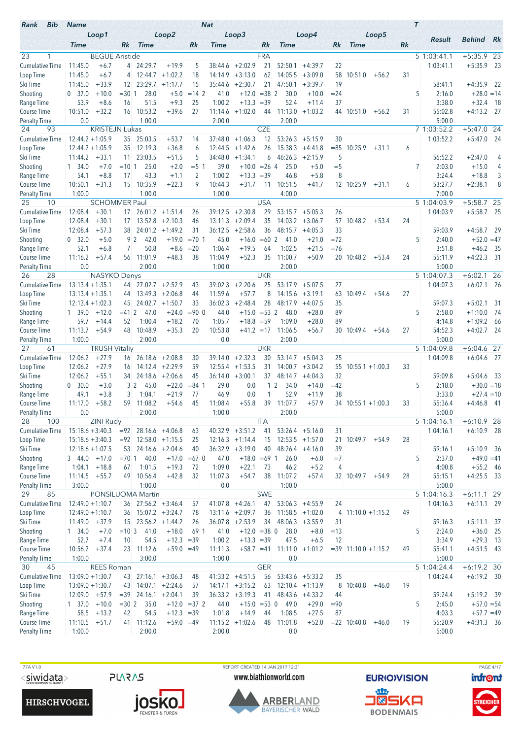| Rank | Bib | Name | | | | | Nat | | | | | | | T | Result | Behind | Rk |
|---|---|---|---|---|---|---|---|---|---|---|---|---|---|---|---|---|---|
| | Loop1 | | | Loop2 | | | Loop3 | | | Loop4 | | | Loop5 | | | | |
| | Time | | Rk | Time | | Rk | Time | | Rk | Time | | Rk | Time | | Rk | | |
| 23 | 1 | BEGUE Aristide | | | | | FRA | | | | | | | 5 | 1:03:41.1 | +5:35.9 | 23 |
| Cumulative Time | 11:45.0 | +6.7 | 4 | 24:29.7 | +19.9 | 5 | 38:44.6 | +2:02.9 | 21 | 52:50.1 | +4:39.7 | 22 | | | | 1:03:41.1 | +5:35.9 23 |
| Loop Time | 11:45.0 | +6.7 | 4 | 12:44.7 | +1:02.2 | 18 | 14:14.9 | +3:13.0 | 62 | 14:05.5 | +3:09.0 | 58 | 10:51.0 | +56.2 | 31 | | |
| Ski Time | 11:45.0 | +33.9 | 12 | 23:29.7 | +1:17.7 | 15 | 35:44.6 | +2:30.7 | 21 | 47:50.1 | +3:39.7 | 19 | | | | 58:41.1 | +4:35.9 22 |
| Shooting | 0 37.0 | +10.0 | =30 1 | 28.0 | +5.0 | =14 2 | 41.0 | +12.0 | =38 2 | 30.0 | +10.0 | =24 | | | 5 | 2:16.0 | +28.0 =14 |
| Range Time | 53.9 | +8.6 | 16 | 51.5 | +9.3 | 25 | 1:00.2 | +13.3 | =39 | 52.4 | +11.4 | 37 | | | | 3:38.0 | +32.4 18 |
| Course Time | 10:51.0 | +32.2 | 16 | 10:53.2 | +39.6 | 27 | 11:14.6 | +1:02.0 | 44 | 11:13.0 | +1:03.2 | 44 | 10:51.0 | +56.2 | 31 | 55:02.8 | +4:13.2 27 |
| Penalty Time | 0.0 | | | 1:00.0 | | | 2:00.0 | | | 2:00.0 | | | | | | 5:00.0 | |
| 24 | 93 | KRISTEJN Lukas | | | | | CZE | | | | | | | 7 | 1:03:52.2 | +5:47.0 | 24 |
| Cumulative Time | 12:44.2 | +1:05.9 | 35 | 25:03.5 | +53.7 | 14 | 37:48.0 | +1:06.3 | 12 | 53:26.3 | +5:15.9 | 30 | | | | 1:03:52.2 | +5:47.0 24 |
| Loop Time | 12:44.2 | +1:05.9 | 35 | 12:19.3 | +36.8 | 6 | 12:44.5 | +1:42.6 | 26 | 15:38.3 | +4:41.8 | =85 | 10:25.9 | +31.1 | 6 | | |
| Ski Time | 11:44.2 | +33.1 | 11 | 23:03.5 | +51.5 | 5 | 34:48.0 | +1:34.1 | 6 | 46:26.3 | +2:15.9 | 5 | | | | 56:52.2 | +2:47.0 4 |
| Shooting | 1 34.0 | +7.0 | =10 1 | 25.0 | +2.0 | =5 1 | 39.0 | +10.0 | =26 4 | 25.0 | +5.0 | =5 | | | 7 | 2:03.0 | +15.0 4 |
| Range Time | 54.1 | +8.8 | 17 | 43.3 | +1.1 | 2 | 1:00.2 | +13.3 | =39 | 46.8 | +5.8 | 8 | | | | 3:24.4 | +18.8 3 |
| Course Time | 10:50.1 | +31.3 | 15 | 10:35.9 | +22.3 | 9 | 10:44.3 | +31.7 | 11 | 10:51.5 | +41.7 | 12 | 10:25.9 | +31.1 | 6 | 53:27.7 | +2:38.1 8 |
| Penalty Time | 1:00.0 | | | 1:00.0 | | | 1:00.0 | | | 4:00.0 | | | | | | 7:00.0 | |
| 25 | 10 | SCHOMMER Paul | | | | | USA | | | | | | | 5 | 1:04:03.9 | +5:58.7 | 25 |
| Cumulative Time | 12:08.4 | +30.1 | 17 | 26:01.2 | +1:51.4 | 26 | 39:12.5 | +2:30.8 | 29 | 53:15.7 | +5:05.3 | 26 | | | | 1:04:03.9 | +5:58.7 25 |
| Loop Time | 12:08.4 | +30.1 | 17 | 13:52.8 | +2:10.3 | 46 | 13:11.3 | +2:09.4 | 35 | 14:03.2 | +3:06.7 | 57 | 10:48.2 | +53.4 | 24 | | |
| Ski Time | 12:08.4 | +57.3 | 38 | 24:01.2 | +1:49.2 | 31 | 36:12.5 | +2:58.6 | 36 | 48:15.7 | +4:05.3 | 33 | | | | 59:03.9 | +4:58.7 29 |
| Shooting | 0 32.0 | +5.0 | 9 2 | 42.0 | +19.0 | =70 1 | 45.0 | +16.0 | =60 2 | 41.0 | +21.0 | =72 | | | 5 | 2:40.0 | +52.0 =47 |
| Range Time | 52.1 | +6.8 | 7 | 50.8 | +8.6 | =20 | 1:06.4 | +19.5 | 64 | 1:02.5 | +21.5 | =76 | | | | 3:51.8 | +46.2 35 |
| Course Time | 11:16.2 | +57.4 | 56 | 11:01.9 | +48.3 | 38 | 11:04.9 | +52.3 | 35 | 11:00.7 | +50.9 | 20 | 10:48.2 | +53.4 | 24 | 55:11.9 | +4:22.3 31 |
| Penalty Time | 0.0 | | | 2:00.0 | | | 1:00.0 | | | 2:00.0 | | | | | | 5:00.0 | |
| 26 | 28 | NASYKO Denys | | | | | UKR | | | | | | | 5 | 1:04:07.3 | +6:02.1 | 26 |
| Cumulative Time | 13:13.4 | +1:35.1 | 44 | 27:02.7 | +2:52.9 | 43 | 39:02.3 | +2:20.6 | 25 | 53:17.9 | +5:07.5 | 27 | | | | 1:04:07.3 | +6:02.1 26 |
| Loop Time | 13:13.4 | +1:35.1 | 44 | 13:49.3 | +2:06.8 | 44 | 11:59.6 | +57.7 | 8 | 14:15.6 | +3:19.1 | 63 | 10:49.4 | +54.6 | 27 | | |
| Ski Time | 12:13.4 | +1:02.3 | 45 | 24:02.7 | +1:50.7 | 33 | 36:02.3 | +2:48.4 | 28 | 48:17.9 | +4:07.5 | 35 | | | | 59:07.3 | +5:02.1 31 |
| Shooting | 1 39.0 | +12.0 | =41 2 | 47.0 | +24.0 | =90 0 | 44.0 | +15.0 | =53 2 | 48.0 | +28.0 | 89 | | | 5 | 2:58.0 | +1:10.0 74 |
| Range Time | 59.7 | +14.4 | 52 | 1:00.4 | +18.2 | 70 | 1:05.7 | +18.8 | =59 | 1:09.0 | +28.0 | 89 | | | | 4:14.8 | +1:09.2 66 |
| Course Time | 11:13.7 | +54.9 | 48 | 10:48.9 | +35.3 | 20 | 10:53.8 | +41.2 | =17 | 11:06.5 | +56.7 | 30 | 10:49.4 | +54.6 | 27 | 54:52.3 | +4:02.7 24 |
| Penalty Time | 1:00.0 | | | 2:00.0 | | | 0.0 | | | 2:00.0 | | | | | | 5:00.0 | |
| 27 | 61 | TRUSH Vitaliy | | | | | UKR | | | | | | | 5 | 1:04:09.8 | +6:04.6 | 27 |
| Cumulative Time | 12:06.2 | +27.9 | 16 | 26:18.6 | +2:08.8 | 30 | 39:14.0 | +2:32.3 | 30 | 53:14.7 | +5:04.3 | 25 | | | | 1:04:09.8 | +6:04.6 27 |
| Loop Time | 12:06.2 | +27.9 | 16 | 14:12.4 | +2:29.9 | 59 | 12:55.4 | +1:53.5 | 31 | 14:00.7 | +3:04.2 | 55 | 10:55.1 | +1:00.3 | 33 | | |
| Ski Time | 12:06.2 | +55.1 | 34 | 24:18.6 | +2:06.6 | 45 | 36:14.0 | +3:00.1 | 37 | 48:14.7 | +4:04.3 | 32 | | | | 59:09.8 | +5:04.6 33 |
| Shooting | 0 30.0 | +3.0 | 3 2 | 45.0 | +22.0 | =84 1 | 29.0 | 0.0 | 1 2 | 34.0 | +14.0 | =42 | | | 5 | 2:18.0 | +30.0 =18 |
| Range Time | 49.1 | +3.8 | 3 | 1:04.1 | +21.9 | 77 | 46.9 | 0.0 | 1 | 52.9 | +11.9 | 38 | | | | 3:33.0 | +27.4 =10 |
| Course Time | 11:17.0 | +58.2 | 59 | 11:08.2 | +54.6 | 45 | 11:08.4 | +55.8 | 39 | 11:07.7 | +57.9 | 34 | 10:55.1 | +1:00.3 | 33 | 55:36.4 | +4:46.8 41 |
| Penalty Time | 0.0 | | | 2:00.0 | | | 1:00.0 | | | 2:00.0 | | | | | | 5:00.0 | |
| 28 | 100 | ZINI Rudy | | | | | ITA | | | | | | | 5 | 1:04:16.1 | +6:10.9 | 28 |
| Cumulative Time | 15:18.6 | +3:40.3 | =92 | 28:16.6 | +4:06.8 | 63 | 40:32.9 | +3:51.2 | 41 | 53:26.4 | +5:16.0 | 31 | | | | 1:04:16.1 | +6:10.9 28 |
| Loop Time | 15:18.6 | +3:40.3 | =92 | 12:58.0 | +1:15.5 | 25 | 12:16.3 | +1:14.4 | 15 | 12:53.5 | +1:57.0 | 21 | 10:49.7 | +54.9 | 28 | | |
| Ski Time | 12:18.6 | +1:07.5 | 53 | 24:16.6 | +2:04.6 | 40 | 36:32.9 | +3:19.0 | 40 | 48:26.4 | +4:16.0 | 39 | | | | 59:16.1 | +5:10.9 36 |
| Shooting | 3 44.0 | +17.0 | =70 1 | 40.0 | +17.0 | =67 0 | 47.0 | +18.0 | =69 1 | 26.0 | +6.0 | =7 | | | 5 | 2:37.0 | +49.0 =41 |
| Range Time | 1:04.1 | +18.8 | 67 | 1:01.5 | +19.3 | 72 | 1:09.0 | +22.1 | 73 | 46.2 | +5.2 | 4 | | | | 4:00.8 | +55.2 46 |
| Course Time | 11:14.5 | +55.7 | 49 | 10:56.4 | +42.8 | 32 | 11:07.3 | +54.7 | 38 | 11:07.2 | +57.4 | 32 | 10:49.7 | +54.9 | 28 | 55:15.1 | +4:25.5 33 |
| Penalty Time | 3:00.0 | | | 1:00.0 | | | 0.0 | | | 1:00.0 | | | | | | 5:00.0 | |
| 29 | 85 | PONSILUOMA Martin | | | | | SWE | | | | | | | 5 | 1:04:16.3 | +6:11.1 | 29 |
| Cumulative Time | 12:49.0 | +1:10.7 | 36 | 27:56.2 | +3:46.4 | 57 | 41:07.8 | +4:26.1 | 47 | 53:06.3 | +4:55.9 | 24 | | | | 1:04:16.3 | +6:11.1 29 |
| Loop Time | 12:49.0 | +1:10.7 | 36 | 15:07.2 | +3:24.7 | 78 | 13:11.6 | +2:09.7 | 36 | 11:58.5 | +1:02.0 | 4 | 11:10.0 | +1:15.2 | 49 | | |
| Ski Time | 11:49.0 | +37.9 | 15 | 23:56.2 | +1:44.2 | 26 | 36:07.8 | +2:53.9 | 34 | 48:06.3 | +3:55.9 | 31 | | | | 59:16.3 | +5:11.1 37 |
| Shooting | 1 34.0 | +7.0 | =10 3 | 41.0 | +18.0 | 69 1 | 41.0 | +12.0 | =38 0 | 28.0 | +8.0 | =13 | | | 5 | 2:24.0 | +36.0 25 |
| Range Time | 52.7 | +7.4 | 10 | 54.5 | +12.3 | =39 | 1:00.2 | +13.3 | =39 | 47.5 | +6.5 | 12 | | | | 3:34.9 | +29.3 13 |
| Course Time | 10:56.2 | +37.4 | 23 | 11:12.6 | +59.0 | =49 | 11:11.3 | +58.7 | =41 | 11:11.0 | +1:01.2 | =39 | 11:10.0 | +1:15.2 | 49 | 55:41.1 | +4:51.5 43 |
| Penalty Time | 1:00.0 | | | 3:00.0 | | | 1:00.0 | | | 0.0 | | | | | | 5:00.0 | |
| 30 | 45 | REES Roman | | | | | GER | | | | | | | 5 | 1:04:24.4 | +6:19.2 | 30 |
| Cumulative Time | 13:09.0 | +1:30.7 | 43 | 27:16.1 | +3:06.3 | 48 | 41:33.2 | +4:51.5 | 56 | 53:43.6 | +5:33.2 | 35 | | | | 1:04:24.4 | +6:19.2 30 |
| Loop Time | 13:09.0 | +1:30.7 | 43 | 14:07.1 | +2:24.6 | 57 | 14:17.1 | +3:15.2 | 63 | 12:10.4 | +1:13.9 | 8 | 10:40.8 | +46.0 | 19 | | |
| Ski Time | 12:09.0 | +57.9 | =39 | 24:16.1 | +2:04.1 | 39 | 36:33.2 | +3:19.3 | 41 | 48:43.6 | +4:33.2 | 44 | | | | 59:24.4 | +5:19.2 39 |
| Shooting | 1 37.0 | +10.0 | =30 2 | 35.0 | +12.0 | =37 2 | 44.0 | +15.0 | =53 0 | 49.0 | +29.0 | =90 | | | 5 | 2:45.0 | +57.0 =54 |
| Range Time | 58.5 | +13.2 | 42 | 54.5 | +12.3 | =39 | 1:01.8 | +14.9 | 44 | 1:08.5 | +27.5 | 87 | | | | 4:03.3 | +57.7 =49 |
| Course Time | 11:10.5 | +51.7 | 41 | 11:12.6 | +59.0 | =49 | 11:15.2 | +1:02.6 | 48 | 11:01.8 | +52.0 | =22 | 10:40.8 | +46.0 | 19 | 55:20.9 | +4:31.3 36 |
| Penalty Time | 1:00.0 | | | 2:00.0 | | | 2:00.0 | | | 0.0 | | | | | | 5:00.0 | |

77A V1.0 — REPORT CREATED 14 JAN 2017 12:31 — www.biathlonworld.com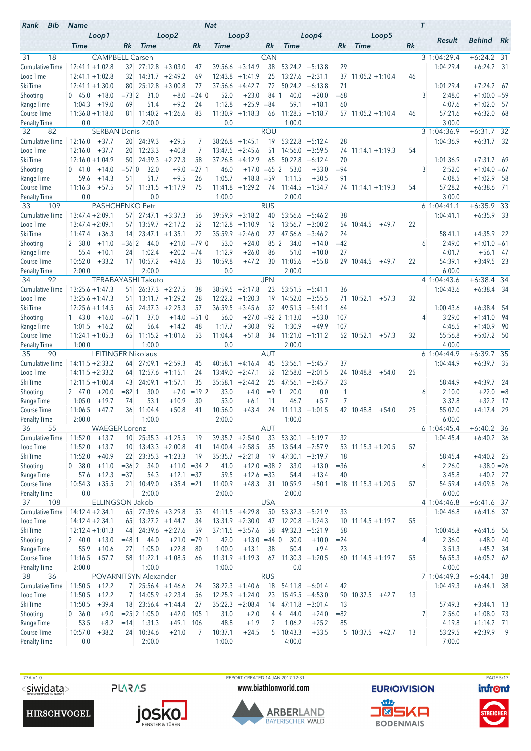| Rank | Bib | Name | | | | | | Nat | | | | | | T | Result | Behind | Rk |
|---|---|---|---|---|---|---|---|---|---|---|---|---|---|---|---|---|---|
| | | Loop1 | | Loop2 | | Loop3 | | Loop4 | | Loop5 | | | | | | | |
| | | Time | Rk | Time | Rk | Time | Rk | Time | Rk | Time | Rk | | | | | | |
| 31 | 18 | CAMPBELL Carsen | | | | | | CAN | | | | | | 3 | 1:04:29.4 | +6:24.2 | 31 |
| Cumulative Time | | 12:41.1 +1:02.8 | 32 | 27:12.8 +3:03.0 | 47 | 39:56.6 +3:14.9 | 38 | 53:24.2 +5:13.8 | 29 | | | | | | 1:04:29.4 | +6:24.2 | 31 |
| Loop Time | | 12:41.1 +1:02.8 | 32 | 14:31.7 +2:49.2 | 69 | 12:43.8 +1:41.9 | 25 | 13:27.6 +2:31.1 | 37 | 11:05.2 +1:10.4 | 46 | | | | | | |
| Ski Time | | 12:41.1 +1:30.0 | 80 | 25:12.8 +3:00.8 | 77 | 37:56.6 +4:42.7 | 72 | 50:24.2 +6:13.8 | 71 | | | | | | 1:01:29.4 | +7:24.2 | 67 |
| Shooting | | 0 45.0 +18.0 | =73 | 2 31.0 +8.0 | =24 | 0 52.0 +23.0 | 84 | 1 40.0 +20.0 | =68 | | | | | 3 | 2:48.0 | +1:00.0 | =59 |
| Range Time | | 1:04.3 +19.0 | 69 | 51.4 +9.2 | 24 | 1:12.8 +25.9 | =84 | 59.1 +18.1 | 60 | | | | | | 4:07.6 | +1:02.0 | 57 |
| Course Time | | 11:36.8 +1:18.0 | 81 | 11:40.2 +1:26.6 | 83 | 11:30.9 +1:18.3 | 66 | 11:28.5 +1:18.7 | 57 | 11:05.2 +1:10.4 | 46 | | | | 57:21.6 | +6:32.0 | 68 |
| Penalty Time | | 0.0 | | 2:00.0 | | 0.0 | | 1:00.0 | | | | | | | 3:00.0 | | |
| 32 | 82 | SERBAN Denis | | | | | | ROU | | | | | | 3 | 1:04:36.9 | +6:31.7 | 32 |
| Cumulative Time | | 12:16.0 +37.7 | 20 | 24:39.3 +29.5 | 7 | 38:26.8 +1:45.1 | 19 | 53:22.8 +5:12.4 | 28 | | | | | | 1:04:36.9 | +6:31.7 | 32 |
| Loop Time | | 12:16.0 +37.7 | 20 | 12:23.3 +40.8 | 7 | 13:47.5 +2:45.6 | 51 | 14:56.0 +3:59.5 | 74 | 11:14.1 +1:19.3 | 54 | | | | | | |
| Ski Time | | 12:16.0 +1:04.9 | 50 | 24:39.3 +2:27.3 | 58 | 37:26.8 +4:12.9 | 65 | 50:22.8 +6:12.4 | 70 | | | | | | 1:01:36.9 | +7:31.7 | 69 |
| Shooting | | 0 41.0 +14.0 | =57 | 0 32.0 +9.0 | =27 | 1 46.0 +17.0 | =65 | 2 53.0 +33.0 | =94 | | | | | 3 | 2:52.0 | +1:04.0 | =67 |
| Range Time | | 59.6 +14.3 | 51 | 51.7 +9.5 | 26 | 1:05.7 +18.8 | =59 | 1:11.5 +30.5 | 91 | | | | | | 4:08.5 | +1:02.9 | 58 |
| Course Time | | 11:16.3 +57.5 | 57 | 11:31.5 +1:17.9 | 75 | 11:41.8 +1:29.2 | 74 | 11:44.5 +1:34.7 | 74 | 11:14.1 +1:19.3 | 54 | | | | 57:28.2 | +6:38.6 | 71 |
| Penalty Time | | 0.0 | | 0.0 | | 1:00.0 | | 2:00.0 | | | | | | | 3:00.0 | | |
| 33 | 109 | PASHCHENKO Petr | | | | | | RUS | | | | | | 6 | 1:04:41.1 | +6:35.9 | 33 |
| Cumulative Time | | 13:47.4 +2:09.1 | 57 | 27:47.1 +3:37.3 | 56 | 39:59.9 +3:18.2 | 40 | 53:56.6 +5:46.2 | 38 | | | | | | 1:04:41.1 | +6:35.9 | 33 |
| Loop Time | | 13:47.4 +2:09.1 | 57 | 13:59.7 +2:17.2 | 52 | 12:12.8 +1:10.9 | 12 | 13:56.7 +3:00.2 | 54 | 10:44.5 +49.7 | 22 | | | | | | |
| Ski Time | | 11:47.4 +36.3 | 14 | 23:47.1 +1:35.1 | 22 | 35:59.9 +2:46.0 | 27 | 47:56.6 +3:46.2 | 24 | | | | | | 58:41.1 | +4:35.9 | 22 |
| Shooting | | 2 38.0 +11.0 | =36 | 2 44.0 +21.0 | =79 | 0 53.0 +24.0 | 85 | 2 34.0 +14.0 | =42 | | | | | 6 | 2:49.0 | +1:01.0 | =61 |
| Range Time | | 55.4 +10.1 | 24 | 1:02.4 +20.2 | =74 | 1:12.9 +26.0 | 86 | 51.0 +10.0 | 27 | | | | | | 4:01.7 | +56.1 | 47 |
| Course Time | | 10:52.0 +33.2 | 17 | 10:57.2 +43.6 | 33 | 10:59.8 +47.2 | 30 | 11:05.6 +55.8 | 29 | 10:44.5 +49.7 | 22 | | | | 54:39.1 | +3:49.5 | 23 |
| Penalty Time | | 2:00.0 | | 2:00.0 | | 0.0 | | 2:00.0 | | | | | | | 6:00.0 | | |
| 34 | 92 | TERABAYASHI Takuto | | | | | | JPN | | | | | | 4 | 1:04:43.6 | +6:38.4 | 34 |
| Cumulative Time | | 13:25.6 +1:47.3 | 51 | 26:37.3 +2:27.5 | 38 | 38:59.5 +2:17.8 | 23 | 53:51.5 +5:41.1 | 36 | | | | | | 1:04:43.6 | +6:38.4 | 34 |
| Loop Time | | 13:25.6 +1:47.3 | 51 | 13:11.7 +1:29.2 | 28 | 12:22.2 +1:20.3 | 19 | 14:52.0 +3:55.5 | 71 | 10:52.1 +57.3 | 32 | | | | | | |
| Ski Time | | 12:25.6 +1:14.5 | 65 | 24:37.3 +2:25.3 | 57 | 36:59.5 +3:45.6 | 52 | 49:51.5 +5:41.1 | 64 | | | | | | 1:00:43.6 | +6:38.4 | 54 |
| Shooting | | 1 43.0 +16.0 | =67 | 1 37.0 +14.0 | =51 | 0 56.0 +27.0 | =92 | 2 1:13.0 +53.0 | 107 | | | | | 4 | 3:29.0 | +1:41.0 | 94 |
| Range Time | | 1:01.5 +16.2 | 62 | 56.4 +14.2 | 48 | 1:17.7 +30.8 | 92 | 1:30.9 +49.9 | 107 | | | | | | 4:46.5 | +1:40.9 | 90 |
| Course Time | | 11:24.1 +1:05.3 | 65 | 11:15.2 +1:01.6 | 53 | 11:04.4 +51.8 | 34 | 11:21.0 +1:11.2 | 52 | 10:52.1 +57.3 | 32 | | | | 55:56.8 | +5:07.2 | 50 |
| Penalty Time | | 1:00.0 | | 1:00.0 | | 0.0 | | 2:00.0 | | | | | | | 4:00.0 | | |
| 35 | 90 | LEITINGER Nikolaus | | | | | | AUT | | | | | | 6 | 1:04:44.9 | +6:39.7 | 35 |
| Cumulative Time | | 14:11.5 +2:33.2 | 64 | 27:09.1 +2:59.3 | 45 | 40:58.1 +4:16.4 | 45 | 53:56.1 +5:45.7 | 37 | | | | | | 1:04:44.9 | +6:39.7 | 35 |
| Loop Time | | 14:11.5 +2:33.2 | 64 | 12:57.6 +1:15.1 | 24 | 13:49.0 +2:47.1 | 52 | 12:58.0 +2:01.5 | 24 | 10:48.8 +54.0 | 25 | | | | | | |
| Ski Time | | 12:11.5 +1:00.4 | 43 | 24:09.1 +1:57.1 | 35 | 35:58.1 +2:44.2 | 25 | 47:56.1 +3:45.7 | 23 | | | | | | 58:44.9 | +4:39.7 | 24 |
| Shooting | | 2 47.0 +20.0 | =82 | 1 30.0 +7.0 | =19 | 2 33.0 +4.0 | =9 | 1 20.0 0.0 | 1 | | | | | 6 | 2:10.0 | +22.0 | =8 |
| Range Time | | 1:05.0 +19.7 | 74 | 53.1 +10.9 | 30 | 53.0 +6.1 | 11 | 46.7 +5.7 | 7 | | | | | | 3:37.8 | +32.2 | 17 |
| Course Time | | 11:06.5 +47.7 | 36 | 11:04.4 +50.8 | 41 | 10:56.0 +43.4 | 24 | 11:11.3 +1:01.5 | 42 | 10:48.8 +54.0 | 25 | | | | 55:07.0 | +4:17.4 | 29 |
| Penalty Time | | 2:00.0 | | 1:00.0 | | 2:00.0 | | 1:00.0 | | | | | | | 6:00.0 | | |
| 36 | 55 | WAEGER Lorenz | | | | | | AUT | | | | | | 6 | 1:04:45.4 | +6:40.2 | 36 |
| Cumulative Time | | 11:52.0 +13.7 | 10 | 25:35.3 +1:25.5 | 19 | 39:35.7 +2:54.0 | 33 | 53:30.1 +5:19.7 | 32 | | | | | | 1:04:45.4 | +6:40.2 | 36 |
| Loop Time | | 11:52.0 +13.7 | 10 | 13:43.3 +2:00.8 | 41 | 14:00.4 +2:58.5 | 55 | 13:54.4 +2:57.9 | 53 | 11:15.3 +1:20.5 | 57 | | | | | | |
| Ski Time | | 11:52.0 +40.9 | 22 | 23:35.3 +1:23.3 | 19 | 35:35.7 +2:21.8 | 19 | 47:30.1 +3:19.7 | 18 | | | | | | 58:45.4 | +4:40.2 | 25 |
| Shooting | | 0 38.0 +11.0 | =36 | 2 34.0 +11.0 | =34 | 2 41.0 +12.0 | =38 | 2 33.0 +13.0 | =36 | | | | | 6 | 2:26.0 | +38.0 | =26 |
| Range Time | | 57.6 +12.3 | =37 | 54.3 +12.1 | =37 | 59.5 +12.6 | =33 | 54.4 +13.4 | 40 | | | | | | 3:45.8 | +40.2 | 27 |
| Course Time | | 10:54.3 +35.5 | 21 | 10:49.0 +35.4 | =21 | 11:00.9 +48.3 | 31 | 10:59.9 +50.1 | =18 | 11:15.3 +1:20.5 | 57 | | | | 54:59.4 | +4:09.8 | 26 |
| Penalty Time | | 0.0 | | 2:00.0 | | 2:00.0 | | 2:00.0 | | | | | | | 6:00.0 | | |
| 37 | 108 | ELLINGSON Jakob | | | | | | USA | | | | | | 4 | 1:04:46.8 | +6:41.6 | 37 |
| Cumulative Time | | 14:12.4 +2:34.1 | 65 | 27:39.6 +3:29.8 | 53 | 41:11.5 +4:29.8 | 50 | 53:32.3 +5:21.9 | 33 | | | | | | 1:04:46.8 | +6:41.6 | 37 |
| Loop Time | | 14:12.4 +2:34.1 | 65 | 13:27.2 +1:44.7 | 34 | 13:31.9 +2:30.0 | 47 | 12:20.8 +1:24.3 | 10 | 11:14.5 +1:19.7 | 55 | | | | | | |
| Ski Time | | 12:12.4 +1:01.3 | 44 | 24:39.6 +2:27.6 | 59 | 37:11.5 +3:57.6 | 58 | 49:32.3 +5:21.9 | 58 | | | | | | 1:00:46.8 | +6:41.6 | 56 |
| Shooting | | 2 40.0 +13.0 | =48 | 1 44.0 +21.0 | =79 | 1 42.0 +13.0 | =44 | 0 30.0 +10.0 | =24 | | | | | 4 | 2:36.0 | +48.0 | 40 |
| Range Time | | 55.9 +10.6 | 27 | 1:05.0 +22.8 | 80 | 1:00.0 +13.1 | 38 | 50.4 +9.4 | 23 | | | | | | 3:51.3 | +45.7 | 34 |
| Course Time | | 11:16.5 +57.7 | 58 | 11:22.1 +1:08.5 | 66 | 11:31.9 +1:19.3 | 67 | 11:30.3 +1:20.5 | 60 | 11:14.5 +1:19.7 | 55 | | | | 56:55.3 | +6:05.7 | 62 |
| Penalty Time | | 2:00.0 | | 1:00.0 | | 1:00.0 | | 0.0 | | | | | | | 4:00.0 | | |
| 38 | 36 | POVARNITSYN Alexander | | | | | | RUS | | | | | | 7 | 1:04:49.3 | +6:44.1 | 38 |
| Cumulative Time | | 11:50.5 +12.2 | 7 | 25:56.4 +1:46.6 | 24 | 38:22.3 +1:40.6 | 18 | 54:11.8 +6:01.4 | 42 | | | | | | 1:04:49.3 | +6:44.1 | 38 |
| Loop Time | | 11:50.5 +12.2 | 7 | 14:05.9 +2:23.4 | 56 | 12:25.9 +1:24.0 | 23 | 15:49.5 +4:53.0 | 90 | 10:37.5 +42.7 | 13 | | | | | | |
| Ski Time | | 11:50.5 +39.4 | 18 | 23:56.4 +1:44.4 | 27 | 35:22.3 +2:08.4 | 14 | 47:11.8 +3:01.4 | 13 | | | | | | 57:49.3 | +3:44.1 | 13 |
| Shooting | | 0 36.0 +9.0 | =25 | 2 1:05.0 +42.0 | 105 | 1 31.0 +2.0 | 4 | 4 44.0 +24.0 | =82 | | | | | 7 | 2:56.0 | +1:08.0 | 73 |
| Range Time | | 53.5 +8.2 | =14 | 1:31.3 +49.1 | 106 | 48.8 +1.9 | 2 | 1:06.2 +25.2 | 85 | | | | | | 4:19.8 | +1:14.2 | 71 |
| Course Time | | 10:57.0 +38.2 | 24 | 10:34.6 +21.0 | 7 | 10:37.1 +24.5 | 5 | 10:43.3 +33.5 | 5 | 10:37.5 +42.7 | 13 | | | | 53:29.5 | +2:39.9 | 9 |
| Penalty Time | | 0.0 | | 2:00.0 | | 1:00.0 | | 4:00.0 | | | | | | | 7:00.0 | | |

77A V1.0 REPORT CREATED 14 JAN 2017 12:31

www.biathlonworld.com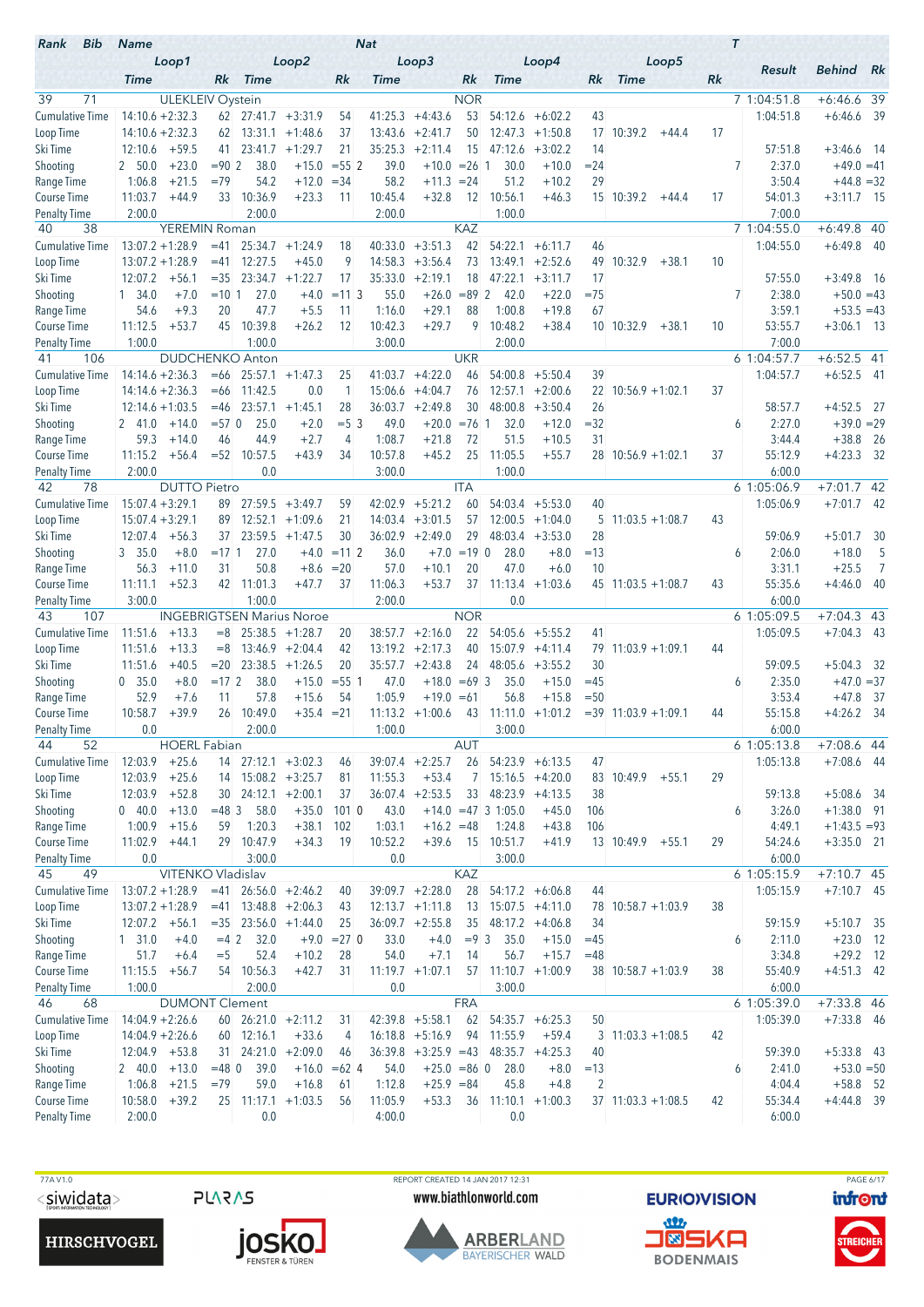| Rank | Bib | Name | | | | | | Nat | | | | | | | | | T | Result | Behind | Rk |
|---|---|---|---|---|---|---|---|---|---|---|---|---|---|---|---|---|---|---|---|---|
| | Loop1 | | | Loop2 | | | Loop3 | | | Loop4 | | | Loop5 | | | | | | | |
| | Time | | Rk | Time | | Rk | Time | | Rk | Time | | Rk | Time | | Rk | | | | | |
| 39 | 71 | ULEKLEIV Oystein | | | | | | NOR | | | | | | | | | 7 | 1:04:51.8 | +6:46.6 | 39 |
| Cumulative Time | 14:10.6 | +2:32.3 | 62 | 27:41.7 | +3:31.9 | 54 | 41:25.3 | +4:43.6 | 53 | 54:12.6 | +6:02.2 | 43 | | | | | | 1:04:51.8 | +6:46.6 | 39 |
| Loop Time | 14:10.6 | +2:32.3 | 62 | 13:31.1 | +1:48.6 | 37 | 13:43.6 | +2:41.7 | 50 | 12:47.3 | +1:50.8 | 17 | 10:39.2 | +44.4 | 17 | | | | | |
| Ski Time | 12:10.6 | +59.5 | 41 | 23:41.7 | +1:29.7 | 21 | 35:25.3 | +2:11.4 | 15 | 47:12.6 | +3:02.2 | 14 | | | | | | 57:51.8 | +3:46.6 | 14 |
| Shooting | 2 50.0 | +23.0 | =90 | 2 38.0 | +15.0 | =55 | 2 39.0 | +10.0 | =26 | 1 30.0 | +10.0 | =24 | | | | | 7 | 2:37.0 | +49.0 | =41 |
| Range Time | 1:06.8 | +21.5 | =79 | 54.2 | +12.0 | =34 | 58.2 | +11.3 | =24 | 51.2 | +10.2 | 29 | | | | | | 3:50.4 | +44.8 | =32 |
| Course Time | 11:03.7 | +44.9 | 33 | 10:36.9 | +23.3 | 11 | 10:45.4 | +32.8 | 12 | 10:56.1 | +46.3 | 15 | 10:39.2 | +44.4 | 17 | | | 54:01.3 | +3:11.7 | 15 |
| Penalty Time | 2:00.0 | | | 2:00.0 | | | 2:00.0 | | | 1:00.0 | | | | | | | | 7:00.0 | | |
| 40 | 38 | YEREMIN Roman | | | | | | KAZ | | | | | | | | | 7 | 1:04:55.0 | +6:49.8 | 40 |
| Cumulative Time | 13:07.2 | +1:28.9 | =41 | 25:34.7 | +1:24.9 | 18 | 40:33.0 | +3:51.3 | 42 | 54:22.1 | +6:11.7 | 46 | | | | | | 1:04:55.0 | +6:49.8 | 40 |
| Loop Time | 13:07.2 | +1:28.9 | =41 | 12:27.5 | +45.0 | 9 | 14:58.3 | +3:56.4 | 73 | 13:49.1 | +2:52.6 | 49 | 10:32.9 | +38.1 | 10 | | | | | |
| Ski Time | 12:07.2 | +56.1 | =35 | 23:34.7 | +1:22.7 | 17 | 35:33.0 | +2:19.1 | 18 | 47:22.1 | +3:11.7 | 17 | | | | | | 57:55.0 | +3:49.8 | 16 |
| Shooting | 1 34.0 | +7.0 | =10 | 1 27.0 | +4.0 | =11 | 3 55.0 | +26.0 | =89 | 2 42.0 | +22.0 | =75 | | | | | 7 | 2:38.0 | +50.0 | =43 |
| Range Time | 54.6 | +9.3 | 20 | 47.7 | +5.5 | 11 | 1:16.0 | +29.1 | 88 | 1:00.8 | +19.8 | 67 | | | | | | 3:59.1 | +53.5 | =43 |
| Course Time | 11:12.5 | +53.7 | 45 | 10:39.8 | +26.2 | 12 | 10:42.3 | +29.7 | 9 | 10:48.2 | +38.4 | 10 | 10:32.9 | +38.1 | 10 | | | 53:55.7 | +3:06.1 | 13 |
| Penalty Time | 1:00.0 | | | 1:00.0 | | | 3:00.0 | | | 2:00.0 | | | | | | | | 7:00.0 | | |
| 41 | 106 | DUDCHENKO Anton | | | | | | UKR | | | | | | | | | 6 | 1:04:57.7 | +6:52.5 | 41 |
| Cumulative Time | 14:14.6 | +2:36.3 | =66 | 25:57.1 | +1:47.3 | 25 | 41:03.7 | +4:22.0 | 46 | 54:00.8 | +5:50.4 | 39 | | | | | | 1:04:57.7 | +6:52.5 | 41 |
| Loop Time | 14:14.6 | +2:36.3 | =66 | 11:42.5 | 0.0 | 1 | 15:06.6 | +4:04.7 | 76 | 12:57.1 | +2:00.6 | 22 | 10:56.9 | +1:02.1 | 37 | | | | | |
| Ski Time | 12:14.6 | +1:03.5 | =46 | 23:57.1 | +1:45.1 | 28 | 36:03.7 | +2:49.8 | 30 | 48:00.8 | +3:50.4 | 26 | | | | | | 58:57.7 | +4:52.5 | 27 |
| Shooting | 2 41.0 | +14.0 | =57 | 0 25.0 | +2.0 | =5 | 3 49.0 | +20.0 | =76 | 1 32.0 | +12.0 | =32 | | | | | 6 | 2:27.0 | +39.0 | =29 |
| Range Time | 59.3 | +14.0 | 46 | 44.9 | +2.7 | 4 | 1:08.7 | +21.8 | 72 | 51.5 | +10.5 | 31 | | | | | | 3:44.4 | +38.8 | 26 |
| Course Time | 11:15.2 | +56.4 | =52 | 10:57.5 | +43.9 | 34 | 10:57.8 | +45.2 | 25 | 11:05.5 | +55.7 | 28 | 10:56.9 | +1:02.1 | 37 | | | 55:12.9 | +4:23.3 | 32 |
| Penalty Time | 2:00.0 | | | 0.0 | | | 3:00.0 | | | 1:00.0 | | | | | | | | 6:00.0 | | |
| 42 | 78 | DUTTO Pietro | | | | | | ITA | | | | | | | | | 6 | 1:05:06.9 | +7:01.7 | 42 |
| Cumulative Time | 15:07.4 | +3:29.1 | 89 | 27:59.5 | +3:49.7 | 59 | 42:02.9 | +5:21.2 | 60 | 54:03.4 | +5:53.0 | 40 | | | | | | 1:05:06.9 | +7:01.7 | 42 |
| Loop Time | 15:07.4 | +3:29.1 | 89 | 12:52.1 | +1:09.6 | 21 | 14:03.4 | +3:01.5 | 57 | 12:00.5 | +1:04.0 | 5 | 11:03.5 | +1:08.7 | 43 | | | | | |
| Ski Time | 12:07.4 | +56.3 | 37 | 23:59.5 | +1:47.5 | 30 | 36:02.9 | +2:49.0 | 29 | 48:03.4 | +3:53.0 | 28 | | | | | | 59:06.9 | +5:01.7 | 30 |
| Shooting | 3 35.0 | +8.0 | =17 | 1 27.0 | +4.0 | =11 | 2 36.0 | +7.0 | =19 | 0 28.0 | +8.0 | =13 | | | | | 6 | 2:06.0 | +18.0 | 5 |
| Range Time | 56.3 | +11.0 | 31 | 50.8 | +8.6 | =20 | 57.0 | +10.1 | 20 | 47.0 | +6.0 | 10 | | | | | | 3:31.1 | +25.5 | 7 |
| Course Time | 11:11.1 | +52.3 | 42 | 11:01.3 | +47.7 | 37 | 11:06.3 | +53.7 | 37 | 11:13.4 | +1:03.6 | 45 | 11:03.5 | +1:08.7 | 43 | | | 55:35.6 | +4:46.0 | 40 |
| Penalty Time | 3:00.0 | | | 1:00.0 | | | 2:00.0 | | | 0.0 | | | | | | | | 6:00.0 | | |
| 43 | 107 | INGEBRIGTSEN Marius Noroe | | | | | | NOR | | | | | | | | | 6 | 1:05:09.5 | +7:04.3 | 43 |
| Cumulative Time | 11:51.6 | +13.3 | =8 | 25:38.5 | +1:28.7 | 20 | 38:57.7 | +2:16.0 | 22 | 54:05.6 | +5:55.2 | 41 | | | | | | 1:05:09.5 | +7:04.3 | 43 |
| Loop Time | 11:51.6 | +13.3 | =8 | 13:46.9 | +2:04.4 | 42 | 13:19.2 | +2:17.3 | 40 | 15:07.9 | +4:11.4 | 79 | 11:03.9 | +1:09.1 | 44 | | | | | |
| Ski Time | 11:51.6 | +40.5 | =20 | 23:38.5 | +1:26.5 | 20 | 35:57.7 | +2:43.8 | 24 | 48:05.6 | +3:55.2 | 30 | | | | | | 59:09.5 | +5:04.3 | 32 |
| Shooting | 0 35.0 | +8.0 | =17 | 2 38.0 | +15.0 | =55 | 1 47.0 | +18.0 | =69 | 3 35.0 | +15.0 | =45 | | | | | 6 | 2:35.0 | +47.0 | =37 |
| Range Time | 52.9 | +7.6 | 11 | 57.8 | +15.6 | 54 | 1:05.9 | +19.0 | =61 | 56.8 | +15.8 | =50 | | | | | | 3:53.4 | +47.8 | 37 |
| Course Time | 10:58.7 | +39.9 | 26 | 10:49.0 | +35.4 | =21 | 11:13.2 | +1:00.6 | 43 | 11:11.0 | +1:01.2 | =39 | 11:03.9 | +1:09.1 | 44 | | | 55:15.8 | +4:26.2 | 34 |
| Penalty Time | 0.0 | | | 2:00.0 | | | 1:00.0 | | | 3:00.0 | | | | | | | | 6:00.0 | | |
| 44 | 52 | HOERL Fabian | | | | | | AUT | | | | | | | | | 6 | 1:05:13.8 | +7:08.6 | 44 |
| Cumulative Time | 12:03.9 | +25.6 | 14 | 27:12.1 | +3:02.3 | 46 | 39:07.4 | +2:25.7 | 26 | 54:23.9 | +6:13.5 | 47 | | | | | | 1:05:13.8 | +7:08.6 | 44 |
| Loop Time | 12:03.9 | +25.6 | 14 | 15:08.2 | +3:25.7 | 81 | 11:55.3 | +53.4 | 7 | 15:16.5 | +4:20.0 | 83 | 10:49.9 | +55.1 | 29 | | | | | |
| Ski Time | 12:03.9 | +52.8 | 30 | 24:12.1 | +2:00.1 | 37 | 36:07.4 | +2:53.5 | 33 | 48:23.9 | +4:13.5 | 38 | | | | | | 59:13.8 | +5:08.6 | 34 |
| Shooting | 0 40.0 | +13.0 | =48 | 3 58.0 | +35.0 | 101 | 0 43.0 | +14.0 | =47 | 3 1:05.0 | +45.0 | 106 | | | | | 6 | 3:26.0 | +1:38.0 | 91 |
| Range Time | 1:00.9 | +15.6 | 59 | 1:20.3 | +38.1 | 102 | 1:03.1 | +16.2 | =48 | 1:24.8 | +43.8 | 106 | | | | | | 4:49.1 | +1:43.5 | =93 |
| Course Time | 11:02.9 | +44.1 | 29 | 10:47.9 | +34.3 | 19 | 10:52.2 | +39.6 | 15 | 10:51.7 | +41.9 | 13 | 10:49.9 | +55.1 | 29 | | | 54:24.6 | +3:35.0 | 21 |
| Penalty Time | 0.0 | | | 3:00.0 | | | 0.0 | | | 3:00.0 | | | | | | | | 6:00.0 | | |
| 45 | 49 | VITENKO Vladislav | | | | | | KAZ | | | | | | | | | 6 | 1:05:15.9 | +7:10.7 | 45 |
| Cumulative Time | 13:07.2 | +1:28.9 | =41 | 26:56.0 | +2:46.2 | 40 | 39:09.7 | +2:28.0 | 28 | 54:17.2 | +6:06.8 | 44 | | | | | | 1:05:15.9 | +7:10.7 | 45 |
| Loop Time | 13:07.2 | +1:28.9 | =41 | 13:48.8 | +2:06.3 | 43 | 12:13.7 | +1:11.8 | 13 | 15:07.5 | +4:11.0 | 78 | 10:58.7 | +1:03.9 | 38 | | | | | |
| Ski Time | 12:07.2 | +56.1 | =35 | 23:56.0 | +1:44.0 | 25 | 36:09.7 | +2:55.8 | 35 | 48:17.2 | +4:06.8 | 34 | | | | | | 59:15.9 | +5:10.7 | 35 |
| Shooting | 1 31.0 | +4.0 | =4 | 2 32.0 | +9.0 | =27 | 0 33.0 | +4.0 | =9 | 3 35.0 | +15.0 | =45 | | | | | 6 | 2:11.0 | +23.0 | 12 |
| Range Time | 51.7 | +6.4 | =5 | 52.4 | +10.2 | 28 | 54.0 | +7.1 | 14 | 56.7 | +15.7 | =48 | | | | | | 3:34.8 | +29.2 | 12 |
| Course Time | 11:15.5 | +56.7 | 54 | 10:56.3 | +42.7 | 31 | 11:19.7 | +1:07.1 | 57 | 11:10.7 | +1:00.9 | 38 | 10:58.7 | +1:03.9 | 38 | | | 55:40.9 | +4:51.3 | 42 |
| Penalty Time | 1:00.0 | | | 2:00.0 | | | 0.0 | | | 3:00.0 | | | | | | | | 6:00.0 | | |
| 46 | 68 | DUMONT Clement | | | | | | FRA | | | | | | | | | 6 | 1:05:39.0 | +7:33.8 | 46 |
| Cumulative Time | 14:04.9 | +2:26.6 | 60 | 26:21.0 | +2:11.2 | 31 | 42:39.8 | +5:58.1 | 62 | 54:35.7 | +6:25.3 | 50 | | | | | | 1:05:39.0 | +7:33.8 | 46 |
| Loop Time | 14:04.9 | +2:26.6 | 60 | 12:16.1 | +33.6 | 4 | 16:18.8 | +5:16.9 | 94 | 11:55.9 | +59.4 | 3 | 11:03.3 | +1:08.5 | 42 | | | | | |
| Ski Time | 12:04.9 | +53.8 | 31 | 24:21.0 | +2:09.0 | 46 | 36:39.8 | +3:25.9 | =43 | 48:35.7 | +4:25.3 | 40 | | | | | | 59:39.0 | +5:33.8 | 43 |
| Shooting | 2 40.0 | +13.0 | =48 | 0 39.0 | +16.0 | =62 | 4 54.0 | +25.0 | =86 | 0 28.0 | +8.0 | =13 | | | | | 6 | 2:41.0 | +53.0 | =50 |
| Range Time | 1:06.8 | +21.5 | =79 | 59.0 | +16.8 | 61 | 1:12.8 | +25.9 | =84 | 45.8 | +4.8 | 2 | | | | | | 4:04.4 | +58.8 | 52 |
| Course Time | 10:58.0 | +39.2 | 25 | 11:17.1 | +1:03.5 | 56 | 11:05.9 | +53.3 | 36 | 11:10.1 | +1:00.3 | 37 | 11:03.3 | +1:08.5 | 42 | | | 55:34.4 | +4:44.8 | 39 |
| Penalty Time | 2:00.0 | | | 0.0 | | | 4:00.0 | | | 0.0 | | | | | | | | 6:00.0 | | |

77A V1.0 REPORT CREATED 14 JAN 2017 12:31 www.biathlonworld.com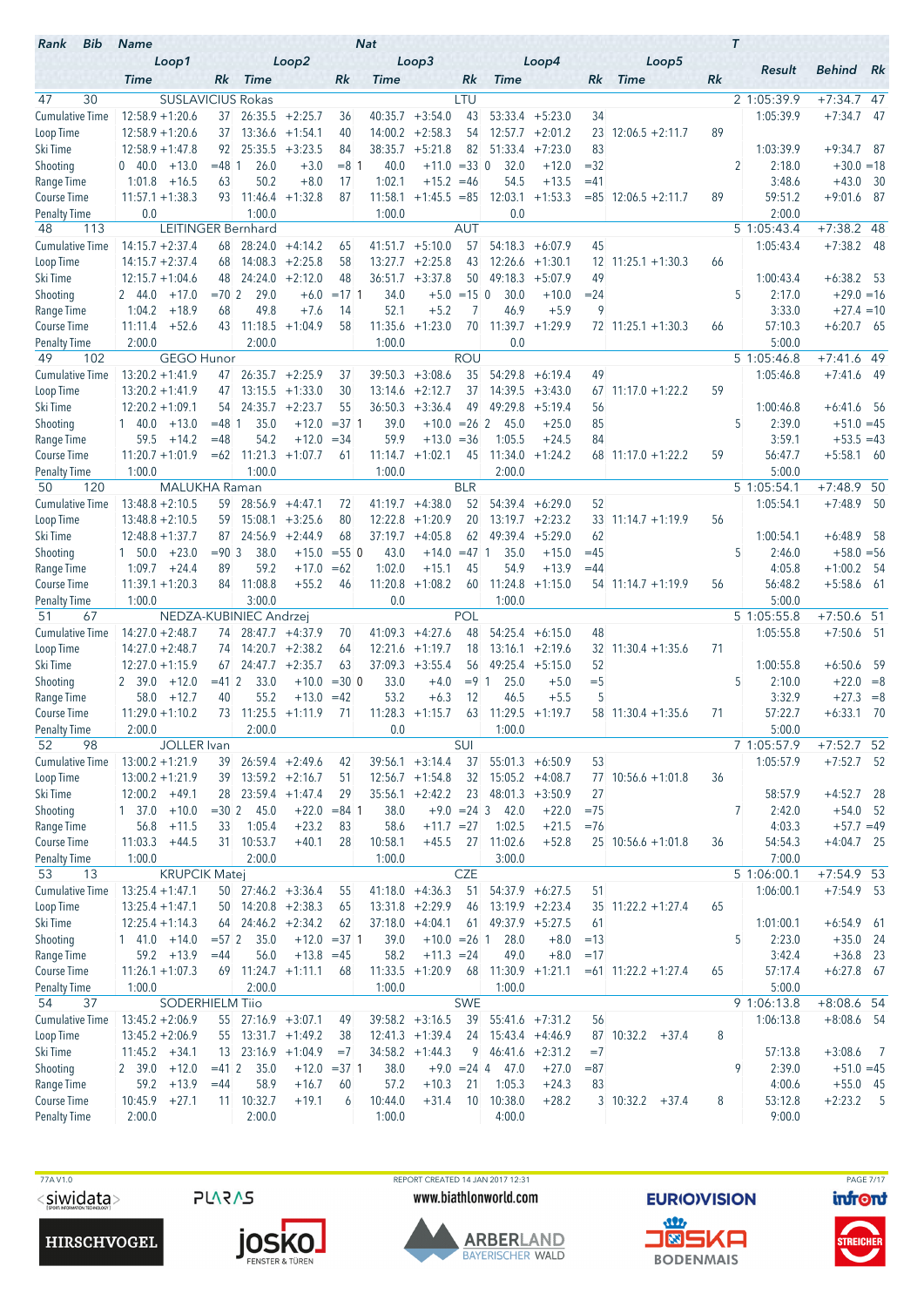| Rank | Bib | Name | | | | | Nat | | | | | | | T | Result | Behind | Rk |
|---|---|---|---|---|---|---|---|---|---|---|---|---|---|---|---|---|---|
| | Loop1 | | | Loop2 | | | Loop3 | | | Loop4 | | | Loop5 | | | | |
| | Time | | Rk | Time | | Rk | Time | | Rk | Time | | Rk | Time | Rk | | | |
| 47 | 30 | SUSLAVICIUS Rokas | | | | | LTU | | | | | | | 2 | 1:05:39.9 | +7:34.7 | 47 |
| Cumulative Time | 12:58.9 | +1:20.6 | 37 | 26:35.5 | +2:25.7 | 36 | 40:35.7 | +3:54.0 | 43 | 53:33.4 | +5:23.0 | 34 | | | 1:05:39.9 | +7:34.7 | 47 |
| Loop Time | 12:58.9 | +1:20.6 | 37 | 13:36.6 | +1:54.1 | 40 | 14:00.2 | +2:58.3 | 54 | 12:57.7 | +2:01.2 | 23 | 12:06.5 +2:11.7 | 89 | | | |
| Ski Time | 12:58.9 | +1:47.8 | 92 | 25:35.5 | +3:23.5 | 84 | 38:35.7 | +5:21.8 | 82 | 51:33.4 | +7:23.0 | 83 | | | 1:03:39.9 | +9:34.7 | 87 |
| Shooting | 0 40.0 | +13.0 | =48 | 1 26.0 | +3.0 | =8 | 1 40.0 | +11.0 | =33 | 0 32.0 | +12.0 | =32 | | 2 | 2:18.0 | +30.0 | =18 |
| Range Time | 1:01.8 | +16.5 | 63 | 50.2 | +8.0 | 17 | 1:02.1 | +15.2 | =46 | 54.5 | +13.5 | =41 | | | 3:48.6 | +43.0 | 30 |
| Course Time | 11:57.1 | +1:38.3 | 93 | 11:46.4 | +1:32.8 | 87 | 11:58.1 | +1:45.5 | =85 | 12:03.1 | +1:53.3 | =85 | 12:06.5 +2:11.7 | 89 | 59:51.2 | +9:01.6 | 87 |
| Penalty Time | 0.0 | | | 1:00.0 | | | 1:00.0 | | | 0.0 | | | | | 2:00.0 | | |
| 48 | 113 | LEITINGER Bernhard | | | | | AUT | | | | | | | 5 | 1:05:43.4 | +7:38.2 | 48 |
| Cumulative Time | 14:15.7 | +2:37.4 | 68 | 28:24.0 | +4:14.2 | 65 | 41:51.7 | +5:10.0 | 57 | 54:18.3 | +6:07.9 | 45 | | | 1:05:43.4 | +7:38.2 | 48 |
| Loop Time | 14:15.7 | +2:37.4 | 68 | 14:08.3 | +2:25.8 | 58 | 13:27.7 | +2:25.8 | 43 | 12:26.6 | +1:30.1 | 12 | 11:25.1 +1:30.3 | 66 | | | |
| Ski Time | 12:15.7 | +1:04.6 | 48 | 24:24.0 | +2:12.0 | 48 | 36:51.7 | +3:37.8 | 50 | 49:18.3 | +5:07.9 | 49 | | | 1:00:43.4 | +6:38.2 | 53 |
| Shooting | 2 44.0 | +17.0 | =70 | 2 29.0 | +6.0 | =17 | 1 34.0 | +5.0 | =15 | 0 30.0 | +10.0 | =24 | | 5 | 2:17.0 | +29.0 | =16 |
| Range Time | 1:04.2 | +18.9 | 68 | 49.8 | +7.6 | 14 | 52.1 | +5.2 | 7 | 46.9 | +5.9 | 9 | | | 3:33.0 | +27.4 | =10 |
| Course Time | 11:11.4 | +52.6 | 43 | 11:18.5 | +1:04.9 | 58 | 11:35.6 | +1:23.0 | 70 | 11:39.7 | +1:29.9 | 72 | 11:25.1 +1:30.3 | 66 | 57:10.3 | +6:20.7 | 65 |
| Penalty Time | 2:00.0 | | | 2:00.0 | | | 1:00.0 | | | 0.0 | | | | | 5:00.0 | | |
| 49 | 102 | GEGO Hunor | | | | | ROU | | | | | | | 5 | 1:05:46.8 | +7:41.6 | 49 |
| Cumulative Time | 13:20.2 | +1:41.9 | 47 | 26:35.7 | +2:25.9 | 37 | 39:50.3 | +3:08.6 | 35 | 54:29.8 | +6:19.4 | 49 | | | 1:05:46.8 | +7:41.6 | 49 |
| Loop Time | 13:20.2 | +1:41.9 | 47 | 13:15.5 | +1:33.0 | 30 | 13:14.6 | +2:12.7 | 37 | 14:39.5 | +3:43.0 | 67 | 11:17.0 +1:22.2 | 59 | | | |
| Ski Time | 12:20.2 | +1:09.1 | 54 | 24:35.7 | +2:23.7 | 55 | 36:50.3 | +3:36.4 | 49 | 49:29.8 | +5:19.4 | 56 | | | 1:00:46.8 | +6:41.6 | 56 |
| Shooting | 1 40.0 | +13.0 | =48 | 1 35.0 | +12.0 | =37 | 1 39.0 | +10.0 | =26 | 2 45.0 | +25.0 | 85 | | 5 | 2:39.0 | +51.0 | =45 |
| Range Time | 59.5 | +14.2 | =48 | 54.2 | +12.0 | =34 | 59.9 | +13.0 | =36 | 1:05.5 | +24.5 | 84 | | | 3:59.1 | +53.5 | =43 |
| Course Time | 11:20.7 | +1:01.9 | =62 | 11:21.3 | +1:07.7 | 61 | 11:14.7 | +1:02.1 | 45 | 11:34.0 | +1:24.2 | 68 | 11:17.0 +1:22.2 | 59 | 56:47.7 | +5:58.1 | 60 |
| Penalty Time | 1:00.0 | | | 1:00.0 | | | 1:00.0 | | | 2:00.0 | | | | | 5:00.0 | | |
| 50 | 120 | MALUKHA Raman | | | | | BLR | | | | | | | 5 | 1:05:54.1 | +7:48.9 | 50 |
| Cumulative Time | 13:48.8 | +2:10.5 | 59 | 28:56.9 | +4:47.1 | 72 | 41:19.7 | +4:38.0 | 52 | 54:39.4 | +6:29.0 | 52 | | | 1:05:54.1 | +7:48.9 | 50 |
| Loop Time | 13:48.8 | +2:10.5 | 59 | 15:08.1 | +3:25.6 | 80 | 12:22.8 | +1:20.9 | 20 | 13:19.7 | +2:23.2 | 33 | 11:14.7 +1:19.9 | 56 | | | |
| Ski Time | 12:48.8 | +1:37.7 | 87 | 24:56.9 | +2:44.9 | 68 | 37:19.7 | +4:05.8 | 62 | 49:39.4 | +5:29.0 | 62 | | | 1:00:54.1 | +6:48.9 | 58 |
| Shooting | 1 50.0 | +23.0 | =90 | 3 38.0 | +15.0 | =55 | 0 43.0 | +14.0 | =47 | 1 35.0 | +15.0 | =45 | | 5 | 2:46.0 | +58.0 | =56 |
| Range Time | 1:09.7 | +24.4 | 89 | 59.2 | +17.0 | =62 | 1:02.0 | +15.1 | 45 | 54.9 | +13.9 | =44 | | | 4:05.8 | +1:00.2 | 54 |
| Course Time | 11:39.1 | +1:20.3 | 84 | 11:08.8 | +55.2 | 46 | 11:20.8 | +1:08.2 | 60 | 11:24.8 | +1:15.0 | 54 | 11:14.7 +1:19.9 | 56 | 56:48.2 | +5:58.6 | 61 |
| Penalty Time | 1:00.0 | | | 3:00.0 | | | 0.0 | | | 1:00.0 | | | | | 5:00.0 | | |
| 51 | 67 | NEDZA-KUBINIEC Andrzej | | | | | POL | | | | | | | 5 | 1:05:55.8 | +7:50.6 | 51 |
| Cumulative Time | 14:27.0 | +2:48.7 | 74 | 28:47.7 | +4:37.9 | 70 | 41:09.3 | +4:27.6 | 48 | 54:25.4 | +6:15.0 | 48 | | | 1:05:55.8 | +7:50.6 | 51 |
| Loop Time | 14:27.0 | +2:48.7 | 74 | 14:20.7 | +2:38.2 | 64 | 12:21.6 | +1:19.7 | 18 | 13:16.1 | +2:19.6 | 32 | 11:30.4 +1:35.6 | 71 | | | |
| Ski Time | 12:27.0 | +1:15.9 | 67 | 24:47.7 | +2:35.7 | 63 | 37:09.3 | +3:55.4 | 56 | 49:25.4 | +5:15.0 | 52 | | | 1:00:55.8 | +6:50.6 | 59 |
| Shooting | 2 39.0 | +12.0 | =41 | 2 33.0 | +10.0 | =30 | 0 33.0 | +4.0 | =9 | 1 25.0 | +5.0 | =5 | | 5 | 2:10.0 | +22.0 | =8 |
| Range Time | 58.0 | +12.7 | 40 | 55.2 | +13.0 | =42 | 53.2 | +6.3 | 12 | 46.5 | +5.5 | 5 | | | 3:32.9 | +27.3 | =8 |
| Course Time | 11:29.0 | +1:10.2 | 73 | 11:25.5 | +1:11.9 | 71 | 11:28.3 | +1:15.7 | 63 | 11:29.5 | +1:19.7 | 58 | 11:30.4 +1:35.6 | 71 | 57:22.7 | +6:33.1 | 70 |
| Penalty Time | 2:00.0 | | | 2:00.0 | | | 0.0 | | | 1:00.0 | | | | | 5:00.0 | | |
| 52 | 98 | JOLLER Ivan | | | | | SUI | | | | | | | 7 | 1:05:57.9 | +7:52.7 | 52 |
| Cumulative Time | 13:00.2 | +1:21.9 | 39 | 26:59.4 | +2:49.6 | 42 | 39:56.1 | +3:14.4 | 37 | 55:01.3 | +6:50.9 | 53 | | | 1:05:57.9 | +7:52.7 | 52 |
| Loop Time | 13:00.2 | +1:21.9 | 39 | 13:59.2 | +2:16.7 | 51 | 12:56.7 | +1:54.8 | 32 | 15:05.2 | +4:08.7 | 77 | 10:56.6 +1:01.8 | 36 | | | |
| Ski Time | 12:00.2 | +49.1 | 28 | 23:59.4 | +1:47.4 | 29 | 35:56.1 | +2:42.2 | 23 | 48:01.3 | +3:50.9 | 27 | | | 58:57.9 | +4:52.7 | 28 |
| Shooting | 1 37.0 | +10.0 | =30 | 2 45.0 | +22.0 | =84 | 1 38.0 | +9.0 | =24 | 3 42.0 | +22.0 | =75 | | 7 | 2:42.0 | +54.0 | 52 |
| Range Time | 56.8 | +11.5 | 33 | 1:05.4 | +23.2 | 83 | 58.6 | +11.7 | =27 | 1:02.5 | +21.5 | =76 | | | 4:03.3 | +57.7 | =49 |
| Course Time | 11:03.3 | +44.5 | 31 | 10:53.7 | +40.1 | 28 | 10:58.1 | +45.5 | 27 | 11:02.6 | +52.8 | 25 | 10:56.6 +1:01.8 | 36 | 54:54.3 | +4:04.7 | 25 |
| Penalty Time | 1:00.0 | | | 2:00.0 | | | 1:00.0 | | | 3:00.0 | | | | | 7:00.0 | | |
| 53 | 13 | KRUPCIK Matej | | | | | CZE | | | | | | | 5 | 1:06:00.1 | +7:54.9 | 53 |
| Cumulative Time | 13:25.4 | +1:47.1 | 50 | 27:46.2 | +3:36.4 | 55 | 41:18.0 | +4:36.3 | 51 | 54:37.9 | +6:27.5 | 51 | | | 1:06:00.1 | +7:54.9 | 53 |
| Loop Time | 13:25.4 | +1:47.1 | 50 | 14:20.8 | +2:38.3 | 65 | 13:31.8 | +2:29.9 | 46 | 13:19.9 | +2:23.4 | 35 | 11:22.2 +1:27.4 | 65 | | | |
| Ski Time | 12:25.4 | +1:14.3 | 64 | 24:46.2 | +2:34.2 | 62 | 37:18.0 | +4:04.1 | 61 | 49:37.9 | +5:27.5 | 61 | | | 1:01:00.1 | +6:54.9 | 61 |
| Shooting | 1 41.0 | +14.0 | =57 | 2 35.0 | +12.0 | =37 | 1 39.0 | +10.0 | =26 | 1 28.0 | +8.0 | =13 | | 5 | 2:23.0 | +35.0 | 24 |
| Range Time | 59.2 | +13.9 | =44 | 56.0 | +13.8 | =45 | 58.2 | +11.3 | =24 | 49.0 | +8.0 | =17 | | | 3:42.4 | +36.8 | 23 |
| Course Time | 11:26.1 | +1:07.3 | 69 | 11:24.7 | +1:11.1 | 68 | 11:33.5 | +1:20.9 | 68 | 11:30.9 | +1:21.1 | =61 | 11:22.2 +1:27.4 | 65 | 57:17.4 | +6:27.8 | 67 |
| Penalty Time | 1:00.0 | | | 2:00.0 | | | 1:00.0 | | | 1:00.0 | | | | | 5:00.0 | | |
| 54 | 37 | SODERHIELM Tiio | | | | | SWE | | | | | | | 9 | 1:06:13.8 | +8:08.6 | 54 |
| Cumulative Time | 13:45.2 | +2:06.9 | 55 | 27:16.9 | +3:07.1 | 49 | 39:58.2 | +3:16.5 | 39 | 55:41.6 | +7:31.2 | 56 | | | 1:06:13.8 | +8:08.6 | 54 |
| Loop Time | 13:45.2 | +2:06.9 | 55 | 13:31.7 | +1:49.2 | 38 | 12:41.3 | +1:39.4 | 24 | 15:43.4 | +4:46.9 | 87 | 10:32.2 +37.4 | 8 | | | |
| Ski Time | 11:45.2 | +34.1 | 13 | 23:16.9 | +1:04.9 | =7 | 34:58.2 | +1:44.3 | 9 | 46:41.6 | +2:31.2 | =7 | | | 57:13.8 | +3:08.6 | 7 |
| Shooting | 2 39.0 | +12.0 | =41 | 2 35.0 | +12.0 | =37 | 1 38.0 | +9.0 | =24 | 4 47.0 | +27.0 | =87 | | 9 | 2:39.0 | +51.0 | =45 |
| Range Time | 59.2 | +13.9 | =44 | 58.9 | +16.7 | 60 | 57.2 | +10.3 | 21 | 1:05.3 | +24.3 | 83 | | | 4:00.6 | +55.0 | 45 |
| Course Time | 10:45.9 | +27.1 | 11 | 10:32.7 | +19.1 | 6 | 10:44.0 | +31.4 | 10 | 10:38.0 | +28.2 | 3 | 10:32.2 +37.4 | 8 | 53:12.8 | +2:23.2 | 5 |
| Penalty Time | 2:00.0 | | | 2:00.0 | | | 1:00.0 | | | 4:00.0 | | | | | 9:00.0 | | |

77A V1.0 REPORT CREATED 14 JAN 2017 12:31

www.biathlonworld.com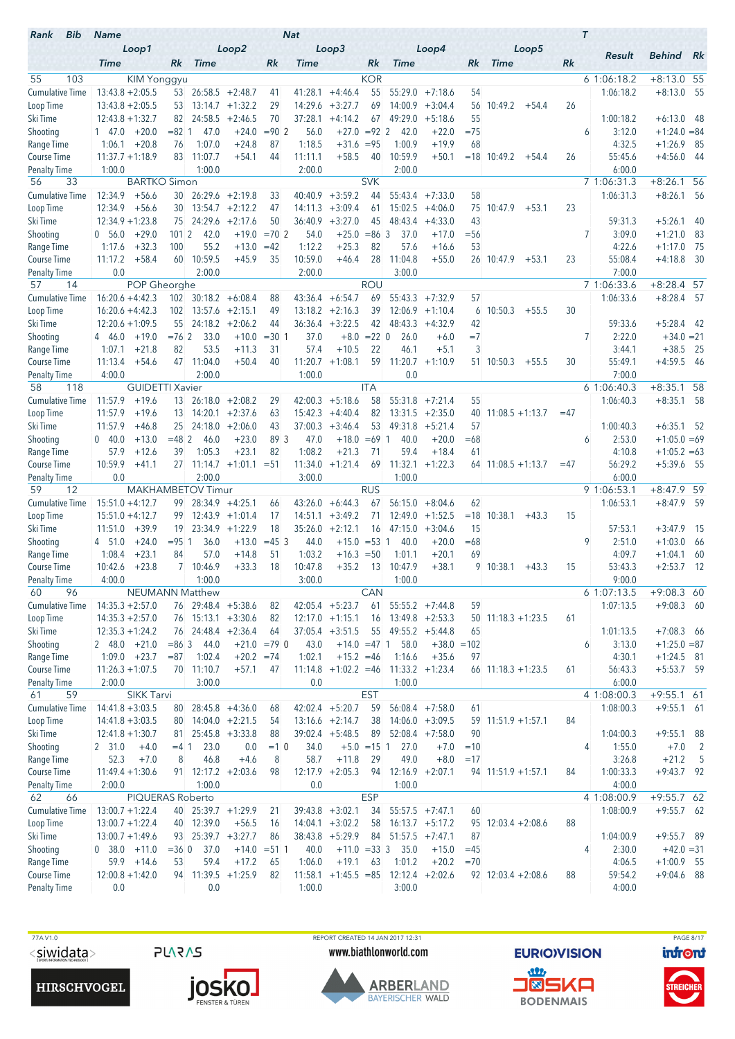| Rank | Bib | Name | | | | | | Nat | | | | | | T | Result | Behind | Rk |
|---|---|---|---|---|---|---|---|---|---|---|---|---|---|---|---|---|---|
| | Loop1 | | | Loop2 | | | Loop3 | | | Loop4 | | | Loop5 | | | | |
| | Time | | Rk | Time | | Rk | Time | | Rk | Time | | Rk | Time | | Rk | | |
| 55 | 103 | KIM Yonggyu | | | | | | KOR | | | | | | 6 | 1:06:18.2 | +8:13.0 | 55 |
| Cumulative Time | 13:43.8 | +2:05.5 | 53 | 26:58.5 | +2:48.7 | 41 | 41:28.1 | +4:46.4 | 55 | 55:29.0 | +7:18.6 | 54 | | | | 1:06:18.2 | +8:13.0 55 |
| Loop Time | 13:43.8 | +2:05.5 | 53 | 13:14.7 | +1:32.2 | 29 | 14:29.6 | +3:27.7 | 69 | 14:00.9 | +3:04.4 | 56 | 10:49.2 | +54.4 | 26 | | |
| Ski Time | 12:43.8 | +1:32.7 | 82 | 24:58.5 | +2:46.5 | 70 | 37:28.1 | +4:14.2 | 67 | 49:29.0 | +5:18.6 | 55 | | | | 1:00:18.2 | +6:13.0 48 |
| Shooting | 1 47.0 | +20.0 | =82 | 1 47.0 | +24.0 | =90 | 2 56.0 | +27.0 | =92 | 2 42.0 | +22.0 | =75 | | | 6 | 3:12.0 | +1:24.0 =84 |
| Range Time | 1:06.1 | +20.8 | 76 | 1:07.0 | +24.8 | 87 | 1:18.5 | +31.6 | =95 | 1:00.9 | +19.9 | 68 | | | | 4:32.5 | +1:26.9 85 |
| Course Time | 11:37.7 | +1:18.9 | 83 | 11:07.7 | +54.1 | 44 | 11:11.1 | +58.5 | 40 | 10:59.9 | +50.1 | =18 | 10:49.2 | +54.4 | 26 | 55:45.6 | +4:56.0 44 |
| Penalty Time | 1:00.0 | | | 1:00.0 | | | 2:00.0 | | | 2:00.0 | | | | | | 6:00.0 | |
| 56 | 33 | BARTKO Simon | | | | | | SVK | | | | | | 7 | 1:06:31.3 | +8:26.1 | 56 |
| Cumulative Time | 12:34.9 | +56.6 | 30 | 26:29.6 | +2:19.8 | 33 | 40:40.9 | +3:59.2 | 44 | 55:43.4 | +7:33.0 | 58 | | | | 1:06:31.3 | +8:26.1 56 |
| Loop Time | 12:34.9 | +56.6 | 30 | 13:54.7 | +2:12.2 | 47 | 14:11.3 | +3:09.4 | 61 | 15:02.5 | +4:06.0 | 75 | 10:47.9 | +53.1 | 23 | | |
| Ski Time | 12:34.9 | +1:23.8 | 75 | 24:29.6 | +2:17.6 | 50 | 36:40.9 | +3:27.0 | 45 | 48:43.4 | +4:33.0 | 43 | | | | 59:31.3 | +5:26.1 40 |
| Shooting | 0 56.0 | +29.0 | 101 | 2 42.0 | +19.0 | =70 | 2 54.0 | +25.0 | =86 | 3 37.0 | +17.0 | =56 | | | 7 | 3:09.0 | +1:21.0 83 |
| Range Time | 1:17.6 | +32.3 | 100 | 55.2 | +13.0 | =42 | 1:12.2 | +25.3 | 82 | 57.6 | +16.6 | 53 | | | | 4:22.6 | +1:17.0 75 |
| Course Time | 11:17.2 | +58.4 | 60 | 10:59.5 | +45.9 | 35 | 10:59.0 | +46.4 | 28 | 11:04.8 | +55.0 | 26 | 10:47.9 | +53.1 | 23 | 55:08.4 | +4:18.8 30 |
| Penalty Time | 0.0 | | | 2:00.0 | | | 2:00.0 | | | 3:00.0 | | | | | | 7:00.0 | |
| 57 | 14 | POP Gheorghe | | | | | | ROU | | | | | | 7 | 1:06:33.6 | +8:28.4 | 57 |
| Cumulative Time | 16:20.6 | +4:42.3 | 102 | 30:18.2 | +6:08.4 | 88 | 43:36.4 | +6:54.7 | 69 | 55:43.3 | +7:32.9 | 57 | | | | 1:06:33.6 | +8:28.4 57 |
| Loop Time | 16:20.6 | +4:42.3 | 102 | 13:57.6 | +2:15.1 | 49 | 13:18.2 | +2:16.3 | 39 | 12:06.9 | +1:10.4 | 6 | 10:50.3 | +55.5 | 30 | | |
| Ski Time | 12:20.6 | +1:09.5 | 55 | 24:18.2 | +2:06.2 | 44 | 36:36.4 | +3:22.5 | 42 | 48:43.3 | +4:32.9 | 42 | | | | 59:33.6 | +5:28.4 42 |
| Shooting | 4 46.0 | +19.0 | =76 | 2 33.0 | +10.0 | =30 | 1 37.0 | +8.0 | =22 | 0 26.0 | +6.0 | =7 | | | 7 | 2:22.0 | +34.0 =21 |
| Range Time | 1:07.1 | +21.8 | 82 | 53.5 | +11.3 | 31 | 57.4 | +10.5 | 22 | 46.1 | +5.1 | 3 | | | | 3:44.1 | +38.5 25 |
| Course Time | 11:13.4 | +54.6 | 47 | 11:04.0 | +50.4 | 40 | 11:20.7 | +1:08.1 | 59 | 11:20.7 | +1:10.9 | 51 | 10:50.3 | +55.5 | 30 | 55:49.1 | +4:59.5 46 |
| Penalty Time | 4:00.0 | | | 2:00.0 | | | 1:00.0 | | | 0.0 | | | | | | 7:00.0 | |
| 58 | 118 | GUIDETTI Xavier | | | | | | ITA | | | | | | 6 | 1:06:40.3 | +8:35.1 | 58 |
| Cumulative Time | 11:57.9 | +19.6 | 13 | 26:18.0 | +2:08.2 | 29 | 42:00.3 | +5:18.6 | 58 | 55:31.8 | +7:21.4 | 55 | | | | 1:06:40.3 | +8:35.1 58 |
| Loop Time | 11:57.9 | +19.6 | 13 | 14:20.1 | +2:37.6 | 63 | 15:42.3 | +4:40.4 | 82 | 13:31.5 | +2:35.0 | 40 | 11:08.5 | +1:13.7 | =47 | | |
| Ski Time | 11:57.9 | +46.8 | 25 | 24:18.0 | +2:06.0 | 43 | 37:00.3 | +3:46.4 | 53 | 49:31.8 | +5:21.4 | 57 | | | | 1:00:40.3 | +6:35.1 52 |
| Shooting | 0 40.0 | +13.0 | =48 | 2 46.0 | +23.0 | 89 | 3 47.0 | +18.0 | =69 | 1 40.0 | +20.0 | =68 | | | 6 | 2:53.0 | +1:05.0 =69 |
| Range Time | 57.9 | +12.6 | 39 | 1:05.3 | +23.1 | 82 | 1:08.2 | +21.3 | 71 | 59.4 | +18.4 | 61 | | | | 4:10.8 | +1:05.2 =63 |
| Course Time | 10:59.9 | +41.1 | 27 | 11:14.7 | +1:01.1 | =51 | 11:34.0 | +1:21.4 | 69 | 11:32.1 | +1:22.3 | 64 | 11:08.5 | +1:13.7 | =47 | 56:29.2 | +5:39.6 55 |
| Penalty Time | 0.0 | | | 2:00.0 | | | 3:00.0 | | | 1:00.0 | | | | | | 6:00.0 | |
| 59 | 12 | MAKHAMBETOV Timur | | | | | | RUS | | | | | | 9 | 1:06:53.1 | +8:47.9 | 59 |
| Cumulative Time | 15:51.0 | +4:12.7 | 99 | 28:34.9 | +4:25.1 | 66 | 43:26.0 | +6:44.3 | 67 | 56:15.0 | +8:04.6 | 62 | | | | 1:06:53.1 | +8:47.9 59 |
| Loop Time | 15:51.0 | +4:12.7 | 99 | 12:43.9 | +1:01.4 | 17 | 14:51.1 | +3:49.2 | 71 | 12:49.0 | +1:52.5 | =18 | 10:38.1 | +43.3 | 15 | | |
| Ski Time | 11:51.0 | +39.9 | 19 | 23:34.9 | +1:22.9 | 18 | 35:26.0 | +2:12.1 | 16 | 47:15.0 | +3:04.6 | 15 | | | | 57:53.1 | +3:47.9 15 |
| Shooting | 4 51.0 | +24.0 | =95 | 1 36.0 | +13.0 | =45 | 3 44.0 | +15.0 | =53 | 1 40.0 | +20.0 | =68 | | | 9 | 2:51.0 | +1:03.0 66 |
| Range Time | 1:08.4 | +23.1 | 84 | 57.0 | +14.8 | 51 | 1:03.2 | +16.3 | =50 | 1:01.1 | +20.1 | 69 | | | | 4:09.7 | +1:04.1 60 |
| Course Time | 10:42.6 | +23.8 | 7 | 10:46.9 | +33.3 | 18 | 10:47.8 | +35.2 | 13 | 10:47.9 | +38.1 | 9 | 10:38.1 | +43.3 | 15 | 53:43.3 | +2:53.7 12 |
| Penalty Time | 4:00.0 | | | 1:00.0 | | | 3:00.0 | | | 1:00.0 | | | | | | 9:00.0 | |
| 60 | 96 | NEUMANN Matthew | | | | | | CAN | | | | | | 6 | 1:07:13.5 | +9:08.3 | 60 |
| Cumulative Time | 14:35.3 | +2:57.0 | 76 | 29:48.4 | +5:38.6 | 82 | 42:05.4 | +5:23.7 | 61 | 55:55.2 | +7:44.8 | 59 | | | | 1:07:13.5 | +9:08.3 60 |
| Loop Time | 14:35.3 | +2:57.0 | 76 | 15:13.1 | +3:30.6 | 82 | 12:17.0 | +1:15.1 | 16 | 13:49.8 | +2:53.3 | 50 | 11:18.3 | +1:23.5 | 61 | | |
| Ski Time | 12:35.3 | +1:24.2 | 76 | 24:48.4 | +2:36.4 | 64 | 37:05.4 | +3:51.5 | 55 | 49:55.2 | +5:44.8 | 65 | | | | 1:01:13.5 | +7:08.3 66 |
| Shooting | 2 48.0 | +21.0 | =86 | 3 44.0 | +21.0 | =79 | 0 43.0 | +14.0 | =47 | 1 58.0 | +38.0 | =102 | | | 6 | 3:13.0 | +1:25.0 =87 |
| Range Time | 1:09.0 | +23.7 | =87 | 1:02.4 | +20.2 | =74 | 1:02.1 | +15.2 | =46 | 1:16.6 | +35.6 | 97 | | | | 4:30.1 | +1:24.5 81 |
| Course Time | 11:26.3 | +1:07.5 | 70 | 11:10.7 | +57.1 | 47 | 11:14.8 | +1:02.2 | =46 | 11:33.2 | +1:23.4 | 66 | 11:18.3 | +1:23.5 | 61 | 56:43.3 | +5:53.7 59 |
| Penalty Time | 2:00.0 | | | 3:00.0 | | | 0.0 | | | 1:00.0 | | | | | | 6:00.0 | |
| 61 | 59 | SIKK Tarvi | | | | | | EST | | | | | | 4 | 1:08:00.3 | +9:55.1 | 61 |
| Cumulative Time | 14:41.8 | +3:03.5 | 80 | 28:45.8 | +4:36.0 | 68 | 42:02.4 | +5:20.7 | 59 | 56:08.4 | +7:58.0 | 61 | | | | 1:08:00.3 | +9:55.1 61 |
| Loop Time | 14:41.8 | +3:03.5 | 80 | 14:04.0 | +2:21.5 | 54 | 13:16.6 | +2:14.7 | 38 | 14:06.0 | +3:09.5 | 59 | 11:51.9 | +1:57.1 | 84 | | |
| Ski Time | 12:41.8 | +1:30.7 | 81 | 25:45.8 | +3:33.8 | 88 | 39:02.4 | +5:48.5 | 89 | 52:08.4 | +7:58.0 | 90 | | | | 1:04:00.3 | +9:55.1 88 |
| Shooting | 2 31.0 | +4.0 | =4 | 1 23.0 | 0.0 | =1 | 0 34.0 | +5.0 | =15 | 1 27.0 | +7.0 | =10 | | | 4 | 1:55.0 | +7.0 2 |
| Range Time | 52.3 | +7.0 | 8 | 46.8 | +4.6 | 8 | 58.7 | +11.8 | 29 | 49.0 | +8.0 | =17 | | | | 3:26.8 | +21.2 5 |
| Course Time | 11:49.4 | +1:30.6 | 91 | 12:17.2 | +2:03.6 | 98 | 12:17.9 | +2:05.3 | 94 | 12:16.9 | +2:07.1 | 94 | 11:51.9 | +1:57.1 | 84 | 1:00:33.3 | +9:43.7 92 |
| Penalty Time | 2:00.0 | | | 1:00.0 | | | 0.0 | | | 1:00.0 | | | | | | 4:00.0 | |
| 62 | 66 | PIQUERAS Roberto | | | | | | ESP | | | | | | 4 | 1:08:00.9 | +9:55.7 | 62 |
| Cumulative Time | 13:00.7 | +1:22.4 | 40 | 25:39.7 | +1:29.9 | 21 | 39:43.8 | +3:02.1 | 34 | 55:57.5 | +7:47.1 | 60 | | | | 1:08:00.9 | +9:55.7 62 |
| Loop Time | 13:00.7 | +1:22.4 | 40 | 12:39.0 | +56.5 | 16 | 14:04.1 | +3:02.2 | 58 | 16:13.7 | +5:17.2 | 95 | 12:03.4 | +2:08.6 | 88 | | |
| Ski Time | 13:00.7 | +1:49.6 | 93 | 25:39.7 | +3:27.7 | 86 | 38:43.8 | +5:29.9 | 84 | 51:57.5 | +7:47.1 | 87 | | | | 1:04:00.9 | +9:55.7 89 |
| Shooting | 0 38.0 | +11.0 | =36 | 0 37.0 | +14.0 | =51 | 1 40.0 | +11.0 | =33 | 3 35.0 | +15.0 | =45 | | | 4 | 2:30.0 | +42.0 =31 |
| Range Time | 59.9 | +14.6 | 53 | 59.4 | +17.2 | 65 | 1:06.0 | +19.1 | 63 | 1:01.2 | +20.2 | =70 | | | | 4:06.5 | +1:00.9 55 |
| Course Time | 12:00.8 | +1:42.0 | 94 | 11:39.5 | +1:25.9 | 82 | 11:58.1 | +1:45.5 | =85 | 12:12.4 | +2:02.6 | 92 | 12:03.4 | +2:08.6 | 88 | 59:54.2 | +9:04.6 88 |
| Penalty Time | 0.0 | | | 0.0 | | | 1:00.0 | | | 3:00.0 | | | | | | 4:00.0 | |

77A V1.0 REPORT CREATED 14 JAN 2017 12:31 www.biathlonworld.com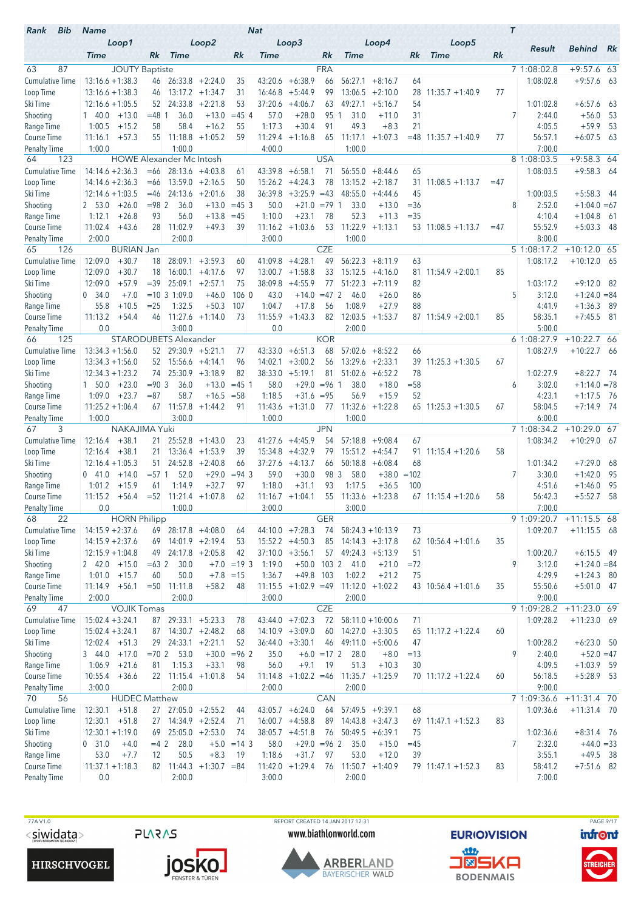| Rank | Bib | Name | | | | | Nat | | | | | | | | T | Result | Behind | Rk |
|---|---|---|---|---|---|---|---|---|---|---|---|---|---|---|---|---|---|---|
| | | Loop1 | | | Loop2 | | | Loop3 | | | Loop4 | | | Loop5 | | | | |
| | | Time | | Rk | Time | | Rk | Time | | Rk | Time | | Rk | Time | Rk | | | |
| 63 | 87 | JOUTY Baptiste | | | | | FRA | | | | | | | | 7 | 1:08:02.8 | +9:57.6 | 63 |
| Cumulative Time | | 13:16.6 | +1:38.3 | 46 | 26:33.8 | +2:24.0 | 35 | 43:20.6 | +6:38.9 | 66 | 56:27.1 | +8:16.7 | 64 | | | 1:08:02.8 | +9:57.6 | 63 |
| Loop Time | | 13:16.6 | +1:38.3 | 46 | 13:17.2 | +1:34.7 | 31 | 16:46.8 | +5:44.9 | 99 | 13:06.5 | +2:10.0 | 28 | 11:35.7 +1:40.9 | 77 | | | |
| Ski Time | | 12:16.6 | +1:05.5 | 52 | 24:33.8 | +2:21.8 | 53 | 37:20.6 | +4:06.7 | 63 | 49:27.1 | +5:16.7 | 54 | | | 1:01:02.8 | +6:57.6 | 63 |
| Shooting | | 1 40.0 | +13.0 | =48 | 1 36.0 | +13.0 | =45 | 4 57.0 | +28.0 | 95 | 1 31.0 | +11.0 | 31 | | 7 | 2:44.0 | +56.0 | 53 |
| Range Time | | 1:00.5 | +15.2 | 58 | 58.4 | +16.2 | 55 | 1:17.3 | +30.4 | 91 | 49.3 | +8.3 | 21 | | | 4:05.5 | +59.9 | 53 |
| Course Time | | 11:16.1 | +57.3 | 55 | 11:18.8 | +1:05.2 | 59 | 11:29.4 | +1:16.8 | 65 | 11:17.1 | +1:07.3 | =48 | 11:35.7 +1:40.9 | 77 | 56:57.1 | +6:07.5 | 63 |
| Penalty Time | | 1:00.0 | | | 1:00.0 | | | 4:00.0 | | | 1:00.0 | | | | | 7:00.0 | | |
| 64 | 123 | HOWE Alexander Mc Intosh | | | | | USA | | | | | | | | 8 | 1:08:03.5 | +9:58.3 | 64 |
| Cumulative Time | | 14:14.6 | +2:36.3 | =66 | 28:13.6 | +4:03.8 | 61 | 43:39.8 | +6:58.1 | 71 | 56:55.0 | +8:44.6 | 65 | | | 1:08:03.5 | +9:58.3 | 64 |
| Loop Time | | 14:14.6 | +2:36.3 | =66 | 13:59.0 | +2:16.5 | 50 | 15:26.2 | +4:24.3 | 78 | 13:15.2 | +2:18.7 | 31 | 11:08.5 +1:13.7 | =47 | | | |
| Ski Time | | 12:14.6 | +1:03.5 | =46 | 24:13.6 | +2:01.6 | 38 | 36:39.8 | +3:25.9 | =43 | 48:55.0 | +4:44.6 | 45 | | | 1:00:03.5 | +5:58.3 | 44 |
| Shooting | | 2 53.0 | +26.0 | =98 | 2 36.0 | +13.0 | =45 | 3 50.0 | +21.0 | =79 | 1 33.0 | +13.0 | =36 | | 8 | 2:52.0 | +1:04.0 | =67 |
| Range Time | | 1:12.1 | +26.8 | 93 | 56.0 | +13.8 | =45 | 1:10.0 | +23.1 | 78 | 52.3 | +11.3 | =35 | | | 4:10.4 | +1:04.8 | 61 |
| Course Time | | 11:02.4 | +43.6 | 28 | 11:02.9 | +49.3 | 39 | 11:16.2 | +1:03.6 | 53 | 11:22.9 | +1:13.1 | 53 | 11:08.5 +1:13.7 | =47 | 55:52.9 | +5:03.3 | 48 |
| Penalty Time | | 2:00.0 | | | 2:00.0 | | | 3:00.0 | | | 1:00.0 | | | | | 8:00.0 | | |
| 65 | 126 | BURIAN Jan | | | | | CZE | | | | | | | | 5 | 1:08:17.2 | +10:12.0 | 65 |
| Cumulative Time | | 12:09.0 | +30.7 | 18 | 28:09.1 | +3:59.3 | 60 | 41:09.8 | +4:28.1 | 49 | 56:22.3 | +8:11.9 | 63 | | | 1:08:17.2 | +10:12.0 | 65 |
| Loop Time | | 12:09.0 | +30.7 | 18 | 16:00.1 | +4:17.6 | 97 | 13:00.7 | +1:58.8 | 33 | 15:12.5 | +4:16.0 | 81 | 11:54.9 +2:00.1 | 85 | | | |
| Ski Time | | 12:09.0 | +57.9 | =39 | 25:09.1 | +2:57.1 | 75 | 38:09.8 | +4:55.9 | 77 | 51:22.3 | +7:11.9 | 82 | | | 1:03:17.2 | +9:12.0 | 82 |
| Shooting | | 0 34.0 | +7.0 | =10 | 3 1:09.0 | +46.0 | 106 | 0 43.0 | +14.0 | =47 | 2 46.0 | +26.0 | 86 | | 5 | 3:12.0 | +1:24.0 | =84 |
| Range Time | | 55.8 | +10.5 | =25 | 1:32.5 | +50.3 | 107 | 1:04.7 | +17.8 | 56 | 1:08.9 | +27.9 | 88 | | | 4:41.9 | +1:36.3 | 89 |
| Course Time | | 11:13.2 | +54.4 | 46 | 11:27.6 | +1:14.0 | 73 | 11:55.9 | +1:43.3 | 82 | 12:03.5 | +1:53.7 | 87 | 11:54.9 +2:00.1 | 85 | 58:35.1 | +7:45.5 | 81 |
| Penalty Time | | 0.0 | | | 3:00.0 | | | 0.0 | | | 2:00.0 | | | | | 5:00.0 | | |
| 66 | 125 | STARODUBETS Alexander | | | | | KOR | | | | | | | | 6 | 1:08:27.9 | +10:22.7 | 66 |
| Cumulative Time | | 13:34.3 | +1:56.0 | 52 | 29:30.9 | +5:21.1 | 77 | 43:33.0 | +6:51.3 | 68 | 57:02.6 | +8:52.2 | 66 | | | 1:08:27.9 | +10:22.7 | 66 |
| Loop Time | | 13:34.3 | +1:56.0 | 52 | 15:56.6 | +4:14.1 | 96 | 14:02.1 | +3:00.2 | 56 | 13:29.6 | +2:33.1 | 39 | 11:25.3 +1:30.5 | 67 | | | |
| Ski Time | | 12:34.3 | +1:23.2 | 74 | 25:30.9 | +3:18.9 | 82 | 38:33.0 | +5:19.1 | 81 | 51:02.6 | +6:52.2 | 78 | | | 1:02:27.9 | +8:22.7 | 74 |
| Shooting | | 1 50.0 | +23.0 | =90 | 3 36.0 | +13.0 | =45 | 1 58.0 | +29.0 | =96 | 1 38.0 | +18.0 | =58 | | 6 | 3:02.0 | +1:14.0 | =78 |
| Range Time | | 1:09.0 | +23.7 | =87 | 58.7 | +16.5 | =58 | 1:18.5 | +31.6 | =95 | 56.9 | +15.9 | 52 | | | 4:23.1 | +1:17.5 | 76 |
| Course Time | | 11:25.2 | +1:06.4 | 67 | 11:57.8 | +1:44.2 | 91 | 11:43.6 | +1:31.0 | 77 | 11:32.6 | +1:22.8 | 65 | 11:25.3 +1:30.5 | 67 | 58:04.5 | +7:14.9 | 74 |
| Penalty Time | | 1:00.0 | | | 3:00.0 | | | 1:00.0 | | | 1:00.0 | | | | | 6:00.0 | | |
| 67 | 3 | NAKAJIMA Yuki | | | | | JPN | | | | | | | | 7 | 1:08:34.2 | +10:29.0 | 67 |
| Cumulative Time | | 12:16.4 | +38.1 | 21 | 25:52.8 | +1:43.0 | 23 | 41:27.6 | +4:45.9 | 54 | 57:18.8 | +9:08.4 | 67 | | | 1:08:34.2 | +10:29.0 | 67 |
| Loop Time | | 12:16.4 | +38.1 | 21 | 13:36.4 | +1:53.9 | 39 | 15:34.8 | +4:32.9 | 79 | 15:51.2 | +4:54.7 | 91 | 11:15.4 +1:20.6 | 58 | | | |
| Ski Time | | 12:16.4 | +1:05.3 | 51 | 24:52.8 | +2:40.8 | 66 | 37:27.6 | +4:13.7 | 66 | 50:18.8 | +6:08.4 | 68 | | | 1:01:34.2 | +7:29.0 | 68 |
| Shooting | | 0 41.0 | +14.0 | =57 | 1 52.0 | +29.0 | =94 | 3 59.0 | +30.0 | 98 | 3 58.0 | +38.0 | =102 | | 7 | 3:30.0 | +1:42.0 | 95 |
| Range Time | | 1:01.2 | +15.9 | 61 | 1:14.9 | +32.7 | 97 | 1:18.0 | +31.1 | 93 | 1:17.5 | +36.5 | 100 | | | 4:51.6 | +1:46.0 | 95 |
| Course Time | | 11:15.2 | +56.4 | =52 | 11:21.4 | +1:07.8 | 62 | 11:16.7 | +1:04.1 | 55 | 11:33.6 | +1:23.8 | 67 | 11:15.4 +1:20.6 | 58 | 56:42.3 | +5:52.7 | 58 |
| Penalty Time | | 0.0 | | | 1:00.0 | | | 3:00.0 | | | 3:00.0 | | | | | 7:00.0 | | |
| 68 | 22 | HORN Philipp | | | | | GER | | | | | | | | 9 | 1:09:20.7 | +11:15.5 | 68 |
| Cumulative Time | | 14:15.9 | +2:37.6 | 69 | 28:17.8 | +4:08.0 | 64 | 44:10.0 | +7:28.3 | 74 | 58:24.3 | +10:13.9 | 73 | | | 1:09:20.7 | +11:15.5 | 68 |
| Loop Time | | 14:15.9 | +2:37.6 | 69 | 14:01.9 | +2:19.4 | 53 | 15:52.2 | +4:50.3 | 85 | 14:14.3 | +3:17.8 | 62 | 10:56.4 +1:01.6 | 35 | | | |
| Ski Time | | 12:15.9 | +1:04.8 | 49 | 24:17.8 | +2:05.8 | 42 | 37:10.0 | +3:56.1 | 57 | 49:24.3 | +5:13.9 | 51 | | | 1:00:20.7 | +6:15.5 | 49 |
| Shooting | | 2 42.0 | +15.0 | =63 | 2 30.0 | +7.0 | =19 | 3 1:19.0 | +50.0 | 103 | 2 41.0 | +21.0 | =72 | | 9 | 3:12.0 | +1:24.0 | =84 |
| Range Time | | 1:01.0 | +15.7 | 60 | 50.0 | +7.8 | =15 | 1:36.7 | +49.8 | 103 | 1:02.2 | +21.2 | 75 | | | 4:29.9 | +1:24.3 | 80 |
| Course Time | | 11:14.9 | +56.1 | =50 | 11:11.8 | +58.2 | 48 | 11:15.5 | +1:02.9 | =49 | 11:12.0 | +1:02.2 | 43 | 10:56.4 +1:01.6 | 35 | 55:50.6 | +5:01.0 | 47 |
| Penalty Time | | 2:00.0 | | | 2:00.0 | | | 3:00.0 | | | 2:00.0 | | | | | 9:00.0 | | |
| 69 | 47 | VOJIK Tomas | | | | | CZE | | | | | | | | 9 | 1:09:28.2 | +11:23.0 | 69 |
| Cumulative Time | | 15:02.4 | +3:24.1 | 87 | 29:33.1 | +5:23.3 | 78 | 43:44.0 | +7:02.3 | 72 | 58:11.0 | +10:00.6 | 71 | | | 1:09:28.2 | +11:23.0 | 69 |
| Loop Time | | 15:02.4 | +3:24.1 | 87 | 14:30.7 | +2:48.2 | 68 | 14:10.9 | +3:09.0 | 60 | 14:27.0 | +3:30.5 | 65 | 11:17.2 +1:22.4 | 60 | | | |
| Ski Time | | 12:02.4 | +51.3 | 29 | 24:33.1 | +2:21.1 | 52 | 36:44.0 | +3:30.1 | 46 | 49:11.0 | +5:00.6 | 47 | | | 1:00:28.2 | +6:23.0 | 50 |
| Shooting | | 3 44.0 | +17.0 | =70 | 2 53.0 | +30.0 | =96 | 2 35.0 | +6.0 | =17 | 2 28.0 | +8.0 | =13 | | 9 | 2:40.0 | +52.0 | =47 |
| Range Time | | 1:06.9 | +21.6 | 81 | 1:15.3 | +33.1 | 98 | 56.0 | +9.1 | 19 | 51.3 | +10.3 | 30 | | | 4:09.5 | +1:03.9 | 59 |
| Course Time | | 10:55.4 | +36.6 | 22 | 11:15.4 | +1:01.8 | 54 | 11:14.8 | +1:02.2 | =46 | 11:35.7 | +1:25.9 | 70 | 11:17.2 +1:22.4 | 60 | 56:18.5 | +5:28.9 | 53 |
| Penalty Time | | 3:00.0 | | | 2:00.0 | | | 2:00.0 | | | 2:00.0 | | | | | 9:00.0 | | |
| 70 | 56 | HUDEC Matthew | | | | | CAN | | | | | | | | 7 | 1:09:36.6 | +11:31.4 | 70 |
| Cumulative Time | | 12:30.1 | +51.8 | 27 | 27:05.0 | +2:55.2 | 44 | 43:05.7 | +6:24.0 | 64 | 57:49.5 | +9:39.1 | 68 | | | 1:09:36.6 | +11:31.4 | 70 |
| Loop Time | | 12:30.1 | +51.8 | 27 | 14:34.9 | +2:52.4 | 71 | 16:00.7 | +4:58.8 | 89 | 14:43.8 | +3:47.3 | 69 | 11:47.1 +1:52.3 | 83 | | | |
| Ski Time | | 12:30.1 | +1:19.0 | 69 | 25:05.0 | +2:53.0 | 74 | 38:05.7 | +4:51.8 | 76 | 50:49.5 | +6:39.1 | 75 | | | 1:02:36.6 | +8:31.4 | 76 |
| Shooting | | 0 31.0 | +4.0 | =4 | 2 28.0 | +5.0 | =14 | 3 58.0 | +29.0 | =96 | 2 35.0 | +15.0 | =45 | | 7 | 2:32.0 | +44.0 | =33 |
| Range Time | | 53.0 | +7.7 | 12 | 50.5 | +8.3 | 19 | 1:18.6 | +31.7 | 97 | 53.0 | +12.0 | 39 | | | 3:55.1 | +49.5 | 38 |
| Course Time | | 11:37.1 | +1:18.3 | 82 | 11:44.3 | +1:30.7 | =84 | 11:42.0 | +1:29.4 | 76 | 11:50.7 | +1:40.9 | 79 | 11:47.1 +1:52.3 | 83 | 58:41.2 | +7:51.6 | 82 |
| Penalty Time | | 0.0 | | | 2:00.0 | | | 3:00.0 | | | 2:00.0 | | | | | 7:00.0 | | |

77A V1.0 — REPORT CREATED 14 JAN 2017 12:31 — www.biathlonworld.com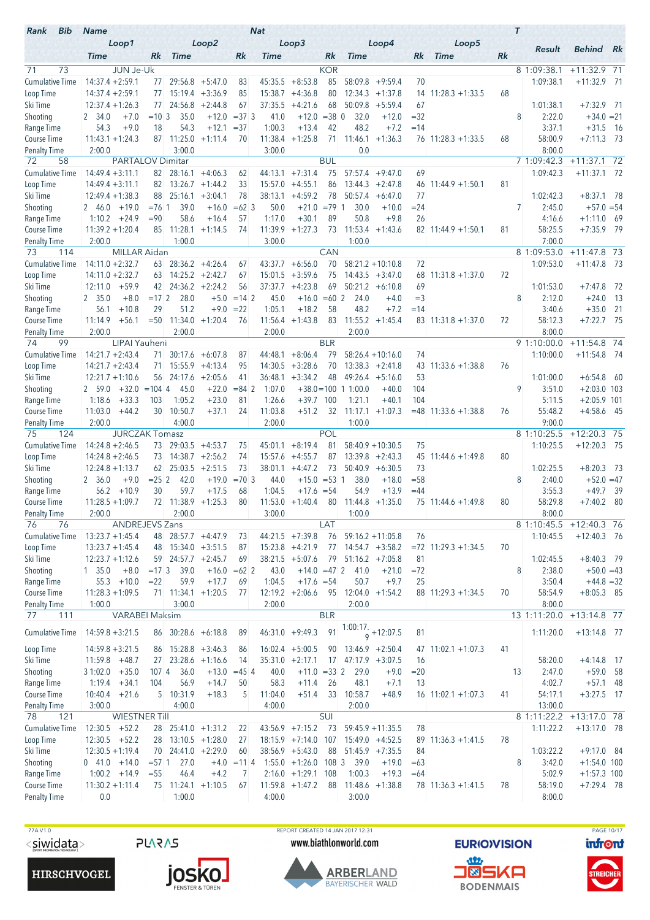| Rank | Bib | Name | | Nat | | | | | | | | | | | | T | Result | Behind | Rk |
|---|---|---|---|---|---|---|---|---|---|---|---|---|---|---|---|---|---|---|---|
| | Loop1 | | | Loop2 | | | Loop3 | | | Loop4 | | | Loop5 | | | | | | |
| | Time | | Rk | Time | | Rk | Time | | Rk | Time | | Rk | Time | | Rk | | | | |
| 71 | 73 | JUN Je-Uk | | | | | KOR | | | | | | | | | 8 | 1:09:38.1 | +11:32.9 | 71 |
| Cumulative Time | 14:37.4 | +2:59.1 | 77 | 29:56.8 | +5:47.0 | 83 | 45:35.5 | +8:53.8 | 85 | 58:09.8 | +9:59.4 | 70 | | | | | 1:09:38.1 | +11:32.9 | 71 |
| Loop Time | 14:37.4 | +2:59.1 | 77 | 15:19.4 | +3:36.9 | 85 | 15:38.7 | +4:36.8 | 80 | 12:34.3 | +1:37.8 | 14 | 11:28.3 | +1:33.5 | 68 | | | | |
| Ski Time | 12:37.4 | +1:26.3 | 77 | 24:56.8 | +2:44.8 | 67 | 37:35.5 | +4:21.6 | 68 | 50:09.8 | +5:59.4 | 67 | | | | | 1:01:38.1 | +7:32.9 | 71 |
| Shooting | 2 34.0 | +7.0 | =10 | 3 35.0 | +12.0 | =37 | 3 41.0 | +12.0 | =38 | 0 32.0 | +12.0 | =32 | | | | 8 | 2:22.0 | +34.0 | =21 |
| Range Time | 54.3 | +9.0 | 18 | 54.3 | +12.1 | =37 | 1:00.3 | +13.4 | 42 | 48.2 | +7.2 | =14 | | | | | 3:37.1 | +31.5 | 16 |
| Course Time | 11:43.1 | +1:24.3 | 87 | 11:25.0 | +1:11.4 | 70 | 11:38.4 | +1:25.8 | 71 | 11:46.1 | +1:36.3 | 76 | 11:28.3 | +1:33.5 | 68 | | 58:00.9 | +7:11.3 | 73 |
| Penalty Time | 2:00.0 | | | 3:00.0 | | | 3:00.0 | | | 0.0 | | | | | | | 8:00.0 | | |
| 72 | 58 | PARTALOV Dimitar | | | | | BUL | | | | | | | | | 7 | 1:09:42.3 | +11:37.1 | 72 |
| Cumulative Time | 14:49.4 | +3:11.1 | 82 | 28:16.1 | +4:06.3 | 62 | 44:13.1 | +7:31.4 | 75 | 57:57.4 | +9:47.0 | 69 | | | | | 1:09:42.3 | +11:37.1 | 72 |
| Loop Time | 14:49.4 | +3:11.1 | 82 | 13:26.7 | +1:44.2 | 33 | 15:57.0 | +4:55.1 | 86 | 13:44.3 | +2:47.8 | 46 | 11:44.9 | +1:50.1 | 81 | | | | |
| Ski Time | 12:49.4 | +1:38.3 | 88 | 25:16.1 | +3:04.1 | 78 | 38:13.1 | +4:59.2 | 78 | 50:57.4 | +6:47.0 | 77 | | | | | 1:02:42.3 | +8:37.1 | 78 |
| Shooting | 2 46.0 | +19.0 | =76 | 1 39.0 | +16.0 | =62 | 3 50.0 | +21.0 | =79 | 1 30.0 | +10.0 | =24 | | | | 7 | 2:45.0 | +57.0 | =54 |
| Range Time | 1:10.2 | +24.9 | =90 | 58.6 | +16.4 | 57 | 1:17.0 | +30.1 | 89 | 50.8 | +9.8 | 26 | | | | | 4:16.6 | +1:11.0 | 69 |
| Course Time | 11:39.2 | +1:20.4 | 85 | 11:28.1 | +1:14.5 | 74 | 11:39.9 | +1:27.3 | 73 | 11:53.4 | +1:43.6 | 82 | 11:44.9 | +1:50.1 | 81 | | 58:25.5 | +7:35.9 | 79 |
| Penalty Time | 2:00.0 | | | 1:00.0 | | | 3:00.0 | | | 1:00.0 | | | | | | | 7:00.0 | | |
| 73 | 114 | MILLAR Aidan | | | | | CAN | | | | | | | | | 8 | 1:09:53.0 | +11:47.8 | 73 |
| Cumulative Time | 14:11.0 | +2:32.7 | 63 | 28:36.2 | +4:26.4 | 67 | 43:37.7 | +6:56.0 | 70 | 58:21.2 | +10:10.8 | 72 | | | | | 1:09:53.0 | +11:47.8 | 73 |
| Loop Time | 14:11.0 | +2:32.7 | 63 | 14:25.2 | +2:42.7 | 67 | 15:01.5 | +3:59.6 | 75 | 14:43.5 | +3:47.0 | 68 | 11:31.8 | +1:37.0 | 72 | | | | |
| Ski Time | 12:11.0 | +59.9 | 42 | 24:36.2 | +2:24.2 | 56 | 37:37.7 | +4:23.8 | 69 | 50:21.2 | +6:10.8 | 69 | | | | | 1:01:53.0 | +7:47.8 | 72 |
| Shooting | 2 35.0 | +8.0 | =17 | 2 28.0 | +5.0 | =14 | 2 45.0 | +16.0 | =60 | 2 24.0 | +4.0 | =3 | | | | 8 | 2:12.0 | +24.0 | 13 |
| Range Time | 56.1 | +10.8 | 29 | 51.2 | +9.0 | =22 | 1:05.1 | +18.2 | 58 | 48.2 | +7.2 | =14 | | | | | 3:40.6 | +35.0 | 21 |
| Course Time | 11:14.9 | +56.1 | =50 | 11:34.0 | +1:20.4 | 76 | 11:56.4 | +1:43.8 | 83 | 11:55.2 | +1:45.4 | 83 | 11:31.8 | +1:37.0 | 72 | | 58:12.3 | +7:22.7 | 75 |
| Penalty Time | 2:00.0 | | | 2:00.0 | | | 2:00.0 | | | 2:00.0 | | | | | | | 8:00.0 | | |
| 74 | 99 | LIPAI Yauheni | | | | | BLR | | | | | | | | | 9 | 1:10:00.0 | +11:54.8 | 74 |
| Cumulative Time | 14:21.7 | +2:43.4 | 71 | 30:17.6 | +6:07.8 | 87 | 44:48.1 | +8:06.4 | 79 | 58:26.4 | +10:16.0 | 74 | | | | | 1:10:00.0 | +11:54.8 | 74 |
| Loop Time | 14:21.7 | +2:43.4 | 71 | 15:55.9 | +4:13.4 | 95 | 14:30.5 | +3:28.6 | 70 | 13:38.3 | +2:41.8 | 43 | 11:33.6 | +1:38.8 | 76 | | | | |
| Ski Time | 12:21.7 | +1:10.6 | 56 | 24:17.6 | +2:05.6 | 41 | 36:48.1 | +3:34.2 | 48 | 49:26.4 | +5:16.0 | 53 | | | | | 1:01:00.0 | +6:54.8 | 60 |
| Shooting | 2 59.0 | +32.0 | =104 | 4 45.0 | +22.0 | =84 | 2 1:07.0 | +38.0 | =100 | 1 1:00.0 | +40.0 | 104 | | | | 9 | 3:51.0 | +2:03.0 | 103 |
| Range Time | 1:18.6 | +33.3 | 103 | 1:05.2 | +23.0 | 81 | 1:26.6 | +39.7 | 100 | 1:21.1 | +40.1 | 104 | | | | | 5:11.5 | +2:05.9 | 101 |
| Course Time | 11:03.0 | +44.2 | 30 | 10:50.7 | +37.1 | 24 | 11:03.8 | +51.2 | 32 | 11:17.1 | +1:07.3 | =48 | 11:33.6 | +1:38.8 | 76 | | 55:48.2 | +4:58.6 | 45 |
| Penalty Time | 2:00.0 | | | 4:00.0 | | | 2:00.0 | | | 1:00.0 | | | | | | | 9:00.0 | | |
| 75 | 124 | JURCZAK Tomasz | | | | | POL | | | | | | | | | 8 | 1:10:25.5 | +12:20.3 | 75 |
| Cumulative Time | 14:24.8 | +2:46.5 | 73 | 29:03.5 | +4:53.7 | 75 | 45:01.1 | +8:19.4 | 81 | 58:40.9 | +10:30.5 | 75 | | | | | 1:10:25.5 | +12:20.3 | 75 |
| Loop Time | 14:24.8 | +2:46.5 | 73 | 14:38.7 | +2:56.2 | 74 | 15:57.6 | +4:55.7 | 87 | 13:39.8 | +2:43.3 | 45 | 11:44.6 | +1:49.8 | 80 | | | | |
| Ski Time | 12:24.8 | +1:13.7 | 62 | 25:03.5 | +2:51.5 | 73 | 38:01.1 | +4:47.2 | 73 | 50:40.9 | +6:30.5 | 73 | | | | | 1:02:25.5 | +8:20.3 | 73 |
| Shooting | 2 36.0 | +9.0 | =25 | 2 42.0 | +19.0 | =70 | 3 44.0 | +15.0 | =53 | 1 38.0 | +18.0 | =58 | | | | 8 | 2:40.0 | +52.0 | =47 |
| Range Time | 56.2 | +10.9 | 30 | 59.7 | +17.5 | 68 | 1:04.5 | +17.6 | =54 | 54.9 | +13.9 | =44 | | | | | 3:55.3 | +49.7 | 39 |
| Course Time | 11:28.5 | +1:09.7 | 72 | 11:38.9 | +1:25.3 | 80 | 11:53.0 | +1:40.4 | 80 | 11:44.8 | +1:35.0 | 75 | 11:44.6 | +1:49.8 | 80 | | 58:29.8 | +7:40.2 | 80 |
| Penalty Time | 2:00.0 | | | 2:00.0 | | | 3:00.0 | | | 1:00.0 | | | | | | | 8:00.0 | | |
| 76 | 76 | ANDREJEVS Zans | | | | | LAT | | | | | | | | | 8 | 1:10:45.5 | +12:40.3 | 76 |
| Cumulative Time | 13:23.7 | +1:45.4 | 48 | 28:57.7 | +4:47.9 | 73 | 44:21.5 | +7:39.8 | 76 | 59:16.2 | +11:05.8 | 76 | | | | | 1:10:45.5 | +12:40.3 | 76 |
| Loop Time | 13:23.7 | +1:45.4 | 48 | 15:34.0 | +3:51.5 | 87 | 15:23.8 | +4:21.9 | 77 | 14:54.7 | +3:58.2 | =72 | 11:29.3 | +1:34.5 | 70 | | | | |
| Ski Time | 12:23.7 | +1:12.6 | 59 | 24:57.7 | +2:45.7 | 69 | 38:21.5 | +5:07.6 | 79 | 51:16.2 | +7:05.8 | 81 | | | | | 1:02:45.5 | +8:40.3 | 79 |
| Shooting | 1 35.0 | +8.0 | =17 | 3 39.0 | +16.0 | =62 | 2 43.0 | +14.0 | =47 | 2 41.0 | +21.0 | =72 | | | | 8 | 2:38.0 | +50.0 | =43 |
| Range Time | 55.3 | +10.0 | =22 | 59.9 | +17.7 | 69 | 1:04.5 | +17.6 | =54 | 50.7 | +9.7 | 25 | | | | | 3:50.4 | +44.8 | =32 |
| Course Time | 11:28.3 | +1:09.5 | 71 | 11:34.1 | +1:20.5 | 77 | 12:19.2 | +2:06.6 | 95 | 12:04.0 | +1:54.2 | 88 | 11:29.3 | +1:34.5 | 70 | | 58:54.9 | +8:05.3 | 85 |
| Penalty Time | 1:00.0 | | | 3:00.0 | | | 2:00.0 | | | 2:00.0 | | | | | | | 8:00.0 | | |
| 77 | 111 | VARABEI Maksim | | | | | BLR | | | | | | | | | 13 | 1:11:20.0 | +13:14.8 | 77 |
| Cumulative Time | 14:59.8 | +3:21.5 | 86 | 30:28.6 | +6:18.8 | 89 | 46:31.0 | +9:49.3 | 91 | 1:00:17.9 | +12:07.5 | 81 | | | | | 1:11:20.0 | +13:14.8 | 77 |
| Loop Time | 14:59.8 | +3:21.5 | 86 | 15:28.8 | +3:46.3 | 86 | 16:02.4 | +5:00.5 | 90 | 13:46.9 | +2:50.4 | 47 | 11:02.1 | +1:07.3 | 41 | | | | |
| Ski Time | 11:59.8 | +48.7 | 27 | 23:28.6 | +1:16.6 | 14 | 35:31.0 | +2:17.1 | 17 | 47:17.9 | +3:07.5 | 16 | | | | | 58:20.0 | +4:14.8 | 17 |
| Shooting | 3 1:02.0 | +35.0 | 107 | 4 36.0 | +13.0 | =45 | 4 40.0 | +11.0 | =33 | 2 29.0 | +9.0 | =20 | | | | 13 | 2:47.0 | +59.0 | 58 |
| Range Time | 1:19.4 | +34.1 | 104 | 56.9 | +14.7 | 50 | 58.3 | +11.4 | 26 | 48.1 | +7.1 | 13 | | | | | 4:02.7 | +57.1 | 48 |
| Course Time | 10:40.4 | +21.6 | 5 | 10:31.9 | +18.3 | 5 | 11:04.0 | +51.4 | 33 | 10:58.7 | +48.9 | 16 | 11:02.1 | +1:07.3 | 41 | | 54:17.1 | +3:27.5 | 17 |
| Penalty Time | 3:00.0 | | | 4:00.0 | | | 4:00.0 | | | 2:00.0 | | | | | | | 13:00.0 | | |
| 78 | 121 | WIESTNER Till | | | | | SUI | | | | | | | | | 8 | 1:11:22.2 | +13:17.0 | 78 |
| Cumulative Time | 12:30.5 | +52.2 | 28 | 25:41.0 | +1:31.2 | 22 | 43:56.9 | +7:15.2 | 73 | 59:45.9 | +11:35.5 | 78 | | | | | 1:11:22.2 | +13:17.0 | 78 |
| Loop Time | 12:30.5 | +52.2 | 28 | 13:10.5 | +1:28.0 | 27 | 18:15.9 | +7:14.0 | 107 | 15:49.0 | +4:52.5 | 89 | 11:36.3 | +1:41.5 | 78 | | | | |
| Ski Time | 12:30.5 | +1:19.4 | 70 | 24:41.0 | +2:29.0 | 60 | 38:56.9 | +5:43.0 | 88 | 51:45.9 | +7:35.5 | 84 | | | | | 1:03:22.2 | +9:17.0 | 84 |
| Shooting | 0 41.0 | +14.0 | =57 | 1 27.0 | +4.0 | =11 | 4 1:55.0 | +1:26.0 | 108 | 3 39.0 | +19.0 | =63 | | | | 8 | 3:42.0 | +1:54.0 | 100 |
| Range Time | 1:00.2 | +14.9 | =55 | 46.4 | +4.2 | 7 | 2:16.0 | +1:29.1 | 108 | 1:00.3 | +19.3 | =64 | | | | | 5:02.9 | +1:57.3 | 100 |
| Course Time | 11:30.2 | +1:11.4 | 75 | 11:24.1 | +1:10.5 | 67 | 11:59.8 | +1:47.2 | 88 | 11:48.6 | +1:38.8 | 78 | 11:36.3 | +1:41.5 | 78 | | 58:19.0 | +7:29.4 | 78 |
| Penalty Time | 0.0 | | | 1:00.0 | | | 4:00.0 | | | 3:00.0 | | | | | | | 8:00.0 | | |

77A V1.0 REPORT CREATED 14 JAN 2017 12:31 www.biathlonworld.com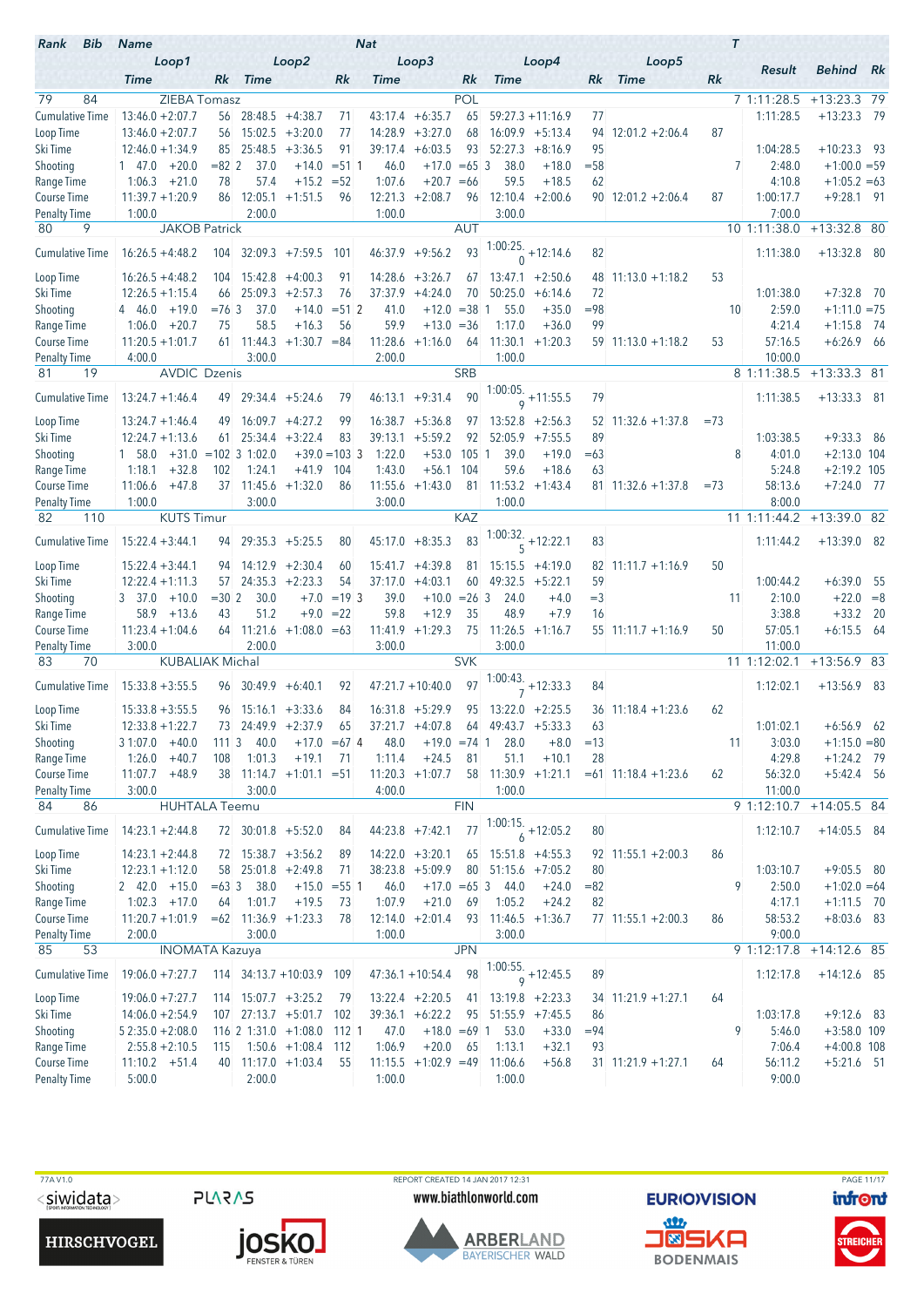| Rank | Bib | Name | | | | | | Nat | | | | | | | T | Result | Behind | Rk |
|---|---|---|---|---|---|---|---|---|---|---|---|---|---|---|---|---|---|---|
| | | Loop1 | | | Loop2 | | | Loop3 | | | Loop4 | | | Loop5 | | | | |
| | | Time | | Rk | Time | | Rk | Time | | Rk | Time | | Rk | Time | Rk | | | |
| 79 | 84 | ZIEBA Tomasz | | | | | | POL | | | | | | | 7 | 1:11:28.5 | +13:23.3 | 79 |
| Cumulative Time | | 13:46.0 | +2:07.7 | 56 | 28:48.5 | +4:38.7 | 71 | 43:17.4 | +6:35.7 | 65 | 59:27.3 | +11:16.9 | 77 | | | 1:11:28.5 | +13:23.3 | 79 |
| Loop Time | | 13:46.0 | +2:07.7 | 56 | 15:02.5 | +3:20.0 | 77 | 14:28.9 | +3:27.0 | 68 | 16:09.9 | +5:13.4 | 94 | 12:01.2 +2:06.4 | 87 | | | |
| Ski Time | | 12:46.0 | +1:34.9 | 85 | 25:48.5 | +3:36.5 | 91 | 39:17.4 | +6:03.5 | 93 | 52:27.3 | +8:16.9 | 95 | | | 1:04:28.5 | +10:23.3 | 93 |
| Shooting | | 1 47.0 | +20.0 | =82 | 2 37.0 | +14.0 | =51 | 1 46.0 | +17.0 | =65 | 3 38.0 | +18.0 | =58 | | 7 | 2:48.0 | +1:00.0 | =59 |
| Range Time | | 1:06.3 | +21.0 | 78 | 57.4 | +15.2 | =52 | 1:07.6 | +20.7 | =66 | 59.5 | +18.5 | 62 | | | 4:10.8 | +1:05.2 | =63 |
| Course Time | | 11:39.7 | +1:20.9 | 86 | 12:05.1 | +1:51.5 | 96 | 12:21.3 | +2:08.7 | 96 | 12:10.4 | +2:00.6 | 90 | 12:01.2 +2:06.4 | 87 | 1:00:17.7 | +9:28.1 | 91 |
| Penalty Time | | 1:00.0 | | | 2:00.0 | | | 1:00.0 | | | 3:00.0 | | | | | 7:00.0 | | |
| 80 | 9 | JAKOB Patrick | | | | | | AUT | | | | | | | 10 | 1:11:38.0 | +13:32.8 | 80 |
| Cumulative Time | | 16:26.5 | +4:48.2 | 104 | 32:09.3 | +7:59.5 | 101 | 46:37.9 | +9:56.2 | 93 | 1:00:25.0 | +12:14.6 | 82 | | | 1:11:38.0 | +13:32.8 | 80 |
| Loop Time | | 16:26.5 | +4:48.2 | 104 | 15:42.8 | +4:00.3 | 91 | 14:28.6 | +3:26.7 | 67 | 13:47.1 | +2:50.6 | 48 | 11:13.0 +1:18.2 | 53 | | | |
| Ski Time | | 12:26.5 | +1:15.4 | 66 | 25:09.3 | +2:57.3 | 76 | 37:37.9 | +4:24.0 | 70 | 50:25.0 | +6:14.6 | 72 | | | 1:01:38.0 | +7:32.8 | 70 |
| Shooting | | 4 46.0 | +19.0 | =76 | 3 37.0 | +14.0 | =51 | 2 41.0 | +12.0 | =38 | 1 55.0 | +35.0 | =98 | | 10 | 2:59.0 | +1:11.0 | =75 |
| Range Time | | 1:06.0 | +20.7 | 75 | 58.5 | +16.3 | 56 | 59.9 | +13.0 | =36 | 1:17.0 | +36.0 | 99 | | | 4:21.4 | +1:15.8 | 74 |
| Course Time | | 11:20.5 | +1:01.7 | 61 | 11:44.3 | +1:30.7 | =84 | 11:28.6 | +1:16.0 | 64 | 11:30.1 | +1:20.3 | 59 | 11:13.0 +1:18.2 | 53 | 57:16.5 | +6:26.9 | 66 |
| Penalty Time | | 4:00.0 | | | 3:00.0 | | | 2:00.0 | | | 1:00.0 | | | | | 10:00.0 | | |
| 81 | 19 | AVDIC Dzenis | | | | | | SRB | | | | | | | 8 | 1:11:38.5 | +13:33.3 | 81 |
| Cumulative Time | | 13:24.7 | +1:46.4 | 49 | 29:34.4 | +5:24.6 | 79 | 46:13.1 | +9:31.4 | 90 | 1:00:05.9 | +11:55.5 | 79 | | | 1:11:38.5 | +13:33.3 | 81 |
| Loop Time | | 13:24.7 | +1:46.4 | 49 | 16:09.7 | +4:27.2 | 99 | 16:38.7 | +5:36.8 | 97 | 13:52.8 | +2:56.3 | 52 | 11:32.6 +1:37.8 | =73 | | | |
| Ski Time | | 12:24.7 | +1:13.6 | 61 | 25:34.4 | +3:22.4 | 83 | 39:13.1 | +5:59.2 | 92 | 52:05.9 | +7:55.5 | 89 | | | 1:03:38.5 | +9:33.3 | 86 |
| Shooting | | 1 58.0 | +31.0 | =102 | 3 1:02.0 | +39.0 | =103 | 3 1:22.0 | +53.0 | 105 | 1 39.0 | +19.0 | =63 | | 8 | 4:01.0 | +2:13.0 | 104 |
| Range Time | | 1:18.1 | +32.8 | 102 | 1:24.1 | +41.9 | 104 | 1:43.0 | +56.1 | 104 | 59.6 | +18.6 | 63 | | | 5:24.8 | +2:19.2 | 105 |
| Course Time | | 11:06.6 | +47.8 | 37 | 11:45.6 | +1:32.0 | 86 | 11:55.6 | +1:43.0 | 81 | 11:53.2 | +1:43.4 | 81 | 11:32.6 +1:37.8 | =73 | 58:13.6 | +7:24.0 | 77 |
| Penalty Time | | 1:00.0 | | | 3:00.0 | | | 3:00.0 | | | 1:00.0 | | | | | 8:00.0 | | |
| 82 | 110 | KUTS Timur | | | | | | KAZ | | | | | | | 11 | 1:11:44.2 | +13:39.0 | 82 |
| Cumulative Time | | 15:22.4 | +3:44.1 | 94 | 29:35.3 | +5:25.5 | 80 | 45:17.0 | +8:35.3 | 83 | 1:00:32.5 | +12:22.1 | 83 | | | 1:11:44.2 | +13:39.0 | 82 |
| Loop Time | | 15:22.4 | +3:44.1 | 94 | 14:12.9 | +2:30.4 | 60 | 15:41.7 | +4:39.8 | 81 | 15:15.5 | +4:19.0 | 82 | 11:11.7 +1:16.9 | 50 | | | |
| Ski Time | | 12:22.4 | +1:11.3 | 57 | 24:35.3 | +2:23.3 | 54 | 37:17.0 | +4:03.1 | 60 | 49:32.5 | +5:22.1 | 59 | | | 1:00:44.2 | +6:39.0 | 55 |
| Shooting | | 3 37.0 | +10.0 | =30 | 2 30.0 | +7.0 | =19 | 3 39.0 | +10.0 | =26 | 3 24.0 | +4.0 | =3 | | 11 | 2:10.0 | +22.0 | =8 |
| Range Time | | 58.9 | +13.6 | 43 | 51.2 | +9.0 | =22 | 59.8 | +12.9 | 35 | 48.9 | +7.9 | 16 | | | 3:38.8 | +33.2 | 20 |
| Course Time | | 11:23.4 | +1:04.6 | 64 | 11:21.6 | +1:08.0 | =63 | 11:41.9 | +1:29.3 | 75 | 11:26.5 | +1:16.7 | 55 | 11:11.7 +1:16.9 | 50 | 57:05.1 | +6:15.5 | 64 |
| Penalty Time | | 3:00.0 | | | 2:00.0 | | | 3:00.0 | | | 3:00.0 | | | | | 11:00.0 | | |
| 83 | 70 | KUBALIAK Michal | | | | | | SVK | | | | | | | 11 | 1:12:02.1 | +13:56.9 | 83 |
| Cumulative Time | | 15:33.8 | +3:55.5 | 96 | 30:49.9 | +6:40.1 | 92 | 47:21.7 | +10:40.0 | 97 | 1:00:43.7 | +12:33.3 | 84 | | | 1:12:02.1 | +13:56.9 | 83 |
| Loop Time | | 15:33.8 | +3:55.5 | 96 | 15:16.1 | +3:33.6 | 84 | 16:31.8 | +5:29.9 | 95 | 13:22.0 | +2:25.5 | 36 | 11:18.4 +1:23.6 | 62 | | | |
| Ski Time | | 12:33.8 | +1:22.7 | 73 | 24:49.9 | +2:37.9 | 65 | 37:21.7 | +4:07.8 | 64 | 49:43.7 | +5:33.3 | 63 | | | 1:01:02.1 | +6:56.9 | 62 |
| Shooting | | 3 1:07.0 | +40.0 | 111 | 3 40.0 | +17.0 | =67 | 4 48.0 | +19.0 | =74 | 1 28.0 | +8.0 | =13 | | 11 | 3:03.0 | +1:15.0 | =80 |
| Range Time | | 1:26.0 | +40.7 | 108 | 1:01.3 | +19.1 | 71 | 1:11.4 | +24.5 | 81 | 51.1 | +10.1 | 28 | | | 4:29.8 | +1:24.2 | 79 |
| Course Time | | 11:07.7 | +48.9 | 38 | 11:14.7 | +1:01.1 | =51 | 11:20.3 | +1:07.7 | 58 | 11:30.9 | +1:21.1 | =61 | 11:18.4 +1:23.6 | 62 | 56:32.0 | +5:42.4 | 56 |
| Penalty Time | | 3:00.0 | | | 3:00.0 | | | 4:00.0 | | | 1:00.0 | | | | | 11:00.0 | | |
| 84 | 86 | HUHTALA Teemu | | | | | | FIN | | | | | | | 9 | 1:12:10.7 | +14:05.5 | 84 |
| Cumulative Time | | 14:23.1 | +2:44.8 | 72 | 30:01.8 | +5:52.0 | 84 | 44:23.8 | +7:42.1 | 77 | 1:00:15.6 | +12:05.2 | 80 | | | 1:12:10.7 | +14:05.5 | 84 |
| Loop Time | | 14:23.1 | +2:44.8 | 72 | 15:38.7 | +3:56.2 | 89 | 14:22.0 | +3:20.1 | 65 | 15:51.8 | +4:55.3 | 92 | 11:55.1 +2:00.3 | 86 | | | |
| Ski Time | | 12:23.1 | +1:12.0 | 58 | 25:01.8 | +2:49.8 | 71 | 38:23.8 | +5:09.9 | 80 | 51:15.6 | +7:05.2 | 80 | | | 1:03:10.7 | +9:05.5 | 80 |
| Shooting | | 2 42.0 | +15.0 | =63 | 3 38.0 | +15.0 | =55 | 1 46.0 | +17.0 | =65 | 3 44.0 | +24.0 | =82 | | 9 | 2:50.0 | +1:02.0 | =64 |
| Range Time | | 1:02.3 | +17.0 | 64 | 1:01.7 | +19.5 | 73 | 1:07.9 | +21.0 | 69 | 1:05.2 | +24.2 | 82 | | | 4:17.1 | +1:11.5 | 70 |
| Course Time | | 11:20.7 | +1:01.9 | =62 | 11:36.9 | +1:23.3 | 78 | 12:14.0 | +2:01.4 | 93 | 11:46.5 | +1:36.7 | 77 | 11:55.1 +2:00.3 | 86 | 58:53.2 | +8:03.6 | 83 |
| Penalty Time | | 2:00.0 | | | 3:00.0 | | | 1:00.0 | | | 3:00.0 | | | | | 9:00.0 | | |
| 85 | 53 | INOMATA Kazuya | | | | | | JPN | | | | | | | 9 | 1:12:17.8 | +14:12.6 | 85 |
| Cumulative Time | | 19:06.0 | +7:27.7 | 114 | 34:13.7 | +10:03.9 | 109 | 47:36.1 | +10:54.4 | 98 | 1:00:55.9 | +12:45.5 | 89 | | | 1:12:17.8 | +14:12.6 | 85 |
| Loop Time | | 19:06.0 | +7:27.7 | 114 | 15:07.7 | +3:25.2 | 79 | 13:22.4 | +2:20.5 | 41 | 13:19.8 | +2:23.3 | 34 | 11:21.9 +1:27.1 | 64 | | | |
| Ski Time | | 14:06.0 | +2:54.9 | 107 | 27:13.7 | +5:01.7 | 102 | 39:36.1 | +6:22.2 | 95 | 51:55.9 | +7:45.5 | 86 | | | 1:03:17.8 | +9:12.6 | 83 |
| Shooting | | 5 2:35.0 | +2:08.0 | 116 | 2 1:31.0 | +1:08.0 | 112 | 1 47.0 | +18.0 | =69 | 1 53.0 | +33.0 | =94 | | 9 | 5:46.0 | +3:58.0 | 109 |
| Range Time | | 2:55.8 | +2:10.5 | 115 | 1:50.6 | +1:08.4 | 112 | 1:06.9 | +20.0 | 65 | 1:13.1 | +32.1 | 93 | | | 7:06.4 | +4:00.8 | 108 |
| Course Time | | 11:10.2 | +51.4 | 40 | 11:17.0 | +1:03.4 | 55 | 11:15.5 | +1:02.9 | =49 | 11:06.6 | +56.8 | 31 | 11:21.9 +1:27.1 | 64 | 56:11.2 | +5:21.6 | 51 |
| Penalty Time | | 5:00.0 | | | 2:00.0 | | | 1:00.0 | | | 1:00.0 | | | | | 9:00.0 | | |

77A V1.0 REPORT CREATED 14 JAN 2017 12:31 www.biathlonworld.com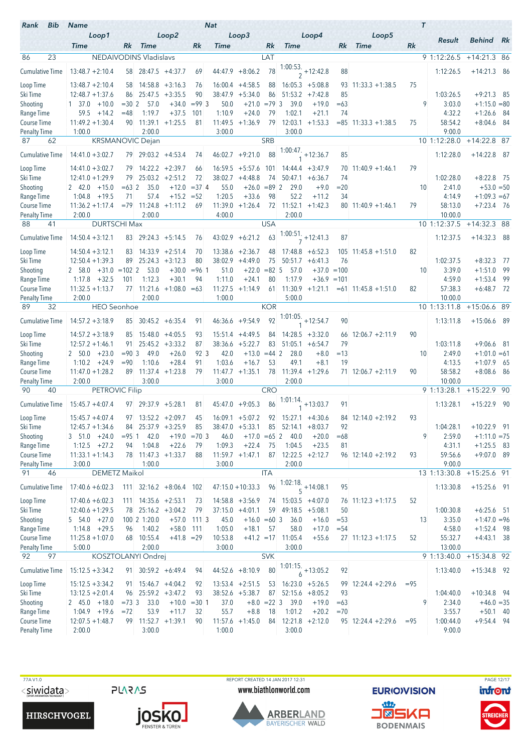| Rank | Bib | Name | | | | Nat | | | | | | | | T | Result | Behind | Rk |
|---|---|---|---|---|---|---|---|---|---|---|---|---|---|---|---|---|---|
| | | Loop1 | | Loop2 | | Loop3 | | Loop4 | | Loop5 | | | | | | | |
| | | Time | Rk | Time | Rk | Time | Rk | Time | Rk | Time | Rk | | | | | | |
| 86 | 23 | NEDAIVODINS Vladislavs | | | | LAT | | | | | | | | 9 | 1:12:26.5 | +14:21.3 | 86 |
| Cumulative Time | | 13:48.7 +2:10.4 | 58 | 28:47.5 +4:37.7 | 69 | 44:47.9 +8:06.2 | 78 | 1:00:53.2 +12:42.8 | 88 | | | | | | 1:12:26.5 | +14:21.3 | 86 |
| Loop Time | | 13:48.7 +2:10.4 | 58 | 14:58.8 +3:16.3 | 76 | 16:00.4 +4:58.5 | 88 | 16:05.3 +5:08.8 | 93 | 11:33.3 +1:38.5 | 75 | | | | | | |
| Ski Time | | 12:48.7 +1:37.6 | 86 | 25:47.5 +3:35.5 | 90 | 38:47.9 +5:34.0 | 86 | 51:53.2 +7:42.8 | 85 | | | | | | 1:03:26.5 | +9:21.3 | 85 |
| Shooting | | 1 37.0 +10.0 | =30 | 2 57.0 +34.0 | =99 | 3 50.0 +21.0 | =79 | 3 39.0 +19.0 | =63 | | | | | 9 | 3:03.0 | +1:15.0 | =80 |
| Range Time | | 59.5 +14.2 | =48 | 1:19.7 +37.5 | 101 | 1:10.9 +24.0 | 79 | 1:02.1 +21.1 | 74 | | | | | | 4:32.2 | +1:26.6 | 84 |
| Course Time | | 11:49.2 +1:30.4 | 90 | 11:39.1 +1:25.5 | 81 | 11:49.5 +1:36.9 | 79 | 12:03.1 +1:53.3 | =85 | 11:33.3 +1:38.5 | 75 | | | | 58:54.2 | +8:04.6 | 84 |
| Penalty Time | | 1:00.0 | | 2:00.0 | | 3:00.0 | | 3:00.0 | | | | | | | 9:00.0 | | |
| 87 | 62 | KRSMANOVIC Dejan | | | | SRB | | | | | | | | 10 | 1:12:28.0 | +14:22.8 | 87 |
| Cumulative Time | | 14:41.0 +3:02.7 | 79 | 29:03.2 +4:53.4 | 74 | 46:02.7 +9:21.0 | 88 | 1:00:47.1 +12:36.7 | 85 | | | | | | 1:12:28.0 | +14:22.8 | 87 |
| Loop Time | | 14:41.0 +3:02.7 | 79 | 14:22.2 +2:39.7 | 66 | 16:59.5 +5:57.6 | 101 | 14:44.4 +3:47.9 | 70 | 11:40.9 +1:46.1 | 79 | | | | | | |
| Ski Time | | 12:41.0 +1:29.9 | 79 | 25:03.2 +2:51.2 | 72 | 38:02.7 +4:48.8 | 74 | 50:47.1 +6:36.7 | 74 | | | | | | 1:02:28.0 | +8:22.8 | 75 |
| Shooting | | 2 42.0 +15.0 | =63 | 2 35.0 +12.0 | =37 | 4 55.0 +26.0 | =89 | 2 29.0 +9.0 | =20 | | | | | 10 | 2:41.0 | +53.0 | =50 |
| Range Time | | 1:04.8 +19.5 | 71 | 57.4 +15.2 | =52 | 1:20.5 +33.6 | 98 | 52.2 +11.2 | 34 | | | | | | 4:14.9 | +1:09.3 | =67 |
| Course Time | | 11:36.2 +1:17.4 | =79 | 11:24.8 +1:11.2 | 69 | 11:39.0 +1:26.4 | 72 | 11:52.1 +1:42.3 | 80 | 11:40.9 +1:46.1 | 79 | | | | 58:13.0 | +7:23.4 | 76 |
| Penalty Time | | 2:00.0 | | 2:00.0 | | 4:00.0 | | 2:00.0 | | | | | | | 10:00.0 | | |
| 88 | 41 | DURTSCHI Max | | | | USA | | | | | | | | 10 | 1:12:37.5 | +14:32.3 | 88 |
| Cumulative Time | | 14:50.4 +3:12.1 | 83 | 29:24.3 +5:14.5 | 76 | 43:02.9 +6:21.2 | 63 | 1:00:51.7 +12:41.3 | 87 | | | | | | 1:12:37.5 | +14:32.3 | 88 |
| Loop Time | | 14:50.4 +3:12.1 | 83 | 14:33.9 +2:51.4 | 70 | 13:38.6 +2:36.7 | 48 | 17:48.8 +6:52.3 | 105 | 11:45.8 +1:51.0 | 82 | | | | | | |
| Ski Time | | 12:50.4 +1:39.3 | 89 | 25:24.3 +3:12.3 | 80 | 38:02.9 +4:49.0 | 75 | 50:51.7 +6:41.3 | 76 | | | | | | 1:02:37.5 | +8:32.3 | 77 |
| Shooting | | 2 58.0 +31.0 | =102 | 2 53.0 +30.0 | =96 | 1 51.0 +22.0 | =82 | 5 57.0 +37.0 | =100 | | | | | 10 | 3:39.0 | +1:51.0 | 99 |
| Range Time | | 1:17.8 +32.5 | 101 | 1:12.3 +30.1 | 94 | 1:11.0 +24.1 | 80 | 1:17.9 +36.9 | =101 | | | | | | 4:59.0 | +1:53.4 | 99 |
| Course Time | | 11:32.5 +1:13.7 | 77 | 11:21.6 +1:08.0 | =63 | 11:27.5 +1:14.9 | 61 | 11:30.9 +1:21.1 | =61 | 11:45.8 +1:51.0 | 82 | | | | 57:38.3 | +6:48.7 | 72 |
| Penalty Time | | 2:00.0 | | 2:00.0 | | 1:00.0 | | 5:00.0 | | | | | | | 10:00.0 | | |
| 89 | 32 | HEO Seonhoe | | | | KOR | | | | | | | | 10 | 1:13:11.8 | +15:06.6 | 89 |
| Cumulative Time | | 14:57.2 +3:18.9 | 85 | 30:45.2 +6:35.4 | 91 | 46:36.6 +9:54.9 | 92 | 1:01:05.1 +12:54.7 | 90 | | | | | | 1:13:11.8 | +15:06.6 | 89 |
| Loop Time | | 14:57.2 +3:18.9 | 85 | 15:48.0 +4:05.5 | 93 | 15:51.4 +4:49.5 | 84 | 14:28.5 +3:32.0 | 66 | 12:06.7 +2:11.9 | 90 | | | | | | |
| Ski Time | | 12:57.2 +1:46.1 | 91 | 25:45.2 +3:33.2 | 87 | 38:36.6 +5:22.7 | 83 | 51:05.1 +6:54.7 | 79 | | | | | | 1:03:11.8 | +9:06.6 | 81 |
| Shooting | | 2 50.0 +23.0 | =90 | 3 49.0 +26.0 | 92 | 3 42.0 +13.0 | =44 | 2 28.0 +8.0 | =13 | | | | | 10 | 2:49.0 | +1:01.0 | =61 |
| Range Time | | 1:10.2 +24.9 | =90 | 1:10.6 +28.4 | 91 | 1:03.6 +16.7 | 53 | 49.1 +8.1 | 19 | | | | | | 4:13.5 | +1:07.9 | 65 |
| Course Time | | 11:47.0 +1:28.2 | 89 | 11:37.4 +1:23.8 | 79 | 11:47.7 +1:35.1 | 78 | 11:39.4 +1:29.6 | 71 | 12:06.7 +2:11.9 | 90 | | | | 58:58.2 | +8:08.6 | 86 |
| Penalty Time | | 2:00.0 | | 3:00.0 | | 3:00.0 | | 2:00.0 | | | | | | | 10:00.0 | | |
| 90 | 40 | PETROVIC Filip | | | | CRO | | | | | | | | 9 | 1:13:28.1 | +15:22.9 | 90 |
| Cumulative Time | | 15:45.7 +4:07.4 | 97 | 29:37.9 +5:28.1 | 81 | 45:47.0 +9:05.3 | 86 | 1:01:14.1 +13:03.7 | 91 | | | | | | 1:13:28.1 | +15:22.9 | 90 |
| Loop Time | | 15:45.7 +4:07.4 | 97 | 13:52.2 +2:09.7 | 45 | 16:09.1 +5:07.2 | 92 | 15:27.1 +4:30.6 | 84 | 12:14.0 +2:19.2 | 93 | | | | | | |
| Ski Time | | 12:45.7 +1:34.6 | 84 | 25:37.9 +3:25.9 | 85 | 38:47.0 +5:33.1 | 85 | 52:14.1 +8:03.7 | 92 | | | | | | 1:04:28.1 | +10:22.9 | 91 |
| Shooting | | 3 51.0 +24.0 | =95 | 1 42.0 +19.0 | =70 | 3 46.0 +17.0 | =65 | 2 40.0 +20.0 | =68 | | | | | 9 | 2:59.0 | +1:11.0 | =75 |
| Range Time | | 1:12.5 +27.2 | 94 | 1:04.8 +22.6 | 79 | 1:09.3 +22.4 | 75 | 1:04.5 +23.5 | 81 | | | | | | 4:31.1 | +1:25.5 | 83 |
| Course Time | | 11:33.1 +1:14.3 | 78 | 11:47.3 +1:33.7 | 88 | 11:59.7 +1:47.1 | 87 | 12:22.5 +2:12.7 | 96 | 12:14.0 +2:19.2 | 93 | | | | 59:56.6 | +9:07.0 | 89 |
| Penalty Time | | 3:00.0 | | 1:00.0 | | 3:00.0 | | 2:00.0 | | | | | | | 9:00.0 | | |
| 91 | 46 | DEMETZ Maikol | | | | ITA | | | | | | | | 13 | 1:13:30.8 | +15:25.6 | 91 |
| Cumulative Time | | 17:40.6 +6:02.3 | 111 | 32:16.2 +8:06.4 | 102 | 47:15.0 +10:33.3 | 96 | 1:02:18.5 +14:08.1 | 95 | | | | | | 1:13:30.8 | +15:25.6 | 91 |
| Loop Time | | 17:40.6 +6:02.3 | 111 | 14:35.6 +2:53.1 | 73 | 14:58.8 +3:56.9 | 74 | 15:03.5 +4:07.0 | 76 | 11:12.3 +1:17.5 | 52 | | | | | | |
| Ski Time | | 12:40.6 +1:29.5 | 78 | 25:16.2 +3:04.2 | 79 | 37:15.0 +4:01.1 | 59 | 49:18.5 +5:08.1 | 50 | | | | | | 1:00:30.8 | +6:25.6 | 51 |
| Shooting | | 5 54.0 +27.0 | 100 | 2 1:20.0 +57.0 | 111 | 3 45.0 +16.0 | =60 | 3 36.0 +16.0 | =53 | | | | | 13 | 3:35.0 | +1:47.0 | =96 |
| Range Time | | 1:14.8 +29.5 | 96 | 1:40.2 +58.0 | 111 | 1:05.0 +18.1 | 57 | 58.0 +17.0 | =54 | | | | | | 4:58.0 | +1:52.4 | 98 |
| Course Time | | 11:25.8 +1:07.0 | 68 | 10:55.4 +41.8 | =29 | 10:53.8 +41.2 | =17 | 11:05.4 +55.6 | 27 | 11:12.3 +1:17.5 | 52 | | | | 55:32.7 | +4:43.1 | 38 |
| Penalty Time | | 5:00.0 | | 2:00.0 | | 3:00.0 | | 3:00.0 | | | | | | | 13:00.0 | | |
| 92 | 97 | KOSZTOLANYI Ondrej | | | | SVK | | | | | | | | 9 | 1:13:40.0 | +15:34.8 | 92 |
| Cumulative Time | | 15:12.5 +3:34.2 | 91 | 30:59.2 +6:49.4 | 94 | 44:52.6 +8:10.9 | 80 | 1:01:15.6 +13:05.2 | 92 | | | | | | 1:13:40.0 | +15:34.8 | 92 |
| Loop Time | | 15:12.5 +3:34.2 | 91 | 15:46.7 +4:04.2 | 92 | 13:53.4 +2:51.5 | 53 | 16:23.0 +5:26.5 | 99 | 12:24.4 +2:29.6 | =95 | | | | | | |
| Ski Time | | 13:12.5 +2:01.4 | 96 | 25:59.2 +3:47.2 | 93 | 38:52.6 +5:38.7 | 87 | 52:15.6 +8:05.2 | 93 | | | | | | 1:04:40.0 | +10:34.8 | 94 |
| Shooting | | 2 45.0 +18.0 | =73 | 3 33.0 +10.0 | =30 | 1 37.0 +8.0 | =22 | 3 39.0 +19.0 | =63 | | | | | 9 | 2:34.0 | +46.0 | =35 |
| Range Time | | 1:04.9 +19.6 | =72 | 53.9 +11.7 | 32 | 55.7 +8.8 | 18 | 1:01.2 +20.2 | =70 | | | | | | 3:55.7 | +50.1 | 40 |
| Course Time | | 12:07.5 +1:48.7 | 99 | 11:52.7 +1:39.1 | 90 | 11:57.6 +1:45.0 | 84 | 12:21.8 +2:12.0 | 95 | 12:24.4 +2:29.6 | =95 | | | | 1:00:44.0 | +9:54.4 | 94 |
| Penalty Time | | 2:00.0 | | 3:00.0 | | 1:00.0 | | 3:00.0 | | | | | | | 9:00.0 | | |

77A V1.0 REPORT CREATED 14 JAN 2017 12:31

www.biathlonworld.com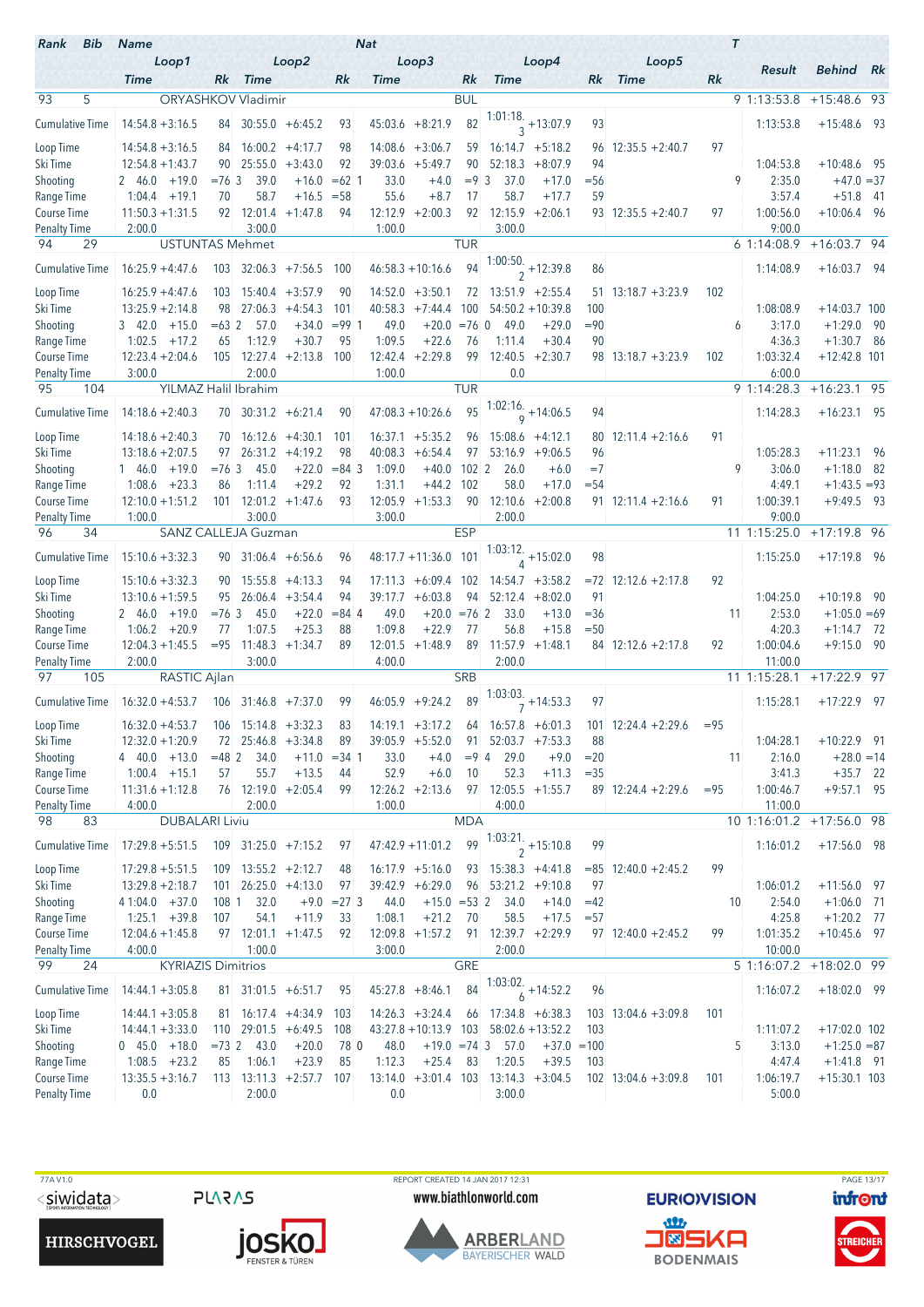| Rank | Bib | Name | | Nat | | | | | | | | T | Result | Behind | Rk |
|---|---|---|---|---|---|---|---|---|---|---|---|---|---|---|---|
| | | Loop1 | | Loop2 | | Loop3 | | Loop4 | | Loop5 | | | | | |
| | | Time | Rk | Time | Rk | Time | Rk | Time | Rk | Time | Rk | | | | |
| 93 | 5 | ORYASHKOV Vladimir | | BUL | | | | | | | | 9 | 1:13:53.8 | +15:48.6 | 93 |
| Cumulative Time | | 14:54.8 +3:16.5 | 84 | 30:55.0 +6:45.2 | 93 | 45:03.6 +8:21.9 | 82 | 1:01:18.3 +13:07.9 | 93 | | | | 1:13:53.8 | +15:48.6 | 93 |
| Loop Time | | 14:54.8 +3:16.5 | 84 | 16:00.2 +4:17.7 | 98 | 14:08.6 +3:06.7 | 59 | 16:14.7 +5:18.2 | 96 | 12:35.5 +2:40.7 | 97 | | | | |
| Ski Time | | 12:54.8 +1:43.7 | 90 | 25:55.0 +3:43.0 | 92 | 39:03.6 +5:49.7 | 90 | 52:18.3 +8:07.9 | 94 | | | | 1:04:53.8 | +10:48.6 | 95 |
| Shooting | | 2 46.0 +19.0 | =76 | 3 39.0 +16.0 | =62 | 1 33.0 +4.0 | =9 | 3 37.0 +17.0 | =56 | | | 9 | 2:35.0 | +47.0 | =37 |
| Range Time | | 1:04.4 +19.1 | 70 | 58.7 +16.5 | =58 | 55.6 +8.7 | 17 | 58.7 +17.7 | 59 | | | | 3:57.4 | +51.8 | 41 |
| Course Time | | 11:50.3 +1:31.5 | 92 | 12:01.4 +1:47.8 | 94 | 12:12.9 +2:00.3 | 92 | 12:15.9 +2:06.1 | 93 | 12:35.5 +2:40.7 | 97 | | 1:00:56.0 | +10:06.4 | 96 |
| Penalty Time | | 2:00.0 | | 3:00.0 | | 1:00.0 | | 3:00.0 | | | | | 9:00.0 | | |
| 94 | 29 | USTUNTAS Mehmet | | TUR | | | | | | | | 6 | 1:14:08.9 | +16:03.7 | 94 |
| Cumulative Time | | 16:25.9 +4:47.6 | 103 | 32:06.3 +7:56.5 | 100 | 46:58.3 +10:16.6 | 94 | 1:00:50.2 +12:39.8 | 86 | | | | 1:14:08.9 | +16:03.7 | 94 |
| Loop Time | | 16:25.9 +4:47.6 | 103 | 15:40.4 +3:57.9 | 90 | 14:52.0 +3:50.1 | 72 | 13:51.9 +2:55.4 | 51 | 13:18.7 +3:23.9 | 102 | | | | |
| Ski Time | | 13:25.9 +2:14.8 | 98 | 27:06.3 +4:54.3 | 101 | 40:58.3 +7:44.4 | 100 | 54:50.2 +10:39.8 | 100 | | | | 1:08:08.9 | +14:03.7 | 100 |
| Shooting | | 3 42.0 +15.0 | =63 | 2 57.0 +34.0 | =99 | 1 49.0 +20.0 | =76 | 0 49.0 +29.0 | =90 | | | 6 | 3:17.0 | +1:29.0 | 90 |
| Range Time | | 1:02.5 +17.2 | 65 | 1:12.9 +30.7 | 95 | 1:09.5 +22.6 | 76 | 1:11.4 +30.4 | 90 | | | | 4:36.3 | +1:30.7 | 86 |
| Course Time | | 12:23.4 +2:04.6 | 105 | 12:27.4 +2:13.8 | 100 | 12:42.4 +2:29.8 | 99 | 12:40.5 +2:30.7 | 98 | 13:18.7 +3:23.9 | 102 | | 1:03:32.4 | +12:42.8 | 101 |
| Penalty Time | | 3:00.0 | | 2:00.0 | | 1:00.0 | | 0.0 | | | | | 6:00.0 | | |
| 95 | 104 | YILMAZ Halil Ibrahim | | TUR | | | | | | | | 9 | 1:14:28.3 | +16:23.1 | 95 |
| Cumulative Time | | 14:18.6 +2:40.3 | 70 | 30:31.2 +6:21.4 | 90 | 47:08.3 +10:26.6 | 95 | 1:02:16.9 +14:06.5 | 94 | | | | 1:14:28.3 | +16:23.1 | 95 |
| Loop Time | | 14:18.6 +2:40.3 | 70 | 16:12.6 +4:30.1 | 101 | 16:37.1 +5:35.2 | 96 | 15:08.6 +4:12.1 | 80 | 12:11.4 +2:16.6 | 91 | | | | |
| Ski Time | | 13:18.6 +2:07.5 | 97 | 26:31.2 +4:19.2 | 98 | 40:08.3 +6:54.4 | 97 | 53:16.9 +9:06.5 | 96 | | | | 1:05:28.3 | +11:23.1 | 96 |
| Shooting | | 1 46.0 +19.0 | =76 | 3 45.0 +22.0 | =84 | 4 1:09.0 +40.0 | 102 | 2 26.0 +6.0 | =7 | | | 9 | 3:06.0 | +1:18.0 | 82 |
| Range Time | | 1:08.6 +23.3 | 86 | 1:11.4 +29.2 | 92 | 1:31.1 +44.2 | 102 | 58.0 +17.0 | =54 | | | | 4:49.1 | +1:43.5 | =93 |
| Course Time | | 12:10.0 +1:51.2 | 101 | 12:01.2 +1:47.6 | 93 | 12:05.9 +1:53.3 | 90 | 12:10.6 +2:00.8 | 91 | 12:11.4 +2:16.6 | 91 | | 1:00:39.1 | +9:49.5 | 93 |
| Penalty Time | | 1:00.0 | | 3:00.0 | | 3:00.0 | | 2:00.0 | | | | | 9:00.0 | | |
| 96 | 34 | SANZ CALLEJA Guzman | | ESP | | | | | | | | 11 | 1:15:25.0 | +17:19.8 | 96 |
| Cumulative Time | | 15:10.6 +3:32.3 | 90 | 31:06.4 +6:56.6 | 96 | 48:17.7 +11:36.0 | 101 | 1:03:12.4 +15:02.0 | 98 | | | | 1:15:25.0 | +17:19.8 | 96 |
| Loop Time | | 15:10.6 +3:32.3 | 90 | 15:55.8 +4:13.3 | 94 | 17:11.3 +6:09.4 | 102 | 14:54.7 +3:58.2 | =72 | 12:12.6 +2:17.8 | 92 | | | | |
| Ski Time | | 13:10.6 +1:59.5 | 95 | 26:06.4 +3:54.4 | 94 | 39:17.7 +6:03.8 | 94 | 52:12.4 +8:02.0 | 91 | | | | 1:04:25.0 | +10:19.8 | 90 |
| Shooting | | 2 46.0 +19.0 | =76 | 3 45.0 +22.0 | =84 | 4 49.0 +20.0 | =76 | 2 33.0 +13.0 | =36 | | | 11 | 2:53.0 | +1:05.0 | =69 |
| Range Time | | 1:06.2 +20.9 | 77 | 1:07.5 +25.3 | 88 | 1:09.8 +22.9 | 77 | 56.8 +15.8 | =50 | | | | 4:20.3 | +1:14.7 | 72 |
| Course Time | | 12:04.3 +1:45.5 | =95 | 11:48.3 +1:34.7 | 89 | 12:01.5 +1:48.9 | 89 | 11:57.9 +1:48.1 | 84 | 12:12.6 +2:17.8 | 92 | | 1:00:04.6 | +9:15.0 | 90 |
| Penalty Time | | 2:00.0 | | 3:00.0 | | 4:00.0 | | 2:00.0 | | | | | 11:00.0 | | |
| 97 | 105 | RASTIC Ajlan | | SRB | | | | | | | | 11 | 1:15:28.1 | +17:22.9 | 97 |
| Cumulative Time | | 16:32.0 +4:53.7 | 106 | 31:46.8 +7:37.0 | 99 | 46:05.9 +9:24.2 | 89 | 1:03:03.7 +14:53.3 | 97 | | | | 1:15:28.1 | +17:22.9 | 97 |
| Loop Time | | 16:32.0 +4:53.7 | 106 | 15:14.8 +3:32.3 | 83 | 14:19.1 +3:17.2 | 64 | 16:57.8 +6:01.3 | 101 | 12:24.4 +2:29.6 | =95 | | | | |
| Ski Time | | 12:32.0 +1:20.9 | 72 | 25:46.8 +3:34.8 | 89 | 39:05.9 +5:52.0 | 91 | 52:03.7 +7:53.3 | 88 | | | | 1:04:28.1 | +10:22.9 | 91 |
| Shooting | | 4 40.0 +13.0 | =48 | 2 34.0 +11.0 | =34 | 1 33.0 +4.0 | =9 | 4 29.0 +9.0 | =20 | | | 11 | 2:16.0 | +28.0 | =14 |
| Range Time | | 1:00.4 +15.1 | 57 | 55.7 +13.5 | 44 | 52.9 +6.0 | 10 | 52.3 +11.3 | =35 | | | | 3:41.3 | +35.7 | 22 |
| Course Time | | 11:31.6 +1:12.8 | 76 | 12:19.0 +2:05.4 | 99 | 12:26.2 +2:13.6 | 97 | 12:05.5 +1:55.7 | 89 | 12:24.4 +2:29.6 | =95 | | 1:00:46.7 | +9:57.1 | 95 |
| Penalty Time | | 4:00.0 | | 2:00.0 | | 1:00.0 | | 4:00.0 | | | | | 11:00.0 | | |
| 98 | 83 | DUBALARI Liviu | | MDA | | | | | | | | 10 | 1:16:01.2 | +17:56.0 | 98 |
| Cumulative Time | | 17:29.8 +5:51.5 | 109 | 31:25.0 +7:15.2 | 97 | 47:42.9 +11:01.2 | 99 | 1:03:21.2 +15:10.8 | 99 | | | | 1:16:01.2 | +17:56.0 | 98 |
| Loop Time | | 17:29.8 +5:51.5 | 109 | 13:55.2 +2:12.7 | 48 | 16:17.9 +5:16.0 | 93 | 15:38.3 +4:41.8 | =85 | 12:40.0 +2:45.2 | 99 | | | | |
| Ski Time | | 13:29.8 +2:18.7 | 101 | 26:25.0 +4:13.0 | 97 | 39:42.9 +6:29.0 | 96 | 53:21.2 +9:10.8 | 97 | | | | 1:06:01.2 | +11:56.0 | 97 |
| Shooting | | 4 1:04.0 +37.0 | 108 | 1 32.0 +9.0 | =27 | 3 44.0 +15.0 | =53 | 2 34.0 +14.0 | =42 | | | 10 | 2:54.0 | +1:06.0 | 71 |
| Range Time | | 1:25.1 +39.8 | 107 | 54.1 +11.9 | 33 | 1:08.1 +21.2 | 70 | 58.5 +17.5 | =57 | | | | 4:25.8 | +1:20.2 | 77 |
| Course Time | | 12:04.6 +1:45.8 | 97 | 12:01.1 +1:47.5 | 92 | 12:09.8 +1:57.2 | 91 | 12:39.7 +2:29.9 | 97 | 12:40.0 +2:45.2 | 99 | | 1:01:35.2 | +10:45.6 | 97 |
| Penalty Time | | 4:00.0 | | 1:00.0 | | 3:00.0 | | 2:00.0 | | | | | 10:00.0 | | |
| 99 | 24 | KYRIAZIS Dimitrios | | GRE | | | | | | | | 5 | 1:16:07.2 | +18:02.0 | 99 |
| Cumulative Time | | 14:44.1 +3:05.8 | 81 | 31:01.5 +6:51.7 | 95 | 45:27.8 +8:46.1 | 84 | 1:03:02.6 +14:52.2 | 96 | | | | 1:16:07.2 | +18:02.0 | 99 |
| Loop Time | | 14:44.1 +3:05.8 | 81 | 16:17.4 +4:34.9 | 103 | 14:26.3 +3:24.4 | 66 | 17:34.8 +6:38.3 | 103 | 13:04.6 +3:09.8 | 101 | | | | |
| Ski Time | | 14:44.1 +3:33.0 | 110 | 29:01.5 +6:49.5 | 108 | 43:27.8 +10:13.9 | 103 | 58:02.6 +13:52.2 | 103 | | | | 1:11:07.2 | +17:02.0 | 102 |
| Shooting | | 0 45.0 +18.0 | =73 | 2 43.0 +20.0 | 78 | 0 48.0 +19.0 | =74 | 3 57.0 +37.0 | =100 | | | 5 | 3:13.0 | +1:25.0 | =87 |
| Range Time | | 1:08.5 +23.2 | 85 | 1:06.1 +23.9 | 85 | 1:12.3 +25.4 | 83 | 1:20.5 +39.5 | 103 | | | | 4:47.4 | +1:41.8 | 91 |
| Course Time | | 13:35.5 +3:16.7 | 113 | 13:11.3 +2:57.7 | 107 | 13:14.0 +3:01.4 | 103 | 13:14.3 +3:04.5 | 102 | 13:04.6 +3:09.8 | 101 | | 1:06:19.7 | +15:30.1 | 103 |
| Penalty Time | | 0.0 | | 2:00.0 | | 0.0 | | 3:00.0 | | | | | 5:00.0 | | |

77A V1.0 — REPORT CREATED 14 JAN 2017 12:31 — www.biathlonworld.com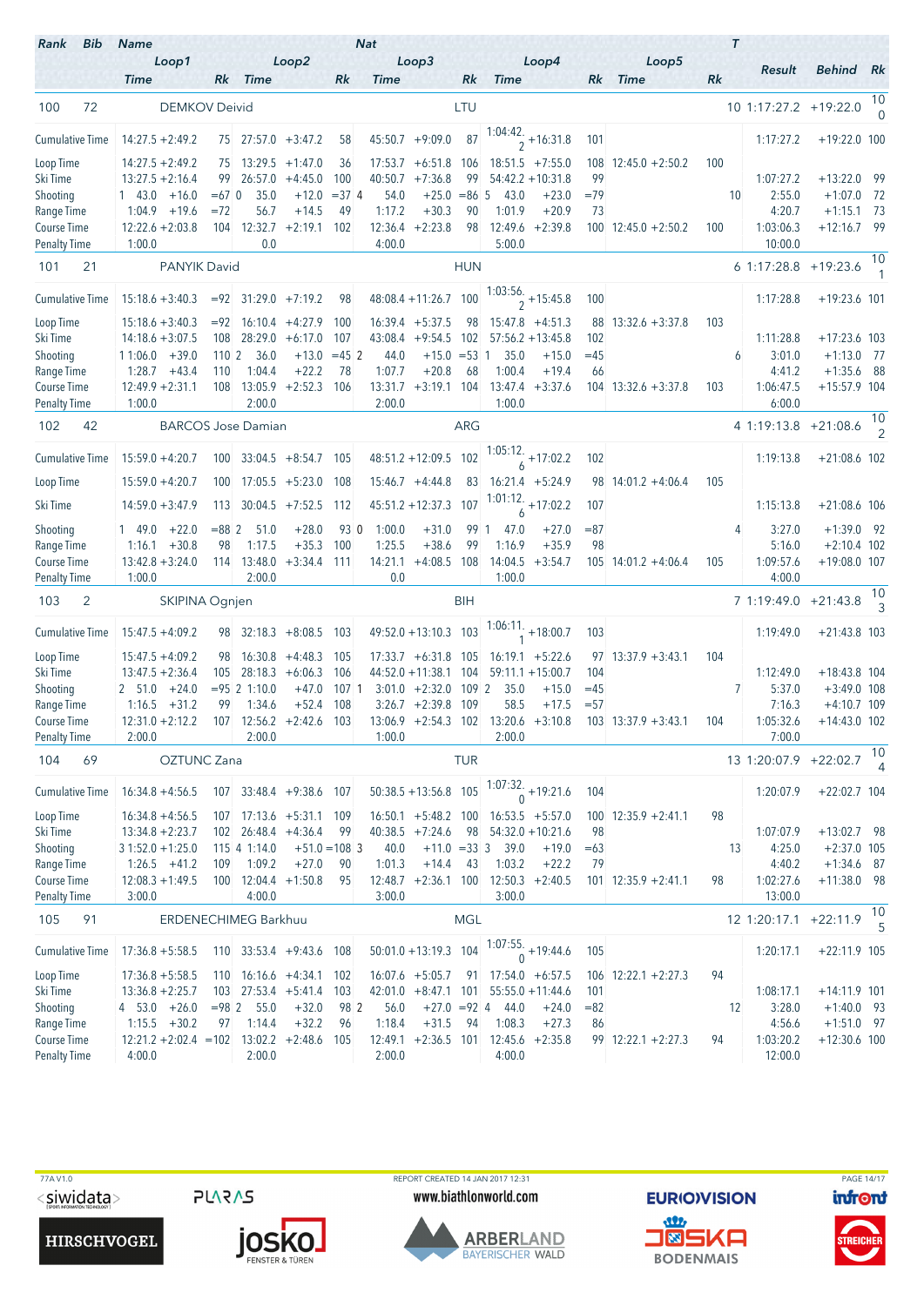| Rank | Bib | Name | | | | Nat | | | | | | | T | Result | Behind | Rk |
|---|---|---|---|---|---|---|---|---|---|---|---|---|---|---|---|---|
| | | Loop1 | | Loop2 | | Loop3 | | Loop4 | | Loop5 | | | | | | |
| | | Time | Rk | Time | Rk | Time | Rk | Time | Rk | Time | Rk | | | | | |
| 100 | 72 | DEMKOV Deivid | | | | LTU | | | | | | | 10 | 1:17:27.2 | +19:22.0 | 100 |
| Cumulative Time | | 14:27.5 +2:49.2 | 75 | 27:57.0 +3:47.2 | 58 | 45:50.7 +9:09.0 | 87 | 1:04:42.2 +16:31.8 | 101 | | | | | 1:17:27.2 | +19:22.0 | 100 |
| Loop Time | | 14:27.5 +2:49.2 | 75 | 13:29.5 +1:47.0 | 36 | 17:53.7 +6:51.8 | 106 | 18:51.5 +7:55.0 | 108 | 12:45.0 +2:50.2 | 100 | | | | | |
| Ski Time | | 13:27.5 +2:16.4 | 99 | 26:57.0 +4:45.0 | 100 | 40:50.7 +7:36.8 | 99 | 54:42.2 +10:31.8 | 99 | | | | | 1:07:27.2 | +13:22.0 | 99 |
| Shooting | | 1 43.0 +16.0 | =67 | 0 35.0 +12.0 | =37 | 4 54.0 +25.0 | =86 | 5 43.0 +23.0 | =79 | | | | 10 | 2:55.0 | +1:07.0 | 72 |
| Range Time | | 1:04.9 +19.6 | =72 | 56.7 +14.5 | 49 | 1:17.2 +30.3 | 90 | 1:01.9 +20.9 | 73 | | | | | 4:20.7 | +1:15.1 | 73 |
| Course Time | | 12:22.6 +2:03.8 | 104 | 12:32.7 +2:19.1 | 102 | 12:36.4 +2:23.8 | 98 | 12:49.6 +2:39.8 | 100 | 12:45.0 +2:50.2 | 100 | | | 1:03:06.3 | +12:16.7 | 99 |
| Penalty Time | | 1:00.0 | | 0.0 | | 4:00.0 | | 5:00.0 | | | | | | 10:00.0 | | |
| 101 | 21 | PANYIK David | | | | HUN | | | | | | | 6 | 1:17:28.8 | +19:23.6 | 101 |
| Cumulative Time | | 15:18.6 +3:40.3 | =92 | 31:29.0 +7:19.2 | 98 | 48:08.4 +11:26.7 | 100 | 1:03:56.2 +15:45.8 | 100 | | | | | 1:17:28.8 | +19:23.6 | 101 |
| Loop Time | | 15:18.6 +3:40.3 | =92 | 16:10.4 +4:27.9 | 100 | 16:39.4 +5:37.5 | 98 | 15:47.8 +4:51.3 | 88 | 13:32.6 +3:37.8 | 103 | | | | | |
| Ski Time | | 14:18.6 +3:07.5 | 108 | 28:29.0 +6:17.0 | 107 | 43:08.4 +9:54.5 | 102 | 57:56.2 +13:45.8 | 102 | | | | | 1:11:28.8 | +17:23.6 | 103 |
| Shooting | | 1 1:06.0 +39.0 | 110 | 2 36.0 +13.0 | =45 | 2 44.0 +15.0 | =53 | 1 35.0 +15.0 | =45 | | | | 6 | 3:01.0 | +1:13.0 | 77 |
| Range Time | | 1:28.7 +43.4 | 110 | 1:04.4 +22.2 | 78 | 1:07.7 +20.8 | 68 | 1:00.4 +19.4 | 66 | | | | | 4:41.2 | +1:35.6 | 88 |
| Course Time | | 12:49.9 +2:31.1 | 108 | 13:05.9 +2:52.3 | 106 | 13:31.7 +3:19.1 | 104 | 13:47.4 +3:37.6 | 104 | 13:32.6 +3:37.8 | 103 | | | 1:06:47.5 | +15:57.9 | 104 |
| Penalty Time | | 1:00.0 | | 2:00.0 | | 2:00.0 | | 1:00.0 | | | | | | 6:00.0 | | |
| 102 | 42 | BARCOS Jose Damian | | | | ARG | | | | | | | 4 | 1:19:13.8 | +21:08.6 | 102 |
| Cumulative Time | | 15:59.0 +4:20.7 | 100 | 33:04.5 +8:54.7 | 105 | 48:51.2 +12:09.5 | 102 | 1:05:12.6 +17:02.2 | 102 | | | | | 1:19:13.8 | +21:08.6 | 102 |
| Loop Time | | 15:59.0 +4:20.7 | 100 | 17:05.5 +5:23.0 | 108 | 15:46.7 +4:44.8 | 83 | 16:21.4 +5:24.9 | 98 | 14:01.2 +4:06.4 | 105 | | | | | |
| Ski Time | | 14:59.0 +3:47.9 | 113 | 30:04.5 +7:52.5 | 112 | 45:51.2 +12:37.3 | 107 | 1:01:12.6 +17:02.2 | 107 | | | | | 1:15:13.8 | +21:08.6 | 106 |
| Shooting | | 1 49.0 +22.0 | =88 | 2 51.0 +28.0 | 93 | 0 1:00.0 +31.0 | 99 | 1 47.0 +27.0 | =87 | | | | 4 | 3:27.0 | +1:39.0 | 92 |
| Range Time | | 1:16.1 +30.8 | 98 | 1:17.5 +35.3 | 100 | 1:25.5 +38.6 | 99 | 1:16.9 +35.9 | 98 | | | | | 5:16.0 | +2:10.4 | 102 |
| Course Time | | 13:42.8 +3:24.0 | 114 | 13:48.0 +3:34.4 | 111 | 14:21.1 +4:08.5 | 108 | 14:04.5 +3:54.7 | 105 | 14:01.2 +4:06.4 | 105 | | | 1:09:57.6 | +19:08.0 | 107 |
| Penalty Time | | 1:00.0 | | 2:00.0 | | 0.0 | | 1:00.0 | | | | | | 4:00.0 | | |
| 103 | 2 | SKIPINA Ognjen | | | | BIH | | | | | | | 7 | 1:19:49.0 | +21:43.8 | 103 |
| Cumulative Time | | 15:47.5 +4:09.2 | 98 | 32:18.3 +8:08.5 | 103 | 49:52.0 +13:10.3 | 103 | 1:06:11.1 +18:00.7 | 103 | | | | | 1:19:49.0 | +21:43.8 | 103 |
| Loop Time | | 15:47.5 +4:09.2 | 98 | 16:30.8 +4:48.3 | 105 | 17:33.7 +6:31.8 | 105 | 16:19.1 +5:22.6 | 97 | 13:37.9 +3:43.1 | 104 | | | | | |
| Ski Time | | 13:47.5 +2:36.4 | 105 | 28:18.3 +6:06.3 | 106 | 44:52.0 +11:38.1 | 104 | 59:11.1 +15:00.7 | 104 | | | | | 1:12:49.0 | +18:43.8 | 104 |
| Shooting | | 2 51.0 +24.0 | =95 | 2 1:10.0 +47.0 | 107 | 1 3:01.0 +2:32.0 | 109 | 2 35.0 +15.0 | =45 | | | | 7 | 5:37.0 | +3:49.0 | 108 |
| Range Time | | 1:16.5 +31.2 | 99 | 1:34.6 +52.4 | 108 | 3:26.7 +2:39.8 | 109 | 58.5 +17.5 | =57 | | | | | 7:16.3 | +4:10.7 | 109 |
| Course Time | | 12:31.0 +2:12.2 | 107 | 12:56.2 +2:42.6 | 103 | 13:06.9 +2:54.3 | 102 | 13:20.6 +3:10.8 | 103 | 13:37.9 +3:43.1 | 104 | | | 1:05:32.6 | +14:43.0 | 102 |
| Penalty Time | | 2:00.0 | | 2:00.0 | | 1:00.0 | | 2:00.0 | | | | | | 7:00.0 | | |
| 104 | 69 | OZTUNC Zana | | | | TUR | | | | | | | 13 | 1:20:07.9 | +22:02.7 | 104 |
| Cumulative Time | | 16:34.8 +4:56.5 | 107 | 33:48.4 +9:38.6 | 107 | 50:38.5 +13:56.8 | 105 | 1:07:32.0 +19:21.6 | 104 | | | | | 1:20:07.9 | +22:02.7 | 104 |
| Loop Time | | 16:34.8 +4:56.5 | 107 | 17:13.6 +5:31.1 | 109 | 16:50.1 +5:48.2 | 100 | 16:53.5 +5:57.0 | 100 | 12:35.9 +2:41.1 | 98 | | | | | |
| Ski Time | | 13:34.8 +2:23.7 | 102 | 26:48.4 +4:36.4 | 99 | 40:38.5 +7:24.6 | 98 | 54:32.0 +10:21.6 | 98 | | | | | 1:07:07.9 | +13:02.7 | 98 |
| Shooting | | 3 1:52.0 +1:25.0 | 115 | 4 1:14.0 +51.0 | =108 | 3 40.0 +11.0 | =33 | 3 39.0 +19.0 | =63 | | | | 13 | 4:25.0 | +2:37.0 | 105 |
| Range Time | | 1:26.5 +41.2 | 109 | 1:09.2 +27.0 | 90 | 1:01.3 +14.4 | 43 | 1:03.2 +22.2 | 79 | | | | | 4:40.2 | +1:34.6 | 87 |
| Course Time | | 12:08.3 +1:49.5 | 100 | 12:04.4 +1:50.8 | 95 | 12:48.7 +2:36.1 | 100 | 12:50.3 +2:40.5 | 101 | 12:35.9 +2:41.1 | 98 | | | 1:02:27.6 | +11:38.0 | 98 |
| Penalty Time | | 3:00.0 | | 4:00.0 | | 3:00.0 | | 3:00.0 | | | | | | 13:00.0 | | |
| 105 | 91 | ERDENECHIMEG Barkhuu | | | | MGL | | | | | | | 12 | 1:20:17.1 | +22:11.9 | 105 |
| Cumulative Time | | 17:36.8 +5:58.5 | 110 | 33:53.4 +9:43.6 | 108 | 50:01.0 +13:19.3 | 104 | 1:07:55.0 +19:44.6 | 105 | | | | | 1:20:17.1 | +22:11.9 | 105 |
| Loop Time | | 17:36.8 +5:58.5 | 110 | 16:16.6 +4:34.1 | 102 | 16:07.6 +5:05.7 | 91 | 17:54.0 +6:57.5 | 106 | 12:22.1 +2:27.3 | 94 | | | | | |
| Ski Time | | 13:36.8 +2:25.7 | 103 | 27:53.4 +5:41.4 | 103 | 42:01.0 +8:47.1 | 101 | 55:55.0 +11:44.6 | 101 | | | | | 1:08:17.1 | +14:11.9 | 101 |
| Shooting | | 4 53.0 +26.0 | =98 | 2 55.0 +32.0 | 98 | 2 56.0 +27.0 | =92 | 4 44.0 +24.0 | =82 | | | | 12 | 3:28.0 | +1:40.0 | 93 |
| Range Time | | 1:15.5 +30.2 | 97 | 1:14.4 +32.2 | 96 | 1:18.4 +31.5 | 94 | 1:08.3 +27.3 | 86 | | | | | 4:56.6 | +1:51.0 | 97 |
| Course Time | | 12:21.2 +2:02.4 | =102 | 13:02.2 +2:48.6 | 105 | 12:49.1 +2:36.5 | 101 | 12:45.6 +2:35.8 | 99 | 12:22.1 +2:27.3 | 94 | | | 1:03:20.2 | +12:30.6 | 100 |
| Penalty Time | | 4:00.0 | | 2:00.0 | | 2:00.0 | | 4:00.0 | | | | | | 12:00.0 | | |

77A V1.0 REPORT CREATED 14 JAN 2017 12:31

www.biathlonworld.com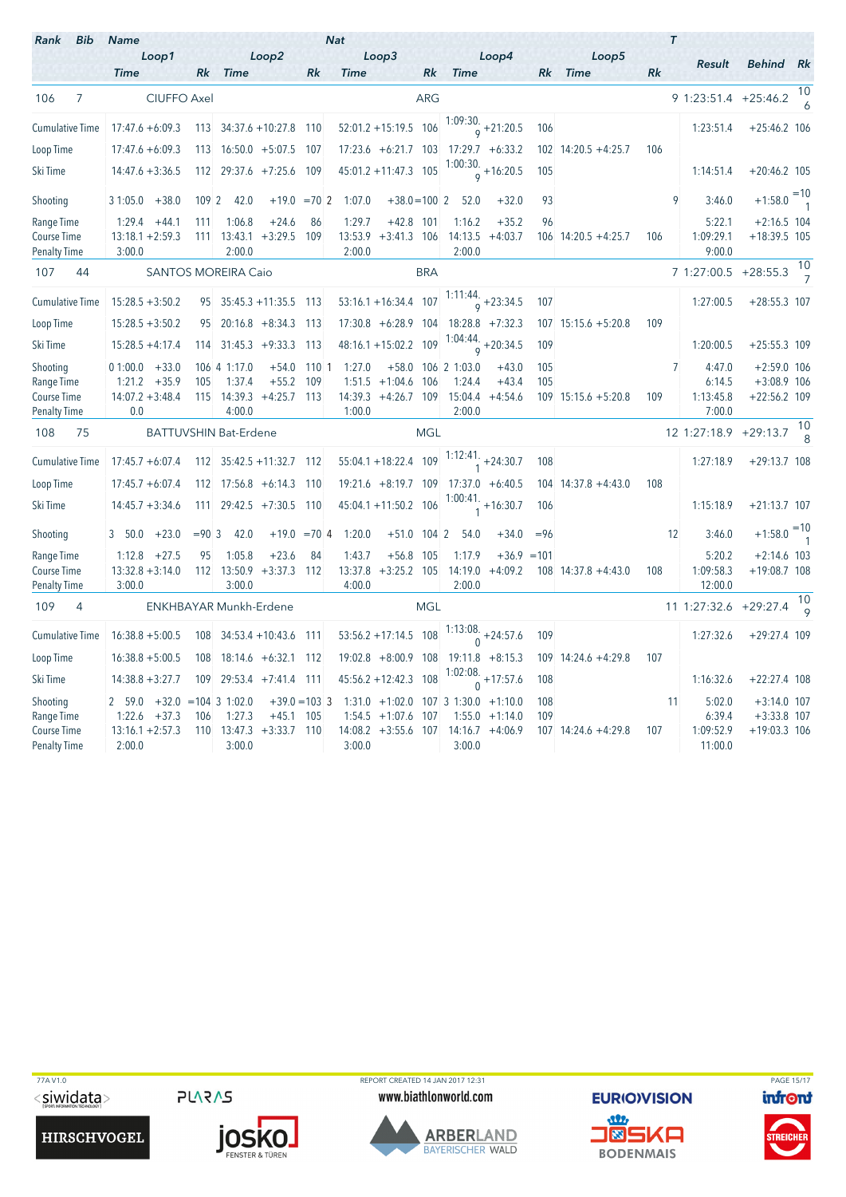| Rank | Bib | Name | | Nat | | | | | | | T | Result | Behind | Rk |
|---|---|---|---|---|---|---|---|---|---|---|---|---|---|---|
| | | Loop1 | | Loop2 | | Loop3 | | Loop4 | | Loop5 | | | | |
| | | Time | Rk | Time | Rk | Time | Rk | Time | Rk | Time | Rk | | | |
| 106 | 7 | CIUFFO Axel | | | | ARG | | | | | | 9 1:23:51.4 | +25:46.2 | 10 6 |
| Cumulative Time | | 17:47.6 +6:09.3 | 113 | 34:37.6 +10:27.8 | 110 | 52:01.2 +15:19.5 | 106 | 1:09:30.9 +21:20.5 | 106 | | | 1:23:51.4 | +25:46.2 | 106 |
| Loop Time | | 17:47.6 +6:09.3 | 113 | 16:50.0 +5:07.5 | 107 | 17:23.6 +6:21.7 | 103 | 17:29.7 +6:33.2 | 102 | 14:20.5 +4:25.7 | 106 | | | |
| Ski Time | | 14:47.6 +3:36.5 | 112 | 29:37.6 +7:25.6 | 109 | 45:01.2 +11:47.3 | 105 | 1:00:30.9 +16:20.5 | 105 | | | 1:14:51.4 | +20:46.2 | 105 |
| Shooting | | 3 1:05.0 +38.0 | 109 | 2 42.0 +19.0 | =70 | 2 1:07.0 +38.0 | =100 | 2 52.0 +32.0 | 93 | | 9 | 3:46.0 | +1:58.0 | =10 1 |
| Range Time | | 1:29.4 +44.1 | 111 | 1:06.8 +24.6 | 86 | 1:29.7 +42.8 | 101 | 1:16.2 +35.2 | 96 | | | 5:22.1 | +2:16.5 | 104 |
| Course Time | | 13:18.1 +2:59.3 | 111 | 13:43.1 +3:29.5 | 109 | 13:53.9 +3:41.3 | 106 | 14:13.5 +4:03.7 | 106 | 14:20.5 +4:25.7 | 106 | 1:09:29.1 | +18:39.5 | 105 |
| Penalty Time | | 3:00.0 | | 2:00.0 | | 2:00.0 | | 2:00.0 | | | | 9:00.0 | | |
| 107 | 44 | SANTOS MOREIRA Caio | | | | BRA | | | | | | 7 1:27:00.5 | +28:55.3 | 10 7 |
| Cumulative Time | | 15:28.5 +3:50.2 | 95 | 35:45.3 +11:35.5 | 113 | 53:16.1 +16:34.4 | 107 | 1:11:44.9 +23:34.5 | 107 | | | 1:27:00.5 | +28:55.3 | 107 |
| Loop Time | | 15:28.5 +3:50.2 | 95 | 20:16.8 +8:34.3 | 113 | 17:30.8 +6:28.9 | 104 | 18:28.8 +7:32.3 | 107 | 15:15.6 +5:20.8 | 109 | | | |
| Ski Time | | 15:28.5 +4:17.4 | 114 | 31:45.3 +9:33.3 | 113 | 48:16.1 +15:02.2 | 109 | 1:04:44.9 +20:34.5 | 109 | | | 1:20:00.5 | +25:55.3 | 109 |
| Shooting | | 0 1:00.0 +33.0 | 106 | 4 1:17.0 +54.0 | 110 | 1 1:27.0 +58.0 | 106 | 2 1:03.0 +43.0 | 105 | | 7 | 4:47.0 | +2:59.0 | 106 |
| Range Time | | 1:21.2 +35.9 | 105 | 1:37.4 +55.2 | 109 | 1:51.5 +1:04.6 | 106 | 1:24.4 +43.4 | 105 | | | 6:14.5 | +3:08.9 | 106 |
| Course Time | | 14:07.2 +3:48.4 | 115 | 14:39.3 +4:25.7 | 113 | 14:39.3 +4:26.7 | 109 | 15:04.4 +4:54.6 | 109 | 15:15.6 +5:20.8 | 109 | 1:13:45.8 | +22:56.2 | 109 |
| Penalty Time | | 0.0 | | 4:00.0 | | 1:00.0 | | 2:00.0 | | | | 7:00.0 | | |
| 108 | 75 | BATTUVSHIN Bat-Erdene | | | | MGL | | | | | | 12 1:27:18.9 | +29:13.7 | 10 8 |
| Cumulative Time | | 17:45.7 +6:07.4 | 112 | 35:42.5 +11:32.7 | 112 | 55:04.1 +18:22.4 | 109 | 1:12:41.1 +24:30.7 | 108 | | | 1:27:18.9 | +29:13.7 | 108 |
| Loop Time | | 17:45.7 +6:07.4 | 112 | 17:56.8 +6:14.3 | 110 | 19:21.6 +8:19.7 | 109 | 17:37.0 +6:40.5 | 104 | 14:37.8 +4:43.0 | 108 | | | |
| Ski Time | | 14:45.7 +3:34.6 | 111 | 29:42.5 +7:30.5 | 110 | 45:04.1 +11:50.2 | 106 | 1:00:41.1 +16:30.7 | 106 | | | 1:15:18.9 | +21:13.7 | 107 |
| Shooting | | 3 50.0 +23.0 | =90 | 3 42.0 +19.0 | =70 | 4 1:20.0 +51.0 | 104 | 2 54.0 +34.0 | =96 | | 12 | 3:46.0 | +1:58.0 | =10 1 |
| Range Time | | 1:12.8 +27.5 | 95 | 1:05.8 +23.6 | 84 | 1:43.7 +56.8 | 105 | 1:17.9 +36.9 | =101 | | | 5:20.2 | +2:14.6 | 103 |
| Course Time | | 13:32.8 +3:14.0 | 112 | 13:50.9 +3:37.3 | 112 | 13:37.8 +3:25.2 | 105 | 14:19.0 +4:09.2 | 108 | 14:37.8 +4:43.0 | 108 | 1:09:58.3 | +19:08.7 | 108 |
| Penalty Time | | 3:00.0 | | 3:00.0 | | 4:00.0 | | 2:00.0 | | | | 12:00.0 | | |
| 109 | 4 | ENKHBAYAR Munkh-Erdene | | | | MGL | | | | | | 11 1:27:32.6 | +29:27.4 | 10 9 |
| Cumulative Time | | 16:38.8 +5:00.5 | 108 | 34:53.4 +10:43.6 | 111 | 53:56.2 +17:14.5 | 108 | 1:13:08.0 +24:57.6 | 109 | | | 1:27:32.6 | +29:27.4 | 109 |
| Loop Time | | 16:38.8 +5:00.5 | 108 | 18:14.6 +6:32.1 | 112 | 19:02.8 +8:00.9 | 108 | 19:11.8 +8:15.3 | 109 | 14:24.6 +4:29.8 | 107 | | | |
| Ski Time | | 14:38.8 +3:27.7 | 109 | 29:53.4 +7:41.4 | 111 | 45:56.2 +12:42.3 | 108 | 1:02:08.0 +17:57.6 | 108 | | | 1:16:32.6 | +22:27.4 | 108 |
| Shooting | | 2 59.0 +32.0 | =104 | 3 1:02.0 +39.0 | =103 | 3 1:31.0 +1:02.0 | 107 | 3 1:30.0 +1:10.0 | 108 | | 11 | 5:02.0 | +3:14.0 | 107 |
| Range Time | | 1:22.6 +37.3 | 106 | 1:27.3 +45.1 | 105 | 1:54.5 +1:07.6 | 107 | 1:55.0 +1:14.0 | 109 | | | 6:39.4 | +3:33.8 | 107 |
| Course Time | | 13:16.1 +2:57.3 | 110 | 13:47.3 +3:33.7 | 110 | 14:08.2 +3:55.6 | 107 | 14:16.7 +4:06.9 | 107 | 14:24.6 +4:29.8 | 107 | 1:09:52.9 | +19:03.3 | 106 |
| Penalty Time | | 2:00.0 | | 3:00.0 | | 3:00.0 | | 3:00.0 | | | | 11:00.0 | | |

77A V1.0 REPORT CREATED 14 JAN 2017 12:31 www.biathlonworld.com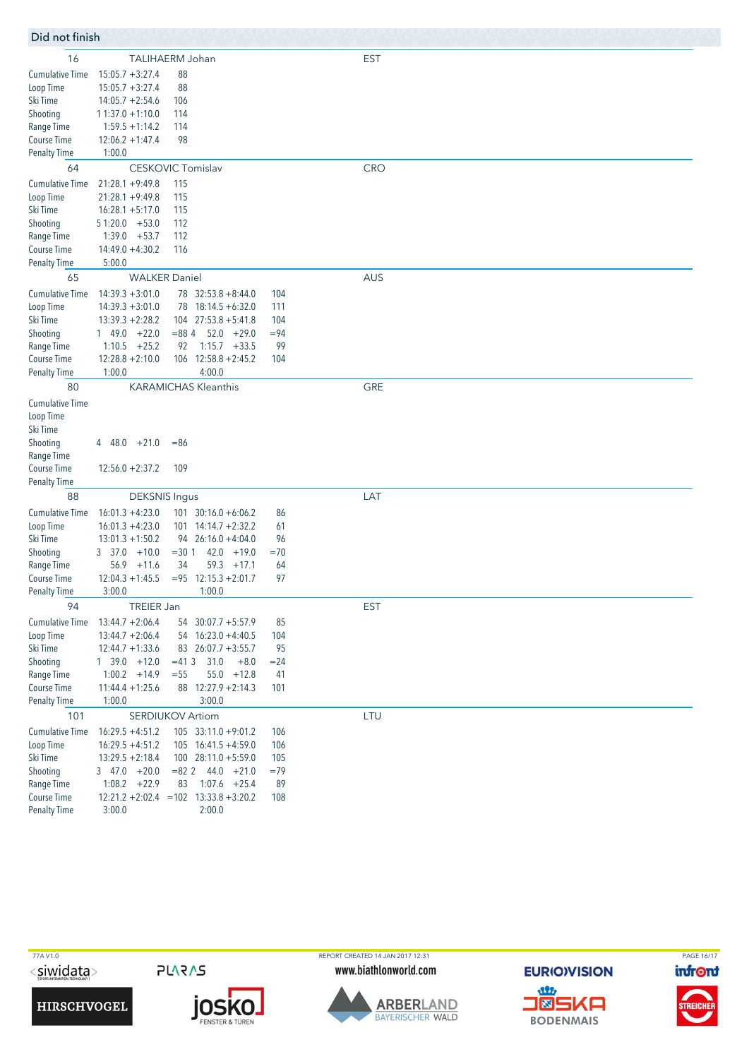## Did not finish

**16 TALIHAERM Johan — EST**

| | Loop 1 | Rank |
|---|---|---|
| Cumulative Time | 15:05.7 +3:27.4 | 88 |
| Loop Time | 15:05.7 +3:27.4 | 88 |
| Ski Time | 14:05.7 +2:54.6 | 106 |
| Shooting | 1 1:37.0 +1:10.0 | 114 |
| Range Time | 1:59.5 +1:14.2 | 114 |
| Course Time | 12:06.2 +1:47.4 | 98 |
| Penalty Time | 1:00.0 | |

**64 CESKOVIC Tomislav — CRO**

| | Loop 1 | Rank |
|---|---|---|
| Cumulative Time | 21:28.1 +9:49.8 | 115 |
| Loop Time | 21:28.1 +9:49.8 | 115 |
| Ski Time | 16:28.1 +5:17.0 | 115 |
| Shooting | 5 1:20.0 +53.0 | 112 |
| Range Time | 1:39.0 +53.7 | 112 |
| Course Time | 14:49.0 +4:30.2 | 116 |
| Penalty Time | 5:00.0 | |

**65 WALKER Daniel — AUS**

| | Loop 1 | Rank | Loop 2 | Rank |
|---|---|---|---|---|
| Cumulative Time | 14:39.3 +3:01.0 | 78 | 32:53.8 +8:44.0 | 104 |
| Loop Time | 14:39.3 +3:01.0 | 78 | 18:14.5 +6:32.0 | 111 |
| Ski Time | 13:39.3 +2:28.2 | 104 | 27:53.8 +5:41.8 | 104 |
| Shooting | 1 49.0 +22.0 | =88 | 4 52.0 +29.0 | =94 |
| Range Time | 1:10.5 +25.2 | 92 | 1:15.7 +33.5 | 99 |
| Course Time | 12:28.8 +2:10.0 | 106 | 12:58.8 +2:45.2 | 104 |
| Penalty Time | 1:00.0 | | 4:00.0 | |

**80 KARAMICHAS Kleanthis — GRE**

| | Loop 1 | Rank |
|---|---|---|
| Cumulative Time | | |
| Loop Time | | |
| Ski Time | | |
| Shooting | 4 48.0 +21.0 | =86 |
| Range Time | | |
| Course Time | 12:56.0 +2:37.2 | 109 |
| Penalty Time | | |

**88 DEKSNIS Ingus — LAT**

| | Loop 1 | Rank | Loop 2 | Rank |
|---|---|---|---|---|
| Cumulative Time | 16:01.3 +4:23.0 | 101 | 30:16.0 +6:06.2 | 86 |
| Loop Time | 16:01.3 +4:23.0 | 101 | 14:14.7 +2:32.2 | 61 |
| Ski Time | 13:01.3 +1:50.2 | 94 | 26:16.0 +4:04.0 | 96 |
| Shooting | 3 37.0 +10.0 | =30 | 1 42.0 +19.0 | =70 |
| Range Time | 56.9 +11.6 | 34 | 59.3 +17.1 | 64 |
| Course Time | 12:04.3 +1:45.5 | =95 | 12:15.3 +2:01.7 | 97 |
| Penalty Time | 3:00.0 | | 1:00.0 | |

**94 TREIER Jan — EST**

| | Loop 1 | Rank | Loop 2 | Rank |
|---|---|---|---|---|
| Cumulative Time | 13:44.7 +2:06.4 | 54 | 30:07.7 +5:57.9 | 85 |
| Loop Time | 13:44.7 +2:06.4 | 54 | 16:23.0 +4:40.5 | 104 |
| Ski Time | 12:44.7 +1:33.6 | 83 | 26:07.7 +3:55.7 | 95 |
| Shooting | 1 39.0 +12.0 | =41 | 3 31.0 +8.0 | =24 |
| Range Time | 1:00.2 +14.9 | =55 | 55.0 +12.8 | 41 |
| Course Time | 11:44.4 +1:25.6 | 88 | 12:27.9 +2:14.3 | 101 |
| Penalty Time | 1:00.0 | | 3:00.0 | |

**101 SERDIUKOV Artiom — LTU**

| | Loop 1 | Rank | Loop 2 | Rank |
|---|---|---|---|---|
| Cumulative Time | 16:29.5 +4:51.2 | 105 | 33:11.0 +9:01.2 | 106 |
| Loop Time | 16:29.5 +4:51.2 | 105 | 16:41.5 +4:59.0 | 106 |
| Ski Time | 13:29.5 +2:18.4 | 100 | 28:11.0 +5:59.0 | 105 |
| Shooting | 3 47.0 +20.0 | =82 | 2 44.0 +21.0 | =79 |
| Range Time | 1:08.2 +22.9 | 83 | 1:07.6 +25.4 | 89 |
| Course Time | 12:21.2 +2:02.4 | =102 | 13:33.8 +3:20.2 | 108 |
| Penalty Time | 3:00.0 | | 2:00.0 | |

77A V1.0 — REPORT CREATED 14 JAN 2017 12:31 — www.biathlonworld.com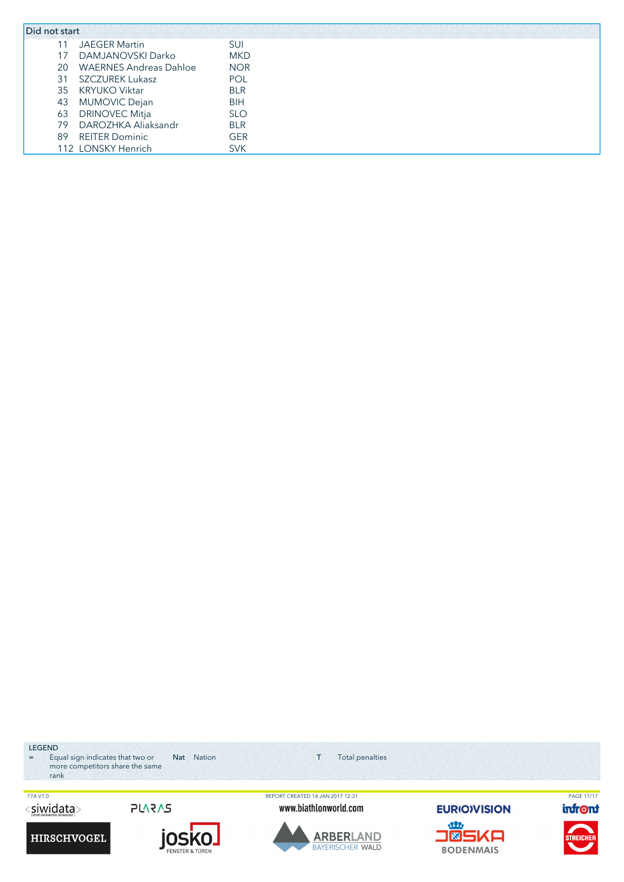## Did not start

| | | |
|---|---|---|
| 11 | JAEGER Martin | SUI |
| 17 | DAMJANOVSKI Darko | MKD |
| 20 | WAERNES Andreas Dahloe | NOR |
| 31 | SZCZUREK Lukasz | POL |
| 35 | KRYUKO Viktar | BLR |
| 43 | MUMOVIC Dejan | BIH |
| 63 | DRINOVEC Mitja | SLO |
| 79 | DAROZHKA Aliaksandr | BLR |
| 89 | REITER Dominic | GER |
| 112 | LONSKY Henrich | SVK |

LEGEND

| | | | | | |
|---|---|---|---|---|---|
| = | Equal sign indicates that two or more competitors share the same rank | Nat | Nation | T | Total penalties |

77A V1.0

REPORT CREATED 14 JAN 2017 12:31